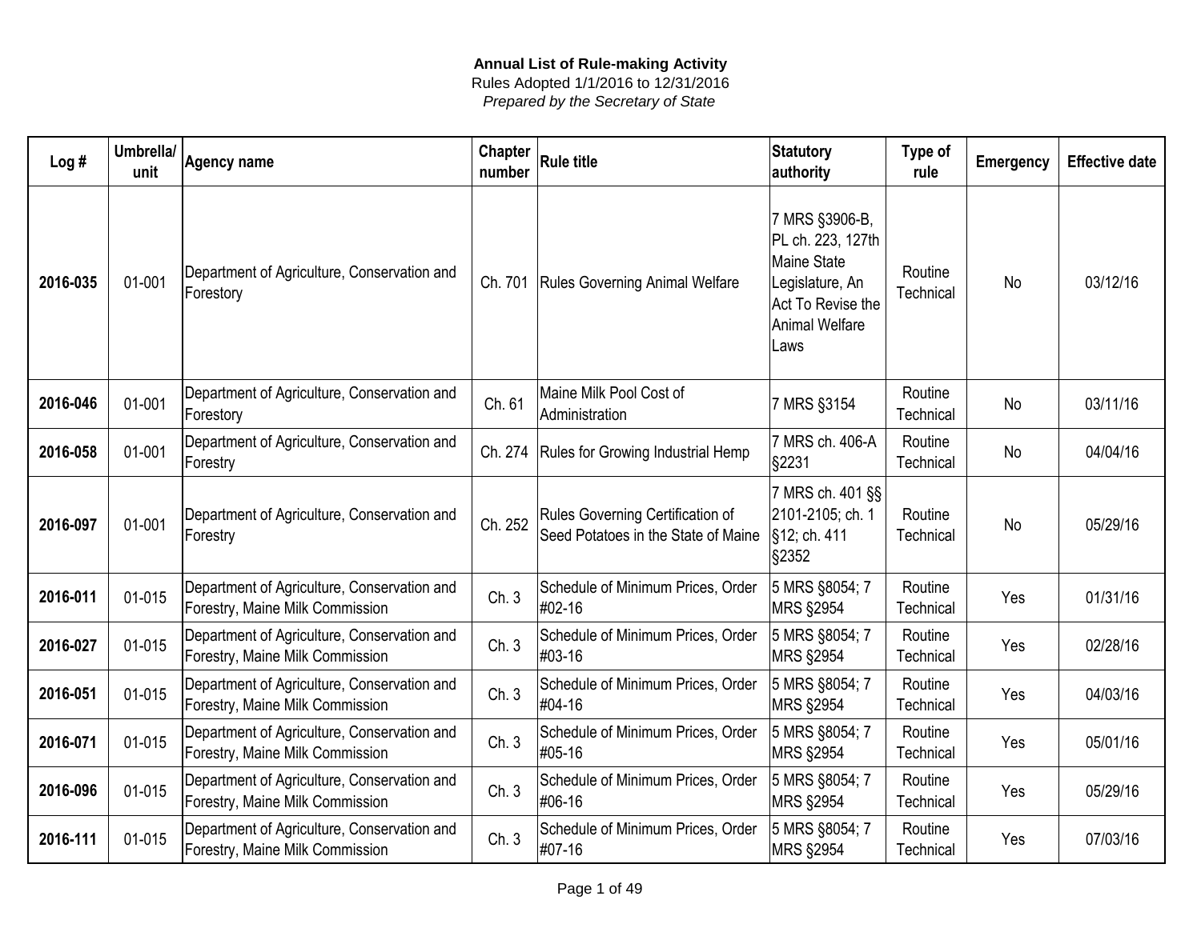**Annual List of Rule-making Activity**

Rules Adopted 1/1/2016 to 12/31/2016

*Prepared by the Secretary of State*

| Log # | Umbrella/ unit | Agency name | Chapter number | Rule title | Statutory authority | Type of rule | Emergency | Effective date |
|---|---|---|---|---|---|---|---|---|
| **2016-035** | 01-001 | Department of Agriculture, Conservation and Forestry | Ch. 701 | Rules Governing Animal Welfare | 7 MRS §3906-B, PL ch. 223, 127th Maine State Legislature, An Act To Revise the Animal Welfare Laws | Routine Technical | No | 03/12/16 |
| **2016-046** | 01-001 | Department of Agriculture, Conservation and Forestry | Ch. 61 | Maine Milk Pool Cost of Administration | 7 MRS §3154 | Routine Technical | No | 03/11/16 |
| **2016-058** | 01-001 | Department of Agriculture, Conservation and Forestry | Ch. 274 | Rules for Growing Industrial Hemp | 7 MRS ch. 406-A §2231 | Routine Technical | No | 04/04/16 |
| **2016-097** | 01-001 | Department of Agriculture, Conservation and Forestry | Ch. 252 | Rules Governing Certification of Seed Potatoes in the State of Maine | 7 MRS ch. 401 §§ 2101-2105; ch. 1 §12; ch. 411 §2352 | Routine Technical | No | 05/29/16 |
| **2016-011** | 01-015 | Department of Agriculture, Conservation and Forestry, Maine Milk Commission | Ch. 3 | Schedule of Minimum Prices, Order #02-16 | 5 MRS §8054; 7 MRS §2954 | Routine Technical | Yes | 01/31/16 |
| **2016-027** | 01-015 | Department of Agriculture, Conservation and Forestry, Maine Milk Commission | Ch. 3 | Schedule of Minimum Prices, Order #03-16 | 5 MRS §8054; 7 MRS §2954 | Routine Technical | Yes | 02/28/16 |
| **2016-051** | 01-015 | Department of Agriculture, Conservation and Forestry, Maine Milk Commission | Ch. 3 | Schedule of Minimum Prices, Order #04-16 | 5 MRS §8054; 7 MRS §2954 | Routine Technical | Yes | 04/03/16 |
| **2016-071** | 01-015 | Department of Agriculture, Conservation and Forestry, Maine Milk Commission | Ch. 3 | Schedule of Minimum Prices, Order #05-16 | 5 MRS §8054; 7 MRS §2954 | Routine Technical | Yes | 05/01/16 |
| **2016-096** | 01-015 | Department of Agriculture, Conservation and Forestry, Maine Milk Commission | Ch. 3 | Schedule of Minimum Prices, Order #06-16 | 5 MRS §8054; 7 MRS §2954 | Routine Technical | Yes | 05/29/16 |
| **2016-111** | 01-015 | Department of Agriculture, Conservation and Forestry, Maine Milk Commission | Ch. 3 | Schedule of Minimum Prices, Order #07-16 | 5 MRS §8054; 7 MRS §2954 | Routine Technical | Yes | 07/03/16 |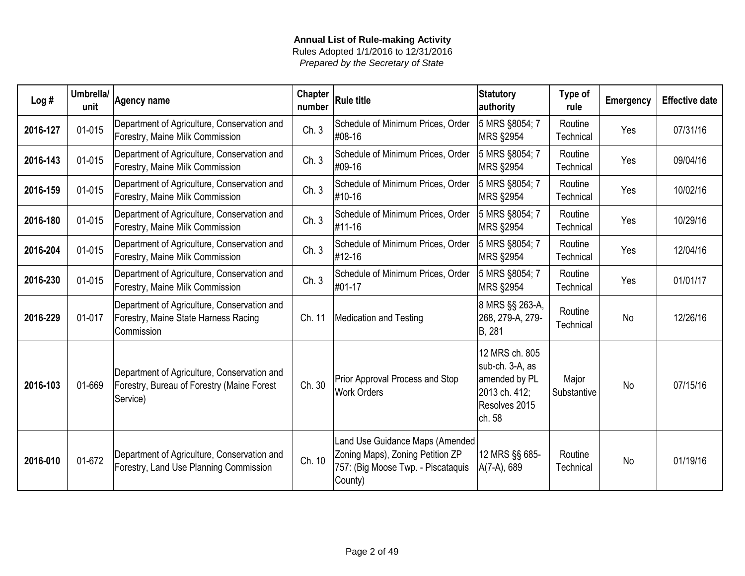**Annual List of Rule-making Activity**
Rules Adopted 1/1/2016 to 12/31/2016
*Prepared by the Secretary of State*

| Log # | Umbrella/ unit | Agency name | Chapter number | Rule title | Statutory authority | Type of rule | Emergency | Effective date |
|---|---|---|---|---|---|---|---|---|
| **2016-127** | 01-015 | Department of Agriculture, Conservation and Forestry, Maine Milk Commission | Ch. 3 | Schedule of Minimum Prices, Order #08-16 | 5 MRS §8054; 7 MRS §2954 | Routine Technical | Yes | 07/31/16 |
| **2016-143** | 01-015 | Department of Agriculture, Conservation and Forestry, Maine Milk Commission | Ch. 3 | Schedule of Minimum Prices, Order #09-16 | 5 MRS §8054; 7 MRS §2954 | Routine Technical | Yes | 09/04/16 |
| **2016-159** | 01-015 | Department of Agriculture, Conservation and Forestry, Maine Milk Commission | Ch. 3 | Schedule of Minimum Prices, Order #10-16 | 5 MRS §8054; 7 MRS §2954 | Routine Technical | Yes | 10/02/16 |
| **2016-180** | 01-015 | Department of Agriculture, Conservation and Forestry, Maine Milk Commission | Ch. 3 | Schedule of Minimum Prices, Order #11-16 | 5 MRS §8054; 7 MRS §2954 | Routine Technical | Yes | 10/29/16 |
| **2016-204** | 01-015 | Department of Agriculture, Conservation and Forestry, Maine Milk Commission | Ch. 3 | Schedule of Minimum Prices, Order #12-16 | 5 MRS §8054; 7 MRS §2954 | Routine Technical | Yes | 12/04/16 |
| **2016-230** | 01-015 | Department of Agriculture, Conservation and Forestry, Maine Milk Commission | Ch. 3 | Schedule of Minimum Prices, Order #01-17 | 5 MRS §8054; 7 MRS §2954 | Routine Technical | Yes | 01/01/17 |
| **2016-229** | 01-017 | Department of Agriculture, Conservation and Forestry, Maine State Harness Racing Commission | Ch. 11 | Medication and Testing | 8 MRS §§ 263-A, 268, 279-A, 279-B, 281 | Routine Technical | No | 12/26/16 |
| **2016-103** | 01-669 | Department of Agriculture, Conservation and Forestry, Bureau of Forestry (Maine Forest Service) | Ch. 30 | Prior Approval Process and Stop Work Orders | 12 MRS ch. 805 sub-ch. 3-A, as amended by PL 2013 ch. 412; Resolves 2015 ch. 58 | Major Substantive | No | 07/15/16 |
| **2016-010** | 01-672 | Department of Agriculture, Conservation and Forestry, Land Use Planning Commission | Ch. 10 | Land Use Guidance Maps (Amended Zoning Maps), Zoning Petition ZP 757: (Big Moose Twp. - Piscataquis County) | 12 MRS §§ 685-A(7-A), 689 | Routine Technical | No | 01/19/16 |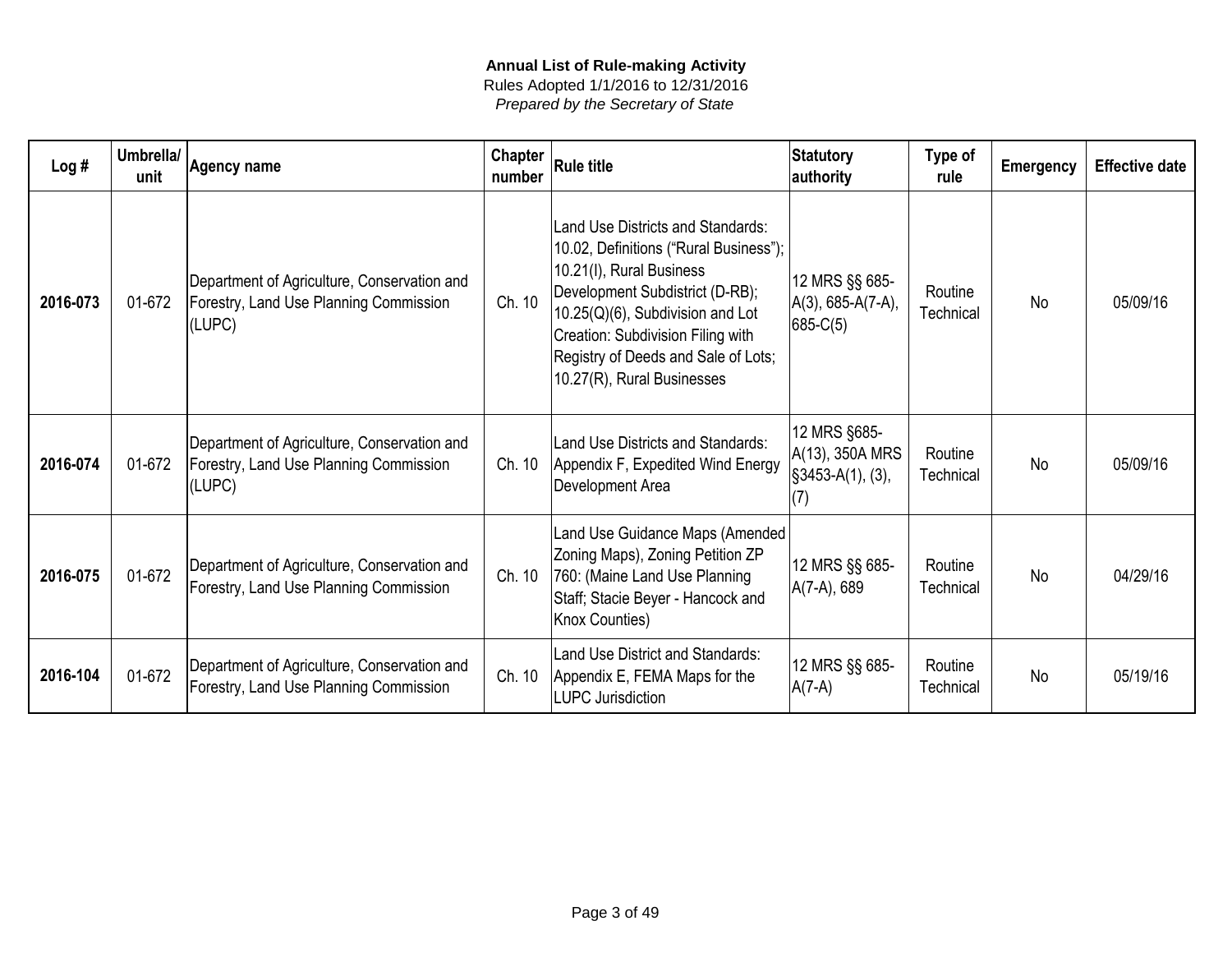**Annual List of Rule-making Activity**

Rules Adopted 1/1/2016 to 12/31/2016

*Prepared by the Secretary of State*

| Log # | Umbrella/ unit | Agency name | Chapter number | Rule title | Statutory authority | Type of rule | Emergency | Effective date |
|---|---|---|---|---|---|---|---|---|
| **2016-073** | 01-672 | Department of Agriculture, Conservation and Forestry, Land Use Planning Commission (LUPC) | Ch. 10 | Land Use Districts and Standards: 10.02, Definitions ("Rural Business"); 10.21(I), Rural Business Development Subdistrict (D-RB); 10.25(Q)(6), Subdivision and Lot Creation: Subdivision Filing with Registry of Deeds and Sale of Lots; 10.27(R), Rural Businesses | 12 MRS §§ 685-A(3), 685-A(7-A), 685-C(5) | Routine Technical | No | 05/09/16 |
| **2016-074** | 01-672 | Department of Agriculture, Conservation and Forestry, Land Use Planning Commission (LUPC) | Ch. 10 | Land Use Districts and Standards: Appendix F, Expedited Wind Energy Development Area | 12 MRS §685-A(13), 350A MRS §3453-A(1), (3), (7) | Routine Technical | No | 05/09/16 |
| **2016-075** | 01-672 | Department of Agriculture, Conservation and Forestry, Land Use Planning Commission | Ch. 10 | Land Use Guidance Maps (Amended Zoning Maps), Zoning Petition ZP 760: (Maine Land Use Planning Staff; Stacie Beyer - Hancock and Knox Counties) | 12 MRS §§ 685-A(7-A), 689 | Routine Technical | No | 04/29/16 |
| **2016-104** | 01-672 | Department of Agriculture, Conservation and Forestry, Land Use Planning Commission | Ch. 10 | Land Use District and Standards: Appendix E, FEMA Maps for the LUPC Jurisdiction | 12 MRS §§ 685-A(7-A) | Routine Technical | No | 05/19/16 |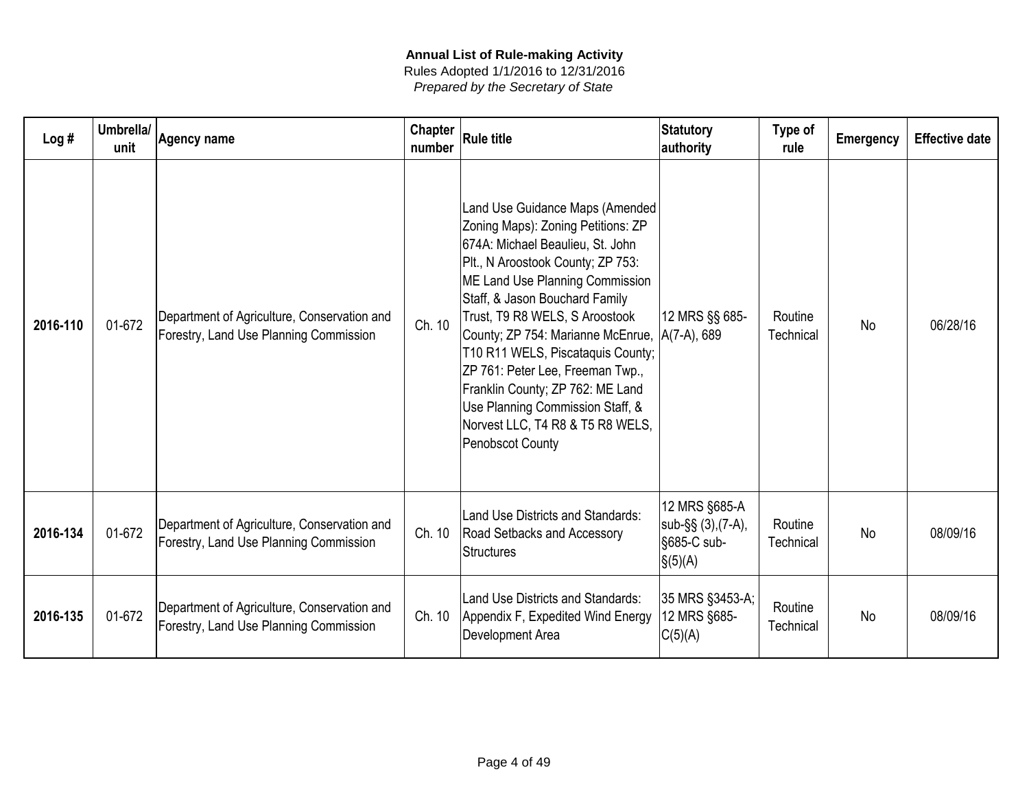**Annual List of Rule-making Activity**

Rules Adopted 1/1/2016 to 12/31/2016

*Prepared by the Secretary of State*

| Log # | Umbrella/ unit | Agency name | Chapter number | Rule title | Statutory authority | Type of rule | Emergency | Effective date |
|---|---|---|---|---|---|---|---|---|
| **2016-110** | 01-672 | Department of Agriculture, Conservation and Forestry, Land Use Planning Commission | Ch. 10 | Land Use Guidance Maps (Amended Zoning Maps): Zoning Petitions: ZP 674A: Michael Beaulieu, St. John Plt., N Aroostook County; ZP 753: ME Land Use Planning Commission Staff, & Jason Bouchard Family Trust, T9 R8 WELS, S Aroostook County; ZP 754: Marianne McEnrue, T10 R11 WELS, Piscataquis County; ZP 761: Peter Lee, Freeman Twp., Franklin County; ZP 762: ME Land Use Planning Commission Staff, & Norvest LLC, T4 R8 & T5 R8 WELS, Penobscot County | 12 MRS §§ 685-A(7-A), 689 | Routine Technical | No | 06/28/16 |
| **2016-134** | 01-672 | Department of Agriculture, Conservation and Forestry, Land Use Planning Commission | Ch. 10 | Land Use Districts and Standards: Road Setbacks and Accessory Structures | 12 MRS §685-A sub-§§ (3),(7-A), §685-C sub-§(5)(A) | Routine Technical | No | 08/09/16 |
| **2016-135** | 01-672 | Department of Agriculture, Conservation and Forestry, Land Use Planning Commission | Ch. 10 | Land Use Districts and Standards: Appendix F, Expedited Wind Energy Development Area | 35 MRS §3453-A; 12 MRS §685-C(5)(A) | Routine Technical | No | 08/09/16 |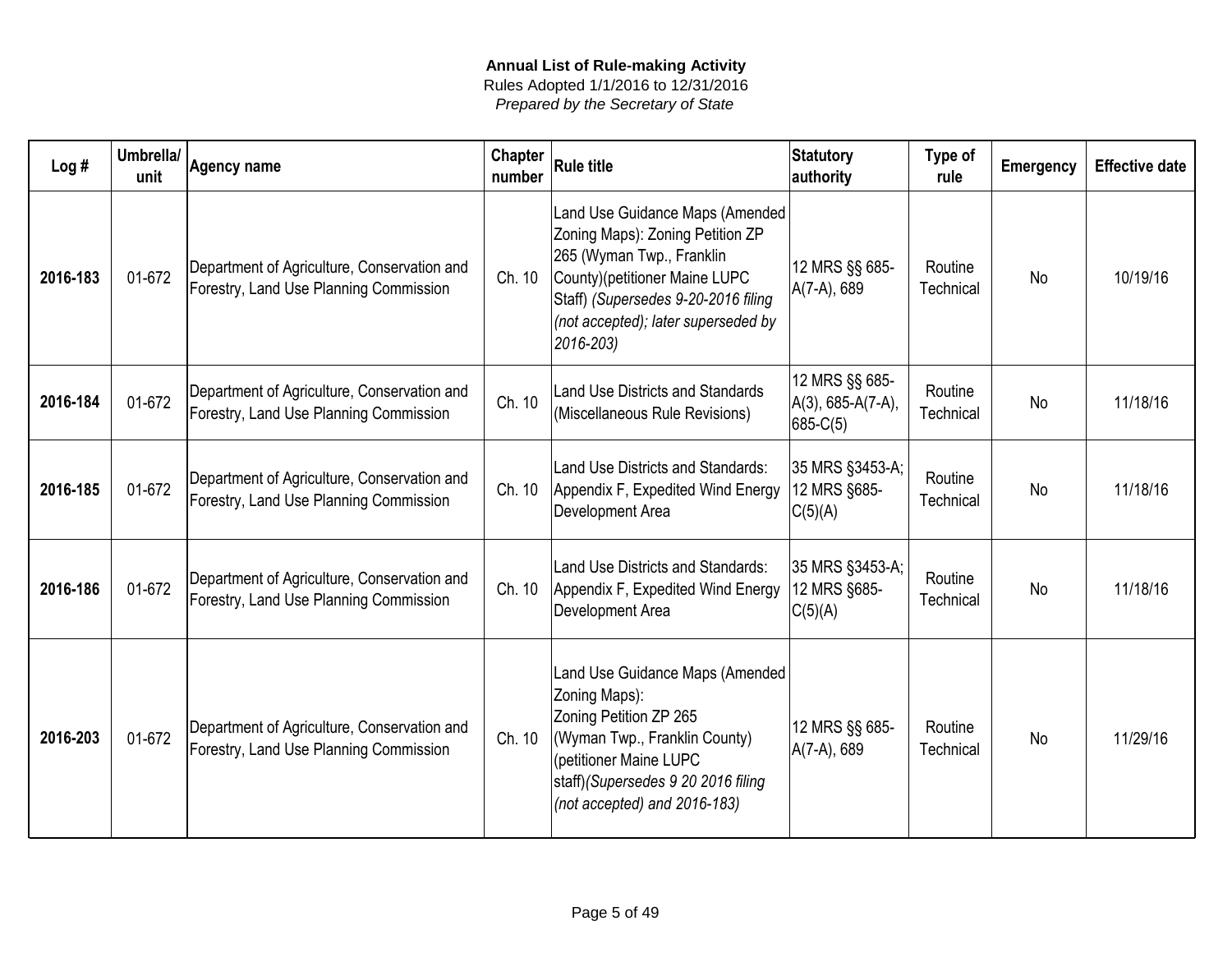**Annual List of Rule-making Activity**
Rules Adopted 1/1/2016 to 12/31/2016
*Prepared by the Secretary of State*

| Log # | Umbrella/ unit | Agency name | Chapter number | Rule title | Statutory authority | Type of rule | Emergency | Effective date |
|---|---|---|---|---|---|---|---|---|
| **2016-183** | 01-672 | Department of Agriculture, Conservation and Forestry, Land Use Planning Commission | Ch. 10 | Land Use Guidance Maps (Amended Zoning Maps): Zoning Petition ZP 265 (Wyman Twp., Franklin County)(petitioner Maine LUPC Staff) *(Supersedes 9-20-2016 filing (not accepted); later superseded by 2016-203)* | 12 MRS §§ 685-A(7-A), 689 | Routine Technical | No | 10/19/16 |
| **2016-184** | 01-672 | Department of Agriculture, Conservation and Forestry, Land Use Planning Commission | Ch. 10 | Land Use Districts and Standards (Miscellaneous Rule Revisions) | 12 MRS §§ 685-A(3), 685-A(7-A), 685-C(5) | Routine Technical | No | 11/18/16 |
| **2016-185** | 01-672 | Department of Agriculture, Conservation and Forestry, Land Use Planning Commission | Ch. 10 | Land Use Districts and Standards: Appendix F, Expedited Wind Energy Development Area | 35 MRS §3453-A; 12 MRS §685-C(5)(A) | Routine Technical | No | 11/18/16 |
| **2016-186** | 01-672 | Department of Agriculture, Conservation and Forestry, Land Use Planning Commission | Ch. 10 | Land Use Districts and Standards: Appendix F, Expedited Wind Energy Development Area | 35 MRS §3453-A; 12 MRS §685-C(5)(A) | Routine Technical | No | 11/18/16 |
| **2016-203** | 01-672 | Department of Agriculture, Conservation and Forestry, Land Use Planning Commission | Ch. 10 | Land Use Guidance Maps (Amended Zoning Maps): Zoning Petition ZP 265 (Wyman Twp., Franklin County) (petitioner Maine LUPC staff)*(Supersedes 9 20 2016 filing (not accepted) and 2016-183)* | 12 MRS §§ 685-A(7-A), 689 | Routine Technical | No | 11/29/16 |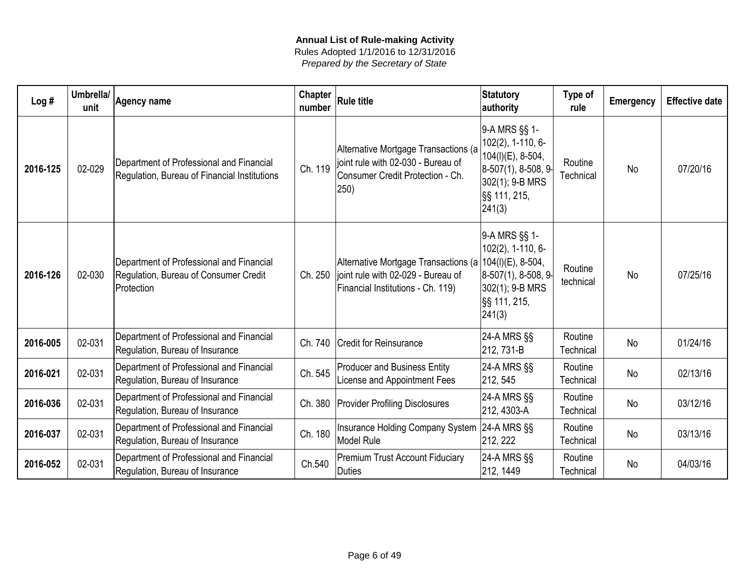**Annual List of Rule-making Activity**

Rules Adopted 1/1/2016 to 12/31/2016

*Prepared by the Secretary of State*

| Log # | Umbrella/ unit | Agency name | Chapter number | Rule title | Statutory authority | Type of rule | Emergency | Effective date |
|---|---|---|---|---|---|---|---|---|
| **2016-125** | 02-029 | Department of Professional and Financial Regulation, Bureau of Financial Institutions | Ch. 119 | Alternative Mortgage Transactions (a joint rule with 02-030 - Bureau of Consumer Credit Protection - Ch. 250) | 9-A MRS §§ 1-102(2), 1-110, 6-104(l)(E), 8-504, 8-507(1), 8-508, 9-302(1); 9-B MRS §§ 111, 215, 241(3) | Routine Technical | No | 07/20/16 |
| **2016-126** | 02-030 | Department of Professional and Financial Regulation, Bureau of Consumer Credit Protection | Ch. 250 | Alternative Mortgage Transactions (a joint rule with 02-029 - Bureau of Financial Institutions - Ch. 119) | 9-A MRS §§ 1-102(2), 1-110, 6-104(l)(E), 8-504, 8-507(1), 8-508, 9-302(1); 9-B MRS §§ 111, 215, 241(3) | Routine technical | No | 07/25/16 |
| **2016-005** | 02-031 | Department of Professional and Financial Regulation, Bureau of Insurance | Ch. 740 | Credit for Reinsurance | 24-A MRS §§ 212, 731-B | Routine Technical | No | 01/24/16 |
| **2016-021** | 02-031 | Department of Professional and Financial Regulation, Bureau of Insurance | Ch. 545 | Producer and Business Entity License and Appointment Fees | 24-A MRS §§ 212, 545 | Routine Technical | No | 02/13/16 |
| **2016-036** | 02-031 | Department of Professional and Financial Regulation, Bureau of Insurance | Ch. 380 | Provider Profiling Disclosures | 24-A MRS §§ 212, 4303-A | Routine Technical | No | 03/12/16 |
| **2016-037** | 02-031 | Department of Professional and Financial Regulation, Bureau of Insurance | Ch. 180 | Insurance Holding Company System Model Rule | 24-A MRS §§ 212, 222 | Routine Technical | No | 03/13/16 |
| **2016-052** | 02-031 | Department of Professional and Financial Regulation, Bureau of Insurance | Ch.540 | Premium Trust Account Fiduciary Duties | 24-A MRS §§ 212, 1449 | Routine Technical | No | 04/03/16 |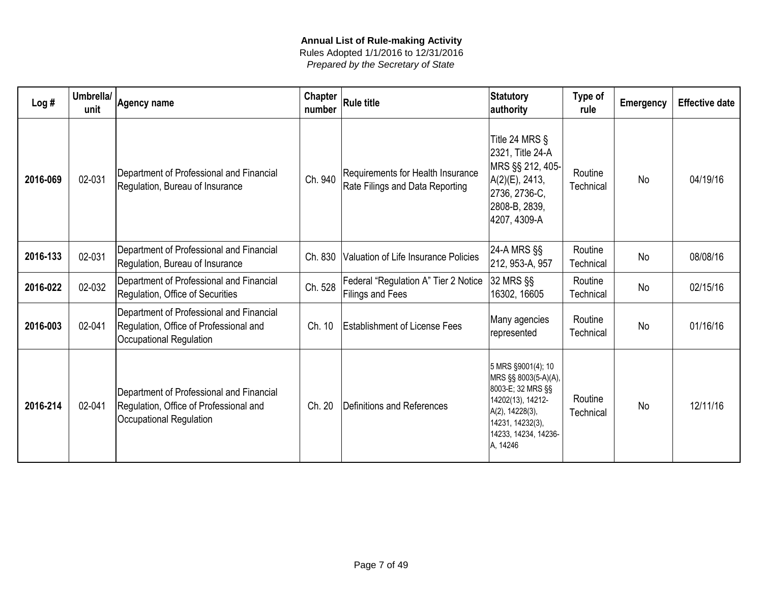**Annual List of Rule-making Activity**

Rules Adopted 1/1/2016 to 12/31/2016

*Prepared by the Secretary of State*

| Log # | Umbrella/ unit | Agency name | Chapter number | Rule title | Statutory authority | Type of rule | Emergency | Effective date |
|---|---|---|---|---|---|---|---|---|
| **2016-069** | 02-031 | Department of Professional and Financial Regulation, Bureau of Insurance | Ch. 940 | Requirements for Health Insurance Rate Filings and Data Reporting | Title 24 MRS § 2321, Title 24-A MRS §§ 212, 405-A(2)(E), 2413, 2736, 2736-C, 2808-B, 2839, 4207, 4309-A | Routine Technical | No | 04/19/16 |
| **2016-133** | 02-031 | Department of Professional and Financial Regulation, Bureau of Insurance | Ch. 830 | Valuation of Life Insurance Policies | 24-A MRS §§ 212, 953-A, 957 | Routine Technical | No | 08/08/16 |
| **2016-022** | 02-032 | Department of Professional and Financial Regulation, Office of Securities | Ch. 528 | Federal "Regulation A" Tier 2 Notice Filings and Fees | 32 MRS §§ 16302, 16605 | Routine Technical | No | 02/15/16 |
| **2016-003** | 02-041 | Department of Professional and Financial Regulation, Office of Professional and Occupational Regulation | Ch. 10 | Establishment of License Fees | Many agencies represented | Routine Technical | No | 01/16/16 |
| **2016-214** | 02-041 | Department of Professional and Financial Regulation, Office of Professional and Occupational Regulation | Ch. 20 | Definitions and References | 5 MRS §9001(4); 10 MRS §§ 8003(5-A)(A), 8003-E; 32 MRS §§ 14202(13), 14212-A(2), 14228(3), 14231, 14232(3), 14233, 14234, 14236-A, 14246 | Routine Technical | No | 12/11/16 |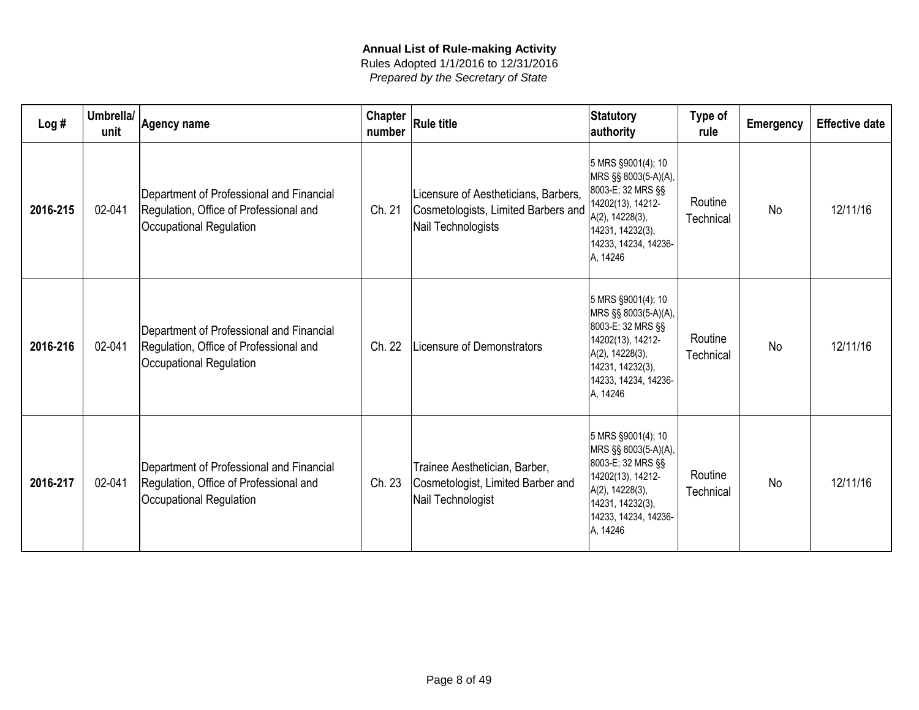**Annual List of Rule-making Activity**
Rules Adopted 1/1/2016 to 12/31/2016
*Prepared by the Secretary of State*

| Log # | Umbrella/ unit | Agency name | Chapter number | Rule title | Statutory authority | Type of rule | Emergency | Effective date |
|---|---|---|---|---|---|---|---|---|
| **2016-215** | 02-041 | Department of Professional and Financial Regulation, Office of Professional and Occupational Regulation | Ch. 21 | Licensure of Aestheticians, Barbers, Cosmetologists, Limited Barbers and Nail Technologists | 5 MRS §9001(4); 10 MRS §§ 8003(5-A)(A), 8003-E; 32 MRS §§ 14202(13), 14212-A(2), 14228(3), 14231, 14232(3), 14233, 14234, 14236-A, 14246 | Routine Technical | No | 12/11/16 |
| **2016-216** | 02-041 | Department of Professional and Financial Regulation, Office of Professional and Occupational Regulation | Ch. 22 | Licensure of Demonstrators | 5 MRS §9001(4); 10 MRS §§ 8003(5-A)(A), 8003-E; 32 MRS §§ 14202(13), 14212-A(2), 14228(3), 14231, 14232(3), 14233, 14234, 14236-A, 14246 | Routine Technical | No | 12/11/16 |
| **2016-217** | 02-041 | Department of Professional and Financial Regulation, Office of Professional and Occupational Regulation | Ch. 23 | Trainee Aesthetician, Barber, Cosmetologist, Limited Barber and Nail Technologist | 5 MRS §9001(4); 10 MRS §§ 8003(5-A)(A), 8003-E; 32 MRS §§ 14202(13), 14212-A(2), 14228(3), 14231, 14232(3), 14233, 14234, 14236-A, 14246 | Routine Technical | No | 12/11/16 |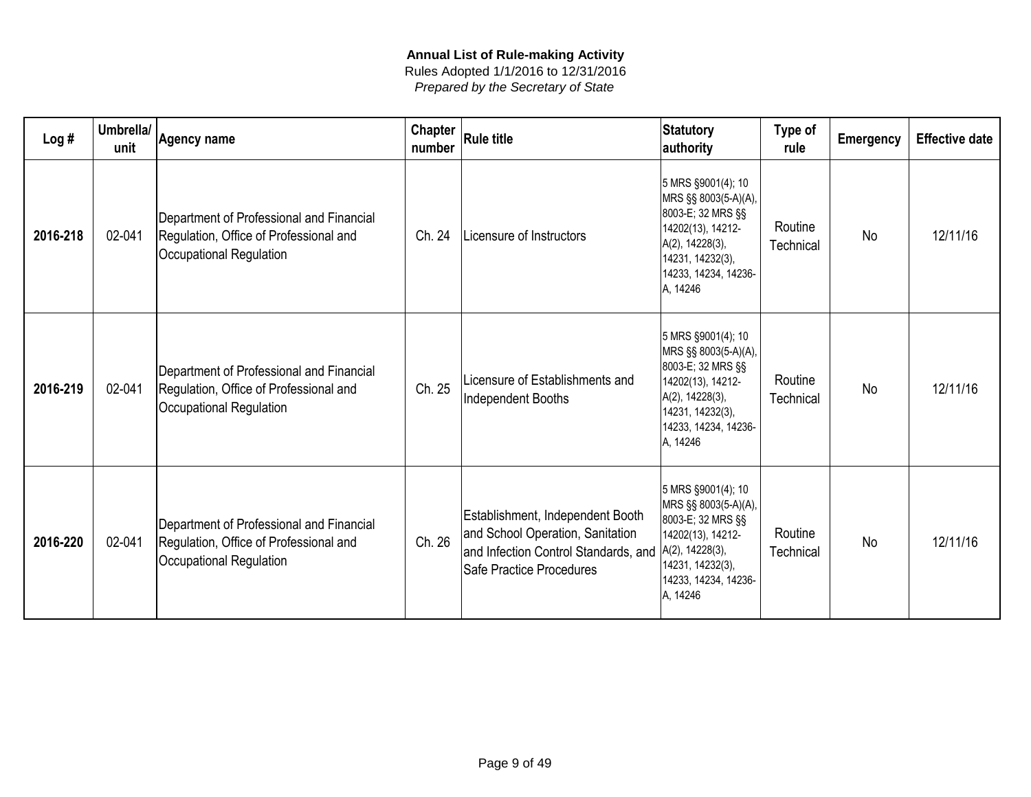**Annual List of Rule-making Activity**

Rules Adopted 1/1/2016 to 12/31/2016

*Prepared by the Secretary of State*

| Log # | Umbrella/ unit | Agency name | Chapter number | Rule title | Statutory authority | Type of rule | Emergency | Effective date |
|---|---|---|---|---|---|---|---|---|
| **2016-218** | 02-041 | Department of Professional and Financial Regulation, Office of Professional and Occupational Regulation | Ch. 24 | Licensure of Instructors | 5 MRS §9001(4); 10 MRS §§ 8003(5-A)(A), 8003-E; 32 MRS §§ 14202(13), 14212-A(2), 14228(3), 14231, 14232(3), 14233, 14234, 14236-A, 14246 | Routine Technical | No | 12/11/16 |
| **2016-219** | 02-041 | Department of Professional and Financial Regulation, Office of Professional and Occupational Regulation | Ch. 25 | Licensure of Establishments and Independent Booths | 5 MRS §9001(4); 10 MRS §§ 8003(5-A)(A), 8003-E; 32 MRS §§ 14202(13), 14212-A(2), 14228(3), 14231, 14232(3), 14233, 14234, 14236-A, 14246 | Routine Technical | No | 12/11/16 |
| **2016-220** | 02-041 | Department of Professional and Financial Regulation, Office of Professional and Occupational Regulation | Ch. 26 | Establishment, Independent Booth and School Operation, Sanitation and Infection Control Standards, and Safe Practice Procedures | 5 MRS §9001(4); 10 MRS §§ 8003(5-A)(A), 8003-E; 32 MRS §§ 14202(13), 14212-A(2), 14228(3), 14231, 14232(3), 14233, 14234, 14236-A, 14246 | Routine Technical | No | 12/11/16 |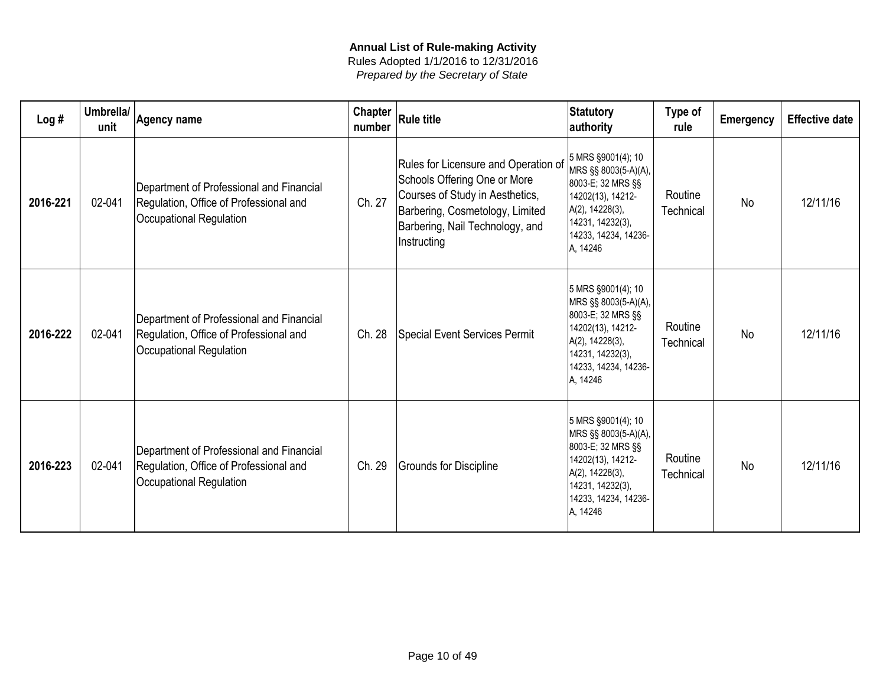**Annual List of Rule-making Activity**
Rules Adopted 1/1/2016 to 12/31/2016
*Prepared by the Secretary of State*

| Log # | Umbrella/ unit | Agency name | Chapter number | Rule title | Statutory authority | Type of rule | Emergency | Effective date |
|---|---|---|---|---|---|---|---|---|
| **2016-221** | 02-041 | Department of Professional and Financial Regulation, Office of Professional and Occupational Regulation | Ch. 27 | Rules for Licensure and Operation of Schools Offering One or More Courses of Study in Aesthetics, Barbering, Cosmetology, Limited Barbering, Nail Technology, and Instructing | 5 MRS §9001(4); 10 MRS §§ 8003(5-A)(A), 8003-E; 32 MRS §§ 14202(13), 14212-A(2), 14228(3), 14231, 14232(3), 14233, 14234, 14236-A, 14246 | Routine Technical | No | 12/11/16 |
| **2016-222** | 02-041 | Department of Professional and Financial Regulation, Office of Professional and Occupational Regulation | Ch. 28 | Special Event Services Permit | 5 MRS §9001(4); 10 MRS §§ 8003(5-A)(A), 8003-E; 32 MRS §§ 14202(13), 14212-A(2), 14228(3), 14231, 14232(3), 14233, 14234, 14236-A, 14246 | Routine Technical | No | 12/11/16 |
| **2016-223** | 02-041 | Department of Professional and Financial Regulation, Office of Professional and Occupational Regulation | Ch. 29 | Grounds for Discipline | 5 MRS §9001(4); 10 MRS §§ 8003(5-A)(A), 8003-E; 32 MRS §§ 14202(13), 14212-A(2), 14228(3), 14231, 14232(3), 14233, 14234, 14236-A, 14246 | Routine Technical | No | 12/11/16 |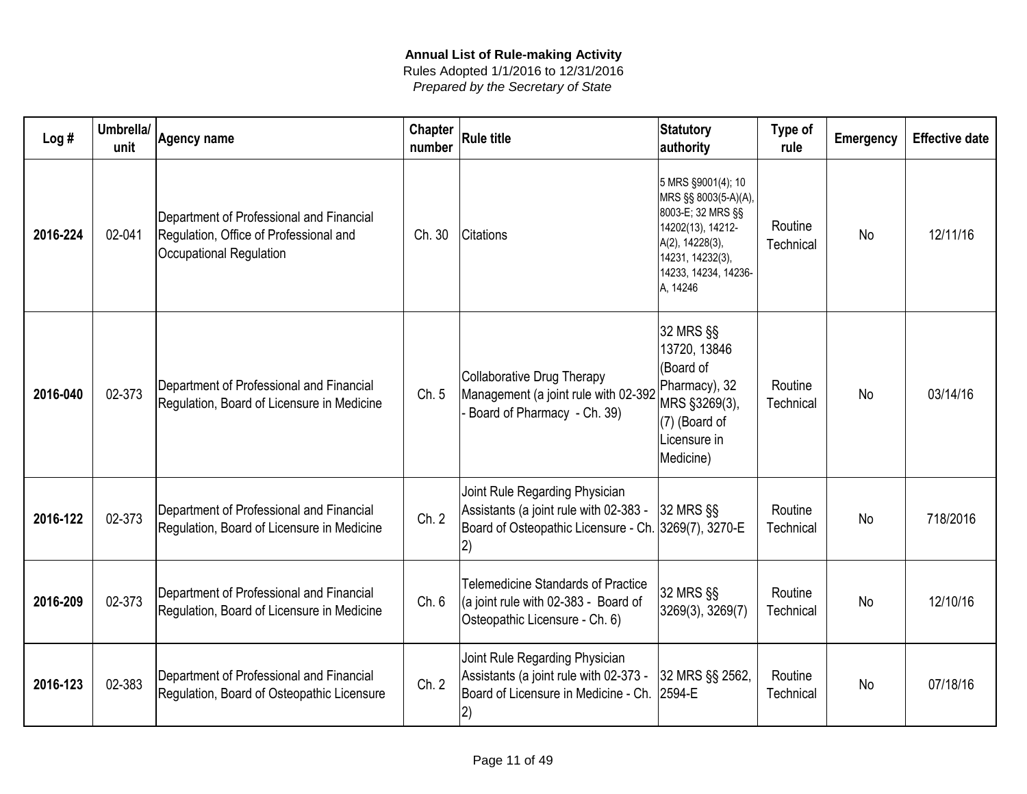**Annual List of Rule-making Activity**
Rules Adopted 1/1/2016 to 12/31/2016
*Prepared by the Secretary of State*

| Log # | Umbrella/ unit | Agency name | Chapter number | Rule title | Statutory authority | Type of rule | Emergency | Effective date |
|---|---|---|---|---|---|---|---|---|
| **2016-224** | 02-041 | Department of Professional and Financial Regulation, Office of Professional and Occupational Regulation | Ch. 30 | Citations | 5 MRS §9001(4); 10 MRS §§ 8003(5-A)(A), 8003-E; 32 MRS §§ 14202(13), 14212-A(2), 14228(3), 14231, 14232(3), 14233, 14234, 14236-A, 14246 | Routine Technical | No | 12/11/16 |
| **2016-040** | 02-373 | Department of Professional and Financial Regulation, Board of Licensure in Medicine | Ch. 5 | Collaborative Drug Therapy Management (a joint rule with 02-392 - Board of Pharmacy - Ch. 39) | 32 MRS §§ 13720, 13846 (Board of Pharmacy), 32 MRS §3269(3), (7) (Board of Licensure in Medicine) | Routine Technical | No | 03/14/16 |
| **2016-122** | 02-373 | Department of Professional and Financial Regulation, Board of Licensure in Medicine | Ch. 2 | Joint Rule Regarding Physician Assistants (a joint rule with 02-383 - Board of Osteopathic Licensure - Ch. 2) | 32 MRS §§ 3269(7), 3270-E | Routine Technical | No | 718/2016 |
| **2016-209** | 02-373 | Department of Professional and Financial Regulation, Board of Licensure in Medicine | Ch. 6 | Telemedicine Standards of Practice (a joint rule with 02-383 - Board of Osteopathic Licensure - Ch. 6) | 32 MRS §§ 3269(3), 3269(7) | Routine Technical | No | 12/10/16 |
| **2016-123** | 02-383 | Department of Professional and Financial Regulation, Board of Osteopathic Licensure | Ch. 2 | Joint Rule Regarding Physician Assistants (a joint rule with 02-373 - Board of Licensure in Medicine - Ch. 2) | 32 MRS §§ 2562, 2594-E | Routine Technical | No | 07/18/16 |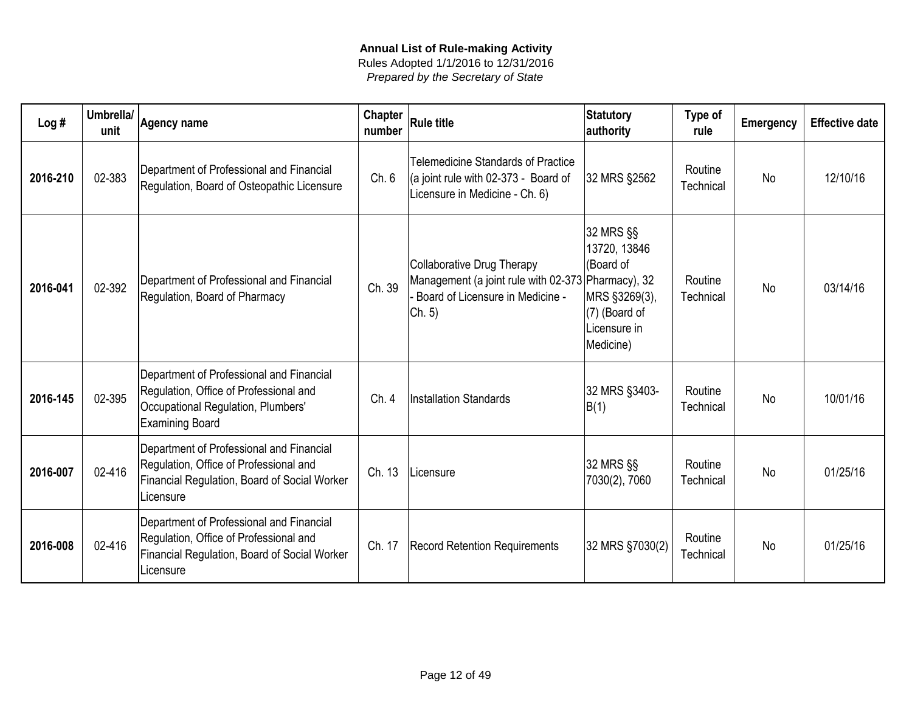**Annual List of Rule-making Activity**

Rules Adopted 1/1/2016 to 12/31/2016

*Prepared by the Secretary of State*

| Log # | Umbrella/ unit | Agency name | Chapter number | Rule title | Statutory authority | Type of rule | Emergency | Effective date |
|---|---|---|---|---|---|---|---|---|
| **2016-210** | 02-383 | Department of Professional and Financial Regulation, Board of Osteopathic Licensure | Ch. 6 | Telemedicine Standards of Practice (a joint rule with 02-373 - Board of Licensure in Medicine - Ch. 6) | 32 MRS §2562 | Routine Technical | No | 12/10/16 |
| **2016-041** | 02-392 | Department of Professional and Financial Regulation, Board of Pharmacy | Ch. 39 | Collaborative Drug Therapy Management (a joint rule with 02-373 - Board of Licensure in Medicine - Ch. 5) | 32 MRS §§ 13720, 13846 (Board of Pharmacy), 32 MRS §3269(3), (7) (Board of Licensure in Medicine) | Routine Technical | No | 03/14/16 |
| **2016-145** | 02-395 | Department of Professional and Financial Regulation, Office of Professional and Occupational Regulation, Plumbers' Examining Board | Ch. 4 | Installation Standards | 32 MRS §3403-B(1) | Routine Technical | No | 10/01/16 |
| **2016-007** | 02-416 | Department of Professional and Financial Regulation, Office of Professional and Financial Regulation, Board of Social Worker Licensure | Ch. 13 | Licensure | 32 MRS §§ 7030(2), 7060 | Routine Technical | No | 01/25/16 |
| **2016-008** | 02-416 | Department of Professional and Financial Regulation, Office of Professional and Financial Regulation, Board of Social Worker Licensure | Ch. 17 | Record Retention Requirements | 32 MRS §7030(2) | Routine Technical | No | 01/25/16 |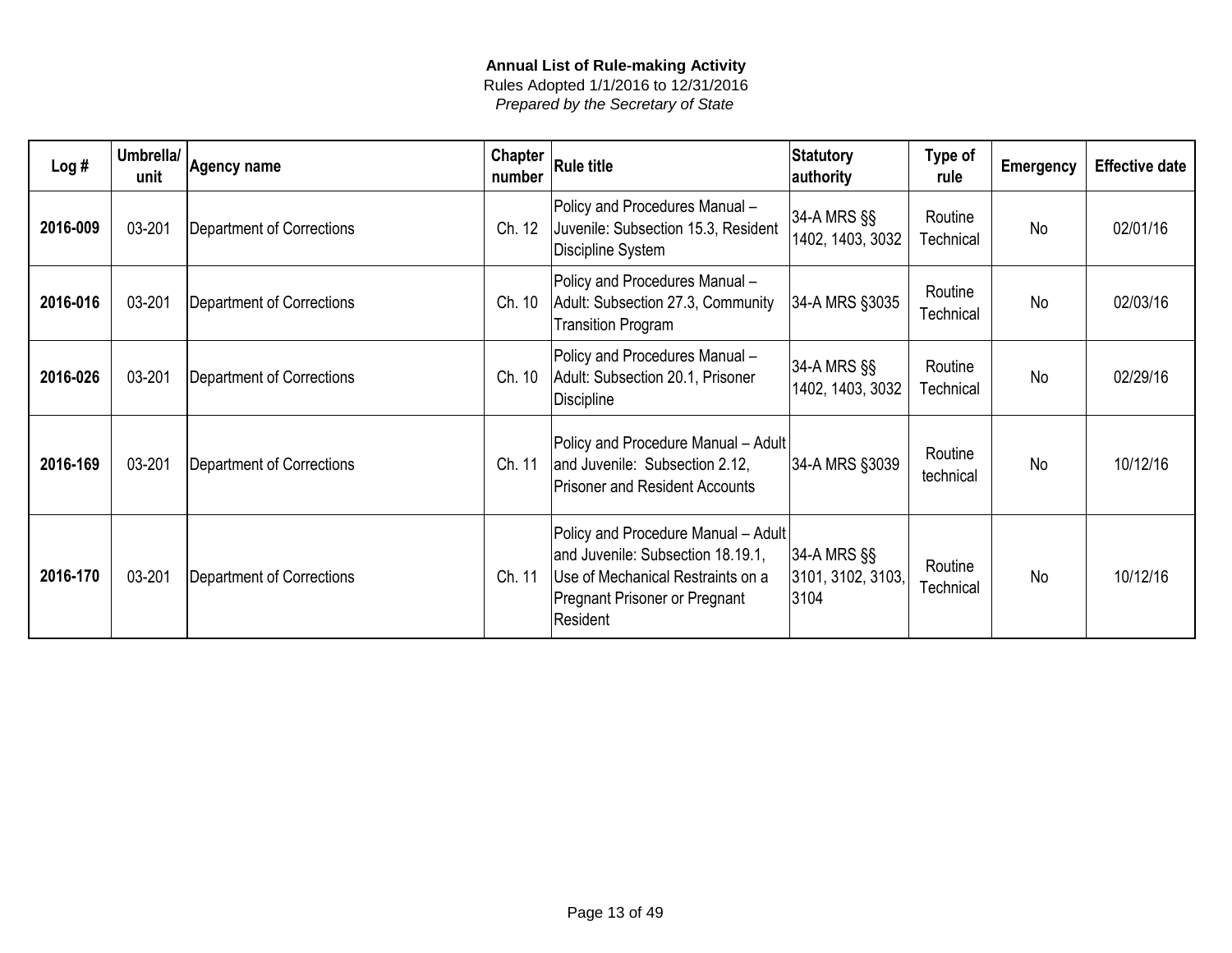**Annual List of Rule-making Activity**

Rules Adopted 1/1/2016 to 12/31/2016

*Prepared by the Secretary of State*

| Log # | Umbrella/ unit | Agency name | Chapter number | Rule title | Statutory authority | Type of rule | Emergency | Effective date |
|---|---|---|---|---|---|---|---|---|
| **2016-009** | 03-201 | Department of Corrections | Ch. 12 | Policy and Procedures Manual – Juvenile: Subsection 15.3, Resident Discipline System | 34-A MRS §§ 1402, 1403, 3032 | Routine Technical | No | 02/01/16 |
| **2016-016** | 03-201 | Department of Corrections | Ch. 10 | Policy and Procedures Manual – Adult: Subsection 27.3, Community Transition Program | 34-A MRS §3035 | Routine Technical | No | 02/03/16 |
| **2016-026** | 03-201 | Department of Corrections | Ch. 10 | Policy and Procedures Manual – Adult: Subsection 20.1, Prisoner Discipline | 34-A MRS §§ 1402, 1403, 3032 | Routine Technical | No | 02/29/16 |
| **2016-169** | 03-201 | Department of Corrections | Ch. 11 | Policy and Procedure Manual – Adult and Juvenile: Subsection 2.12, Prisoner and Resident Accounts | 34-A MRS §3039 | Routine technical | No | 10/12/16 |
| **2016-170** | 03-201 | Department of Corrections | Ch. 11 | Policy and Procedure Manual – Adult and Juvenile: Subsection 18.19.1, Use of Mechanical Restraints on a Pregnant Prisoner or Pregnant Resident | 34-A MRS §§ 3101, 3102, 3103, 3104 | Routine Technical | No | 10/12/16 |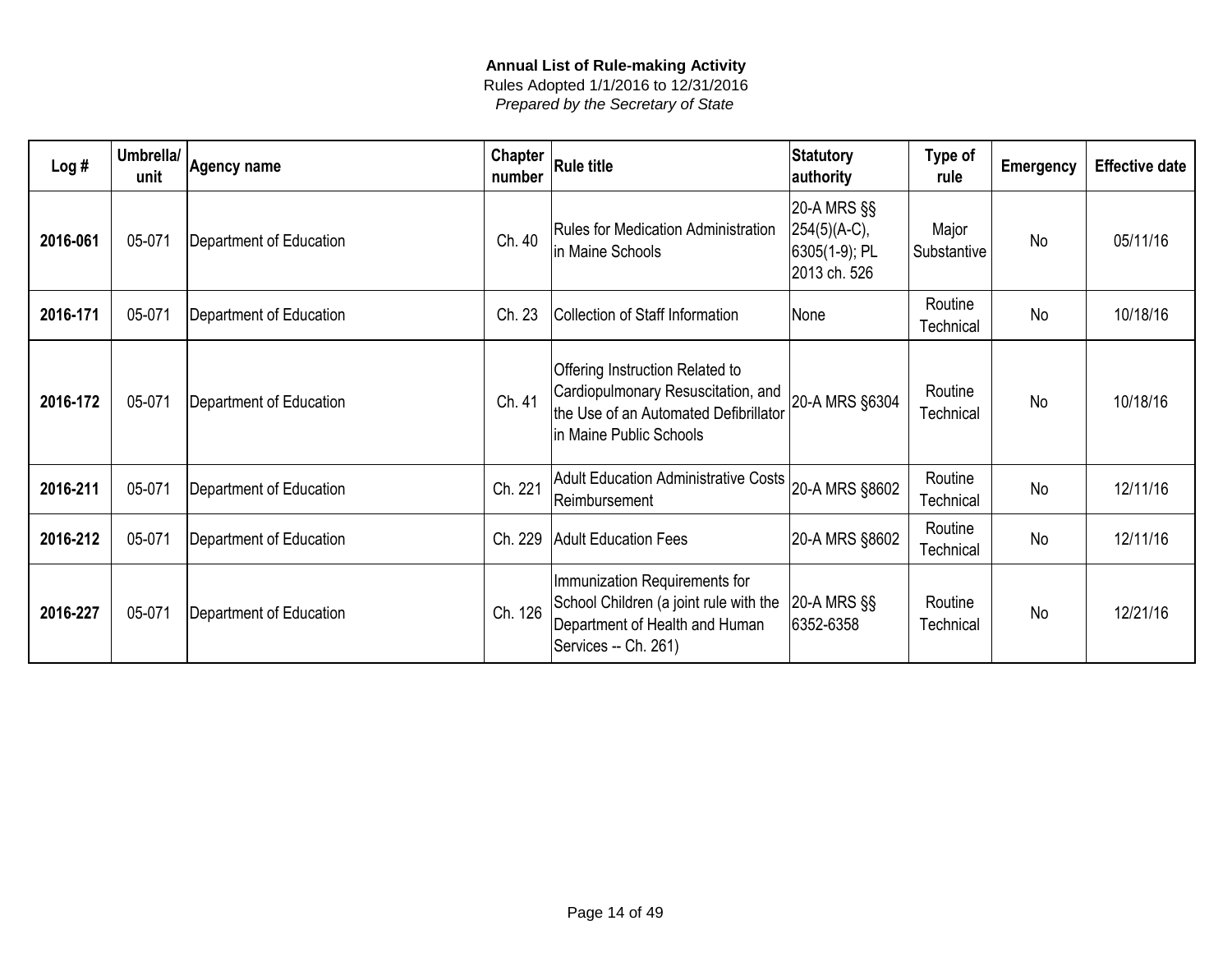**Annual List of Rule-making Activity**
Rules Adopted 1/1/2016 to 12/31/2016
*Prepared by the Secretary of State*

| Log # | Umbrella/ unit | Agency name | Chapter number | Rule title | Statutory authority | Type of rule | Emergency | Effective date |
|---|---|---|---|---|---|---|---|---|
| **2016-061** | 05-071 | Department of Education | Ch. 40 | Rules for Medication Administration in Maine Schools | 20-A MRS §§ 254(5)(A-C), 6305(1-9); PL 2013 ch. 526 | Major Substantive | No | 05/11/16 |
| **2016-171** | 05-071 | Department of Education | Ch. 23 | Collection of Staff Information | None | Routine Technical | No | 10/18/16 |
| **2016-172** | 05-071 | Department of Education | Ch. 41 | Offering Instruction Related to Cardiopulmonary Resuscitation, and the Use of an Automated Defibrillator in Maine Public Schools | 20-A MRS §6304 | Routine Technical | No | 10/18/16 |
| **2016-211** | 05-071 | Department of Education | Ch. 221 | Adult Education Administrative Costs Reimbursement | 20-A MRS §8602 | Routine Technical | No | 12/11/16 |
| **2016-212** | 05-071 | Department of Education | Ch. 229 | Adult Education Fees | 20-A MRS §8602 | Routine Technical | No | 12/11/16 |
| **2016-227** | 05-071 | Department of Education | Ch. 126 | Immunization Requirements for School Children (a joint rule with the Department of Health and Human Services -- Ch. 261) | 20-A MRS §§ 6352-6358 | Routine Technical | No | 12/21/16 |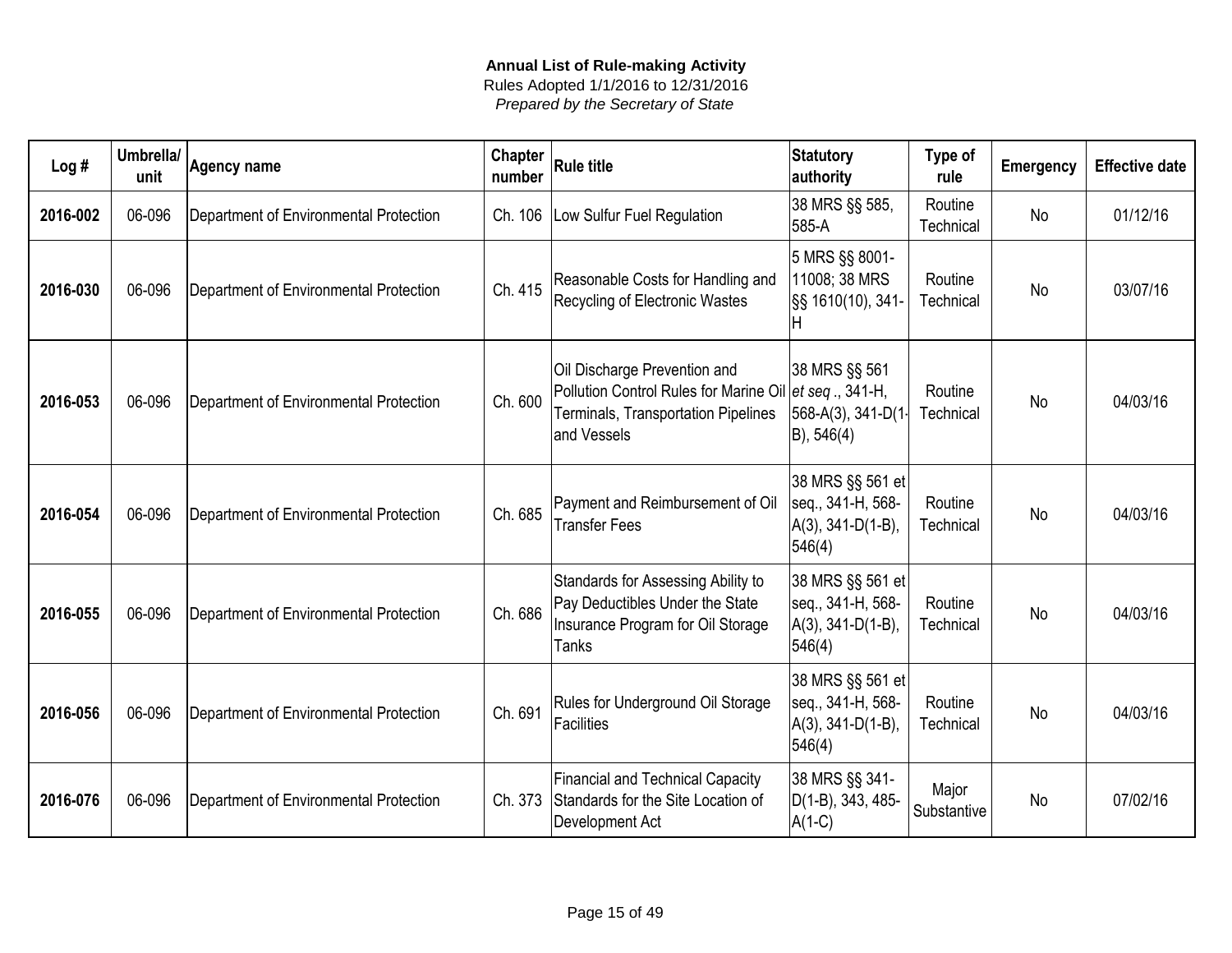**Annual List of Rule-making Activity**
Rules Adopted 1/1/2016 to 12/31/2016
*Prepared by the Secretary of State*

| Log # | Umbrella/ unit | Agency name | Chapter number | Rule title | Statutory authority | Type of rule | Emergency | Effective date |
|---|---|---|---|---|---|---|---|---|
| **2016-002** | 06-096 | Department of Environmental Protection | Ch. 106 | Low Sulfur Fuel Regulation | 38 MRS §§ 585, 585-A | Routine Technical | No | 01/12/16 |
| **2016-030** | 06-096 | Department of Environmental Protection | Ch. 415 | Reasonable Costs for Handling and Recycling of Electronic Wastes | 5 MRS §§ 8001-11008; 38 MRS §§ 1610(10), 341-H | Routine Technical | No | 03/07/16 |
| **2016-053** | 06-096 | Department of Environmental Protection | Ch. 600 | Oil Discharge Prevention and Pollution Control Rules for Marine Oil Terminals, Transportation Pipelines and Vessels | 38 MRS §§ 561 *et seq*., 341-H, 568-A(3), 341-D(1-B), 546(4) | Routine Technical | No | 04/03/16 |
| **2016-054** | 06-096 | Department of Environmental Protection | Ch. 685 | Payment and Reimbursement of Oil Transfer Fees | 38 MRS §§ 561 et seq., 341-H, 568-A(3), 341-D(1-B), 546(4) | Routine Technical | No | 04/03/16 |
| **2016-055** | 06-096 | Department of Environmental Protection | Ch. 686 | Standards for Assessing Ability to Pay Deductibles Under the State Insurance Program for Oil Storage Tanks | 38 MRS §§ 561 et seq., 341-H, 568-A(3), 341-D(1-B), 546(4) | Routine Technical | No | 04/03/16 |
| **2016-056** | 06-096 | Department of Environmental Protection | Ch. 691 | Rules for Underground Oil Storage Facilities | 38 MRS §§ 561 et seq., 341-H, 568-A(3), 341-D(1-B), 546(4) | Routine Technical | No | 04/03/16 |
| **2016-076** | 06-096 | Department of Environmental Protection | Ch. 373 | Financial and Technical Capacity Standards for the Site Location of Development Act | 38 MRS §§ 341-D(1-B), 343, 485-A(1-C) | Major Substantive | No | 07/02/16 |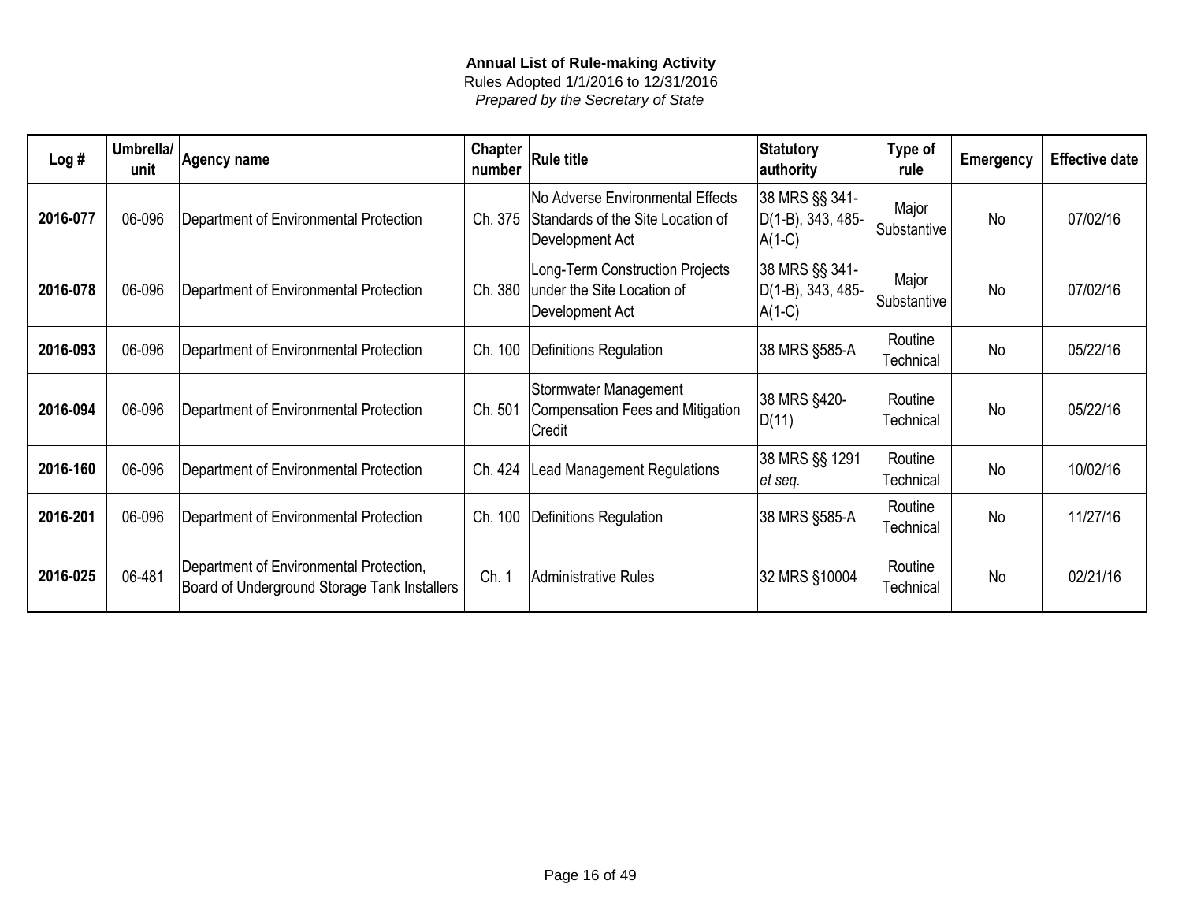**Annual List of Rule-making Activity**

Rules Adopted 1/1/2016 to 12/31/2016

*Prepared by the Secretary of State*

| Log # | Umbrella/ unit | Agency name | Chapter number | Rule title | Statutory authority | Type of rule | Emergency | Effective date |
|---|---|---|---|---|---|---|---|---|
| **2016-077** | 06-096 | Department of Environmental Protection | Ch. 375 | No Adverse Environmental Effects Standards of the Site Location of Development Act | 38 MRS §§ 341-D(1-B), 343, 485-A(1-C) | Major Substantive | No | 07/02/16 |
| **2016-078** | 06-096 | Department of Environmental Protection | Ch. 380 | Long-Term Construction Projects under the Site Location of Development Act | 38 MRS §§ 341-D(1-B), 343, 485-A(1-C) | Major Substantive | No | 07/02/16 |
| **2016-093** | 06-096 | Department of Environmental Protection | Ch. 100 | Definitions Regulation | 38 MRS §585-A | Routine Technical | No | 05/22/16 |
| **2016-094** | 06-096 | Department of Environmental Protection | Ch. 501 | Stormwater Management Compensation Fees and Mitigation Credit | 38 MRS §420-D(11) | Routine Technical | No | 05/22/16 |
| **2016-160** | 06-096 | Department of Environmental Protection | Ch. 424 | Lead Management Regulations | 38 MRS §§ 1291 *et seq.* | Routine Technical | No | 10/02/16 |
| **2016-201** | 06-096 | Department of Environmental Protection | Ch. 100 | Definitions Regulation | 38 MRS §585-A | Routine Technical | No | 11/27/16 |
| **2016-025** | 06-481 | Department of Environmental Protection, Board of Underground Storage Tank Installers | Ch. 1 | Administrative Rules | 32 MRS §10004 | Routine Technical | No | 02/21/16 |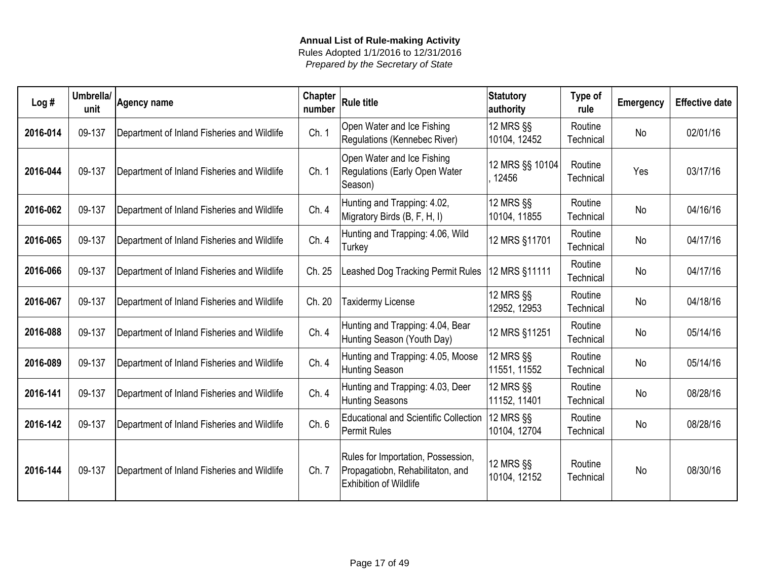**Annual List of Rule-making Activity**
Rules Adopted 1/1/2016 to 12/31/2016
*Prepared by the Secretary of State*

| Log # | Umbrella/ unit | Agency name | Chapter number | Rule title | Statutory authority | Type of rule | Emergency | Effective date |
|---|---|---|---|---|---|---|---|---|
| 2016-014 | 09-137 | Department of Inland Fisheries and Wildlife | Ch. 1 | Open Water and Ice Fishing Regulations (Kennebec River) | 12 MRS §§ 10104, 12452 | Routine Technical | No | 02/01/16 |
| 2016-044 | 09-137 | Department of Inland Fisheries and Wildlife | Ch. 1 | Open Water and Ice Fishing Regulations (Early Open Water Season) | 12 MRS §§ 10104, 12456 | Routine Technical | Yes | 03/17/16 |
| 2016-062 | 09-137 | Department of Inland Fisheries and Wildlife | Ch. 4 | Hunting and Trapping: 4.02, Migratory Birds (B, F, H, I) | 12 MRS §§ 10104, 11855 | Routine Technical | No | 04/16/16 |
| 2016-065 | 09-137 | Department of Inland Fisheries and Wildlife | Ch. 4 | Hunting and Trapping: 4.06, Wild Turkey | 12 MRS §11701 | Routine Technical | No | 04/17/16 |
| 2016-066 | 09-137 | Department of Inland Fisheries and Wildlife | Ch. 25 | Leashed Dog Tracking Permit Rules | 12 MRS §11111 | Routine Technical | No | 04/17/16 |
| 2016-067 | 09-137 | Department of Inland Fisheries and Wildlife | Ch. 20 | Taxidermy License | 12 MRS §§ 12952, 12953 | Routine Technical | No | 04/18/16 |
| 2016-088 | 09-137 | Department of Inland Fisheries and Wildlife | Ch. 4 | Hunting and Trapping: 4.04, Bear Hunting Season (Youth Day) | 12 MRS §11251 | Routine Technical | No | 05/14/16 |
| 2016-089 | 09-137 | Department of Inland Fisheries and Wildlife | Ch. 4 | Hunting and Trapping: 4.05, Moose Hunting Season | 12 MRS §§ 11551, 11552 | Routine Technical | No | 05/14/16 |
| 2016-141 | 09-137 | Department of Inland Fisheries and Wildlife | Ch. 4 | Hunting and Trapping: 4.03, Deer Hunting Seasons | 12 MRS §§ 11152, 11401 | Routine Technical | No | 08/28/16 |
| 2016-142 | 09-137 | Department of Inland Fisheries and Wildlife | Ch. 6 | Educational and Scientific Collection Permit Rules | 12 MRS §§ 10104, 12704 | Routine Technical | No | 08/28/16 |
| 2016-144 | 09-137 | Department of Inland Fisheries and Wildlife | Ch. 7 | Rules for Importation, Possession, Propagatiobn, Rehabilitaton, and Exhibition of Wildlife | 12 MRS §§ 10104, 12152 | Routine Technical | No | 08/30/16 |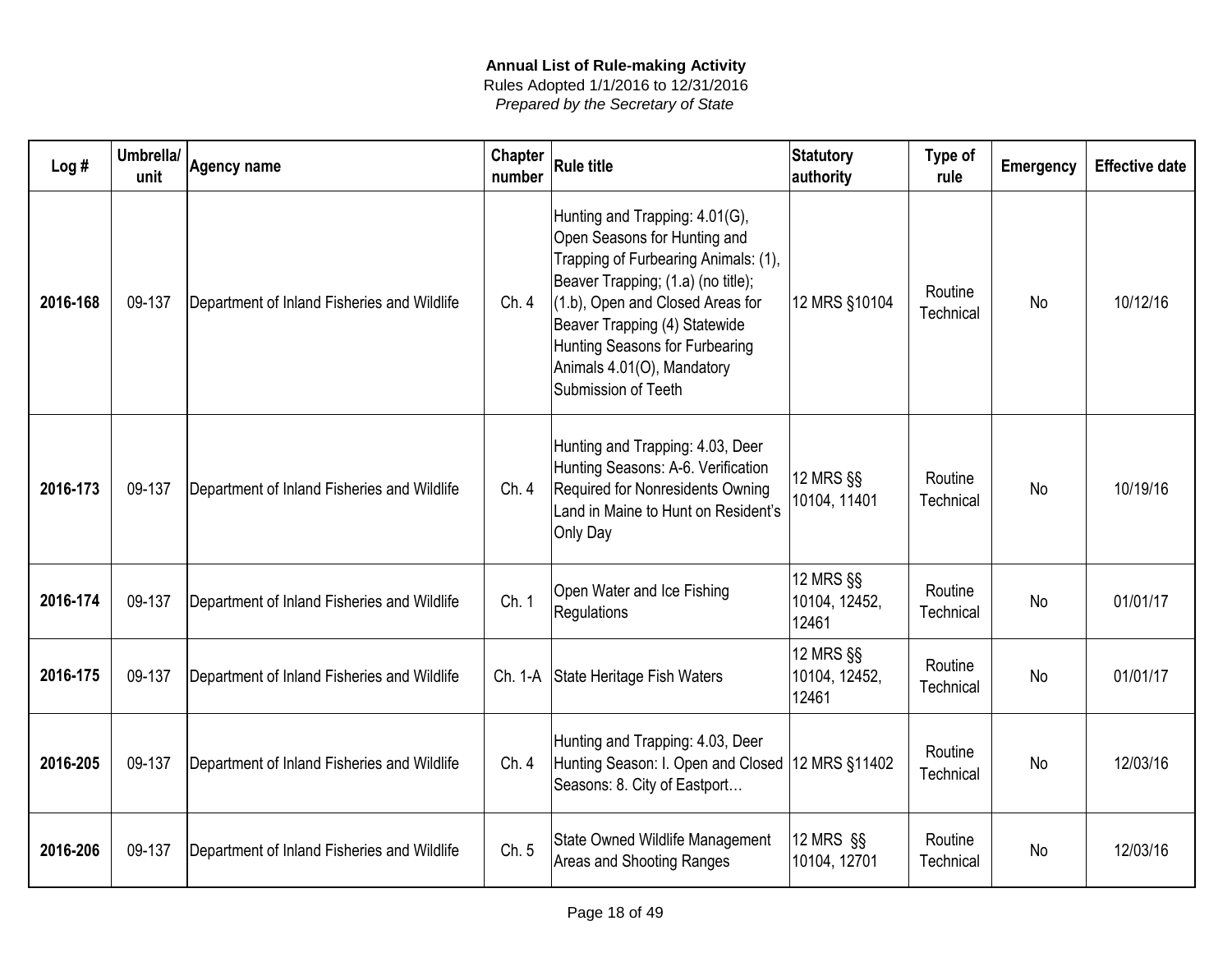**Annual List of Rule-making Activity**

Rules Adopted 1/1/2016 to 12/31/2016

*Prepared by the Secretary of State*

| Log # | Umbrella/ unit | Agency name | Chapter number | Rule title | Statutory authority | Type of rule | Emergency | Effective date |
|---|---|---|---|---|---|---|---|---|
| **2016-168** | 09-137 | Department of Inland Fisheries and Wildlife | Ch. 4 | Hunting and Trapping: 4.01(G), Open Seasons for Hunting and Trapping of Furbearing Animals: (1), Beaver Trapping; (1.a) (no title); (1.b), Open and Closed Areas for Beaver Trapping (4) Statewide Hunting Seasons for Furbearing Animals 4.01(O), Mandatory Submission of Teeth | 12 MRS §10104 | Routine Technical | No | 10/12/16 |
| **2016-173** | 09-137 | Department of Inland Fisheries and Wildlife | Ch. 4 | Hunting and Trapping: 4.03, Deer Hunting Seasons: A-6. Verification Required for Nonresidents Owning Land in Maine to Hunt on Resident's Only Day | 12 MRS §§ 10104, 11401 | Routine Technical | No | 10/19/16 |
| **2016-174** | 09-137 | Department of Inland Fisheries and Wildlife | Ch. 1 | Open Water and Ice Fishing Regulations | 12 MRS §§ 10104, 12452, 12461 | Routine Technical | No | 01/01/17 |
| **2016-175** | 09-137 | Department of Inland Fisheries and Wildlife | Ch. 1-A | State Heritage Fish Waters | 12 MRS §§ 10104, 12452, 12461 | Routine Technical | No | 01/01/17 |
| **2016-205** | 09-137 | Department of Inland Fisheries and Wildlife | Ch. 4 | Hunting and Trapping: 4.03, Deer Hunting Season: I. Open and Closed Seasons: 8. City of Eastport… | 12 MRS §11402 | Routine Technical | No | 12/03/16 |
| **2016-206** | 09-137 | Department of Inland Fisheries and Wildlife | Ch. 5 | State Owned Wildlife Management Areas and Shooting Ranges | 12 MRS §§ 10104, 12701 | Routine Technical | No | 12/03/16 |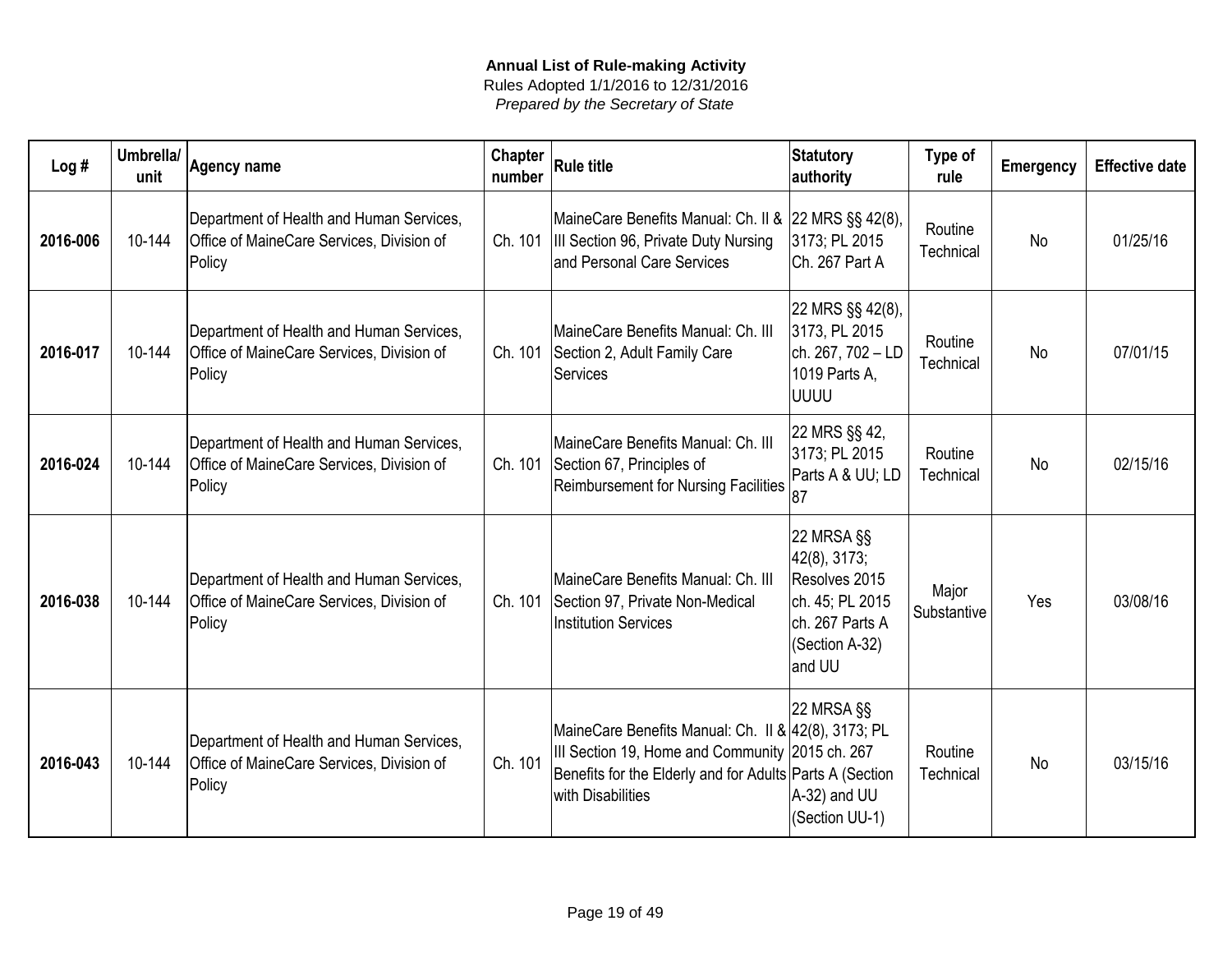**Annual List of Rule-making Activity**
Rules Adopted 1/1/2016 to 12/31/2016
*Prepared by the Secretary of State*

| Log # | Umbrella/ unit | Agency name | Chapter number | Rule title | Statutory authority | Type of rule | Emergency | Effective date |
|---|---|---|---|---|---|---|---|---|
| **2016-006** | 10-144 | Department of Health and Human Services, Office of MaineCare Services, Division of Policy | Ch. 101 | MaineCare Benefits Manual: Ch. II & III Section 96, Private Duty Nursing and Personal Care Services | 22 MRS §§ 42(8), 3173; PL 2015 Ch. 267 Part A | Routine Technical | No | 01/25/16 |
| **2016-017** | 10-144 | Department of Health and Human Services, Office of MaineCare Services, Division of Policy | Ch. 101 | MaineCare Benefits Manual: Ch. III Section 2, Adult Family Care Services | 22 MRS §§ 42(8), 3173, PL 2015 ch. 267, 702 – LD 1019 Parts A, UUUU | Routine Technical | No | 07/01/15 |
| **2016-024** | 10-144 | Department of Health and Human Services, Office of MaineCare Services, Division of Policy | Ch. 101 | MaineCare Benefits Manual: Ch. III Section 67, Principles of Reimbursement for Nursing Facilities | 22 MRS §§ 42, 3173; PL 2015 Parts A & UU; LD 87 | Routine Technical | No | 02/15/16 |
| **2016-038** | 10-144 | Department of Health and Human Services, Office of MaineCare Services, Division of Policy | Ch. 101 | MaineCare Benefits Manual: Ch. III Section 97, Private Non-Medical Institution Services | 22 MRSA §§ 42(8), 3173; Resolves 2015 ch. 45; PL 2015 ch. 267 Parts A (Section A-32) and UU | Major Substantive | Yes | 03/08/16 |
| **2016-043** | 10-144 | Department of Health and Human Services, Office of MaineCare Services, Division of Policy | Ch. 101 | MaineCare Benefits Manual: Ch. II & III Section 19, Home and Community Benefits for the Elderly and for Adults with Disabilities | 22 MRSA §§ 42(8), 3173; PL 2015 ch. 267 Parts A (Section A-32) and UU (Section UU-1) | Routine Technical | No | 03/15/16 |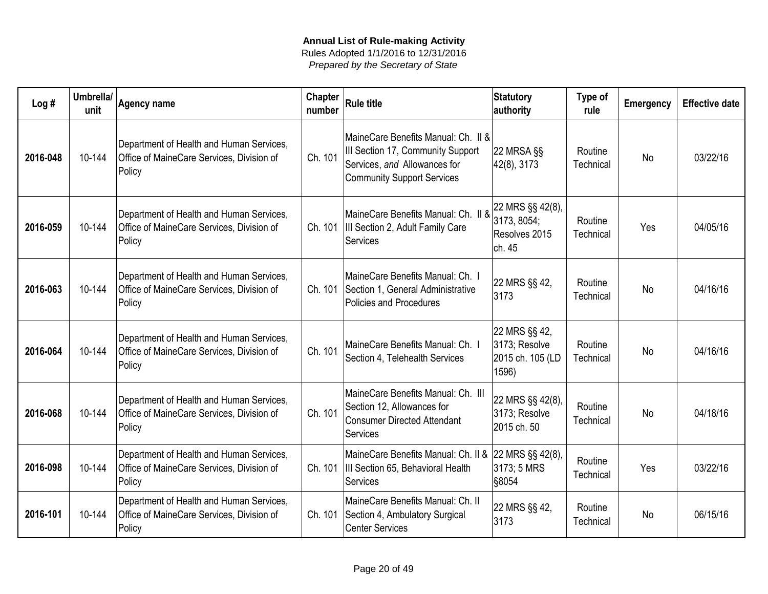**Annual List of Rule-making Activity**
Rules Adopted 1/1/2016 to 12/31/2016
*Prepared by the Secretary of State*

| Log # | Umbrella/ unit | Agency name | Chapter number | Rule title | Statutory authority | Type of rule | Emergency | Effective date |
|---|---|---|---|---|---|---|---|---|
| **2016-048** | 10-144 | Department of Health and Human Services, Office of MaineCare Services, Division of Policy | Ch. 101 | MaineCare Benefits Manual: Ch. II & III Section 17, Community Support Services, *and* Allowances for Community Support Services | 22 MRSA §§ 42(8), 3173 | Routine Technical | No | 03/22/16 |
| **2016-059** | 10-144 | Department of Health and Human Services, Office of MaineCare Services, Division of Policy | Ch. 101 | MaineCare Benefits Manual: Ch. II & III Section 2, Adult Family Care Services | 22 MRS §§ 42(8), 3173, 8054; Resolves 2015 ch. 45 | Routine Technical | Yes | 04/05/16 |
| **2016-063** | 10-144 | Department of Health and Human Services, Office of MaineCare Services, Division of Policy | Ch. 101 | MaineCare Benefits Manual: Ch. I Section 1, General Administrative Policies and Procedures | 22 MRS §§ 42, 3173 | Routine Technical | No | 04/16/16 |
| **2016-064** | 10-144 | Department of Health and Human Services, Office of MaineCare Services, Division of Policy | Ch. 101 | MaineCare Benefits Manual: Ch. I Section 4, Telehealth Services | 22 MRS §§ 42, 3173; Resolve 2015 ch. 105 (LD 1596) | Routine Technical | No | 04/16/16 |
| **2016-068** | 10-144 | Department of Health and Human Services, Office of MaineCare Services, Division of Policy | Ch. 101 | MaineCare Benefits Manual: Ch. III Section 12, Allowances for Consumer Directed Attendant Services | 22 MRS §§ 42(8), 3173; Resolve 2015 ch. 50 | Routine Technical | No | 04/18/16 |
| **2016-098** | 10-144 | Department of Health and Human Services, Office of MaineCare Services, Division of Policy | Ch. 101 | MaineCare Benefits Manual: Ch. II & III Section 65, Behavioral Health Services | 22 MRS §§ 42(8), 3173; 5 MRS §8054 | Routine Technical | Yes | 03/22/16 |
| **2016-101** | 10-144 | Department of Health and Human Services, Office of MaineCare Services, Division of Policy | Ch. 101 | MaineCare Benefits Manual: Ch. II Section 4, Ambulatory Surgical Center Services | 22 MRS §§ 42, 3173 | Routine Technical | No | 06/15/16 |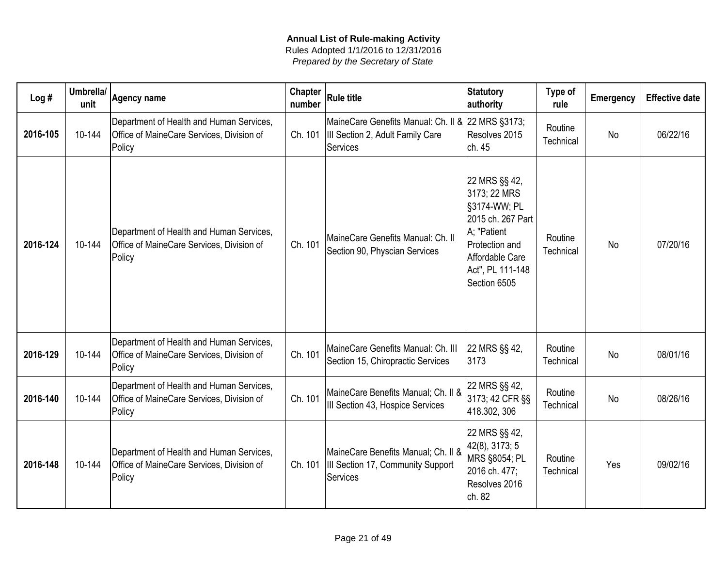**Annual List of Rule-making Activity**

Rules Adopted 1/1/2016 to 12/31/2016

*Prepared by the Secretary of State*

| Log # | Umbrella/ unit | Agency name | Chapter number | Rule title | Statutory authority | Type of rule | Emergency | Effective date |
|---|---|---|---|---|---|---|---|---|
| **2016-105** | 10-144 | Department of Health and Human Services, Office of MaineCare Services, Division of Policy | Ch. 101 | MaineCare Genefits Manual: Ch. II & III Section 2, Adult Family Care Services | 22 MRS §3173; Resolves 2015 ch. 45 | Routine Technical | No | 06/22/16 |
| **2016-124** | 10-144 | Department of Health and Human Services, Office of MaineCare Services, Division of Policy | Ch. 101 | MaineCare Genefits Manual: Ch. II Section 90, Physcian Services | 22 MRS §§ 42, 3173; 22 MRS §3174-WW; PL 2015 ch. 267 Part A; "Patient Protection and Affordable Care Act", PL 111-148 Section 6505 | Routine Technical | No | 07/20/16 |
| **2016-129** | 10-144 | Department of Health and Human Services, Office of MaineCare Services, Division of Policy | Ch. 101 | MaineCare Genefits Manual: Ch. III Section 15, Chiropractic Services | 22 MRS §§ 42, 3173 | Routine Technical | No | 08/01/16 |
| **2016-140** | 10-144 | Department of Health and Human Services, Office of MaineCare Services, Division of Policy | Ch. 101 | MaineCare Benefits Manual; Ch. II & III Section 43, Hospice Services | 22 MRS §§ 42, 3173; 42 CFR §§ 418.302, 306 | Routine Technical | No | 08/26/16 |
| **2016-148** | 10-144 | Department of Health and Human Services, Office of MaineCare Services, Division of Policy | Ch. 101 | MaineCare Benefits Manual; Ch. II & III Section 17, Community Support Services | 22 MRS §§ 42, 42(8), 3173; 5 MRS §8054; PL 2016 ch. 477; Resolves 2016 ch. 82 | Routine Technical | Yes | 09/02/16 |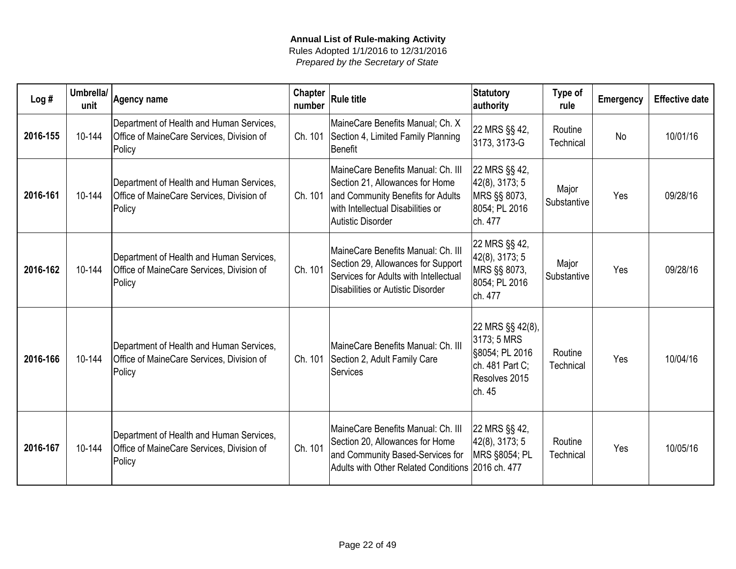**Annual List of Rule-making Activity**

Rules Adopted 1/1/2016 to 12/31/2016

*Prepared by the Secretary of State*

| Log # | Umbrella/ unit | Agency name | Chapter number | Rule title | Statutory authority | Type of rule | Emergency | Effective date |
|---|---|---|---|---|---|---|---|---|
| **2016-155** | 10-144 | Department of Health and Human Services, Office of MaineCare Services, Division of Policy | Ch. 101 | MaineCare Benefits Manual; Ch. X Section 4, Limited Family Planning Benefit | 22 MRS §§ 42, 3173, 3173-G | Routine Technical | No | 10/01/16 |
| **2016-161** | 10-144 | Department of Health and Human Services, Office of MaineCare Services, Division of Policy | Ch. 101 | MaineCare Benefits Manual: Ch. III Section 21, Allowances for Home and Community Benefits for Adults with Intellectual Disabilities or Autistic Disorder | 22 MRS §§ 42, 42(8), 3173; 5 MRS §§ 8073, 8054; PL 2016 ch. 477 | Major Substantive | Yes | 09/28/16 |
| **2016-162** | 10-144 | Department of Health and Human Services, Office of MaineCare Services, Division of Policy | Ch. 101 | MaineCare Benefits Manual: Ch. III Section 29, Allowances for Support Services for Adults with Intellectual Disabilities or Autistic Disorder | 22 MRS §§ 42, 42(8), 3173; 5 MRS §§ 8073, 8054; PL 2016 ch. 477 | Major Substantive | Yes | 09/28/16 |
| **2016-166** | 10-144 | Department of Health and Human Services, Office of MaineCare Services, Division of Policy | Ch. 101 | MaineCare Benefits Manual: Ch. III Section 2, Adult Family Care Services | 22 MRS §§ 42(8), 3173; 5 MRS §8054; PL 2016 ch. 481 Part C; Resolves 2015 ch. 45 | Routine Technical | Yes | 10/04/16 |
| **2016-167** | 10-144 | Department of Health and Human Services, Office of MaineCare Services, Division of Policy | Ch. 101 | MaineCare Benefits Manual: Ch. III Section 20, Allowances for Home and Community Based-Services for Adults with Other Related Conditions | 22 MRS §§ 42, 42(8), 3173; 5 MRS §8054; PL 2016 ch. 477 | Routine Technical | Yes | 10/05/16 |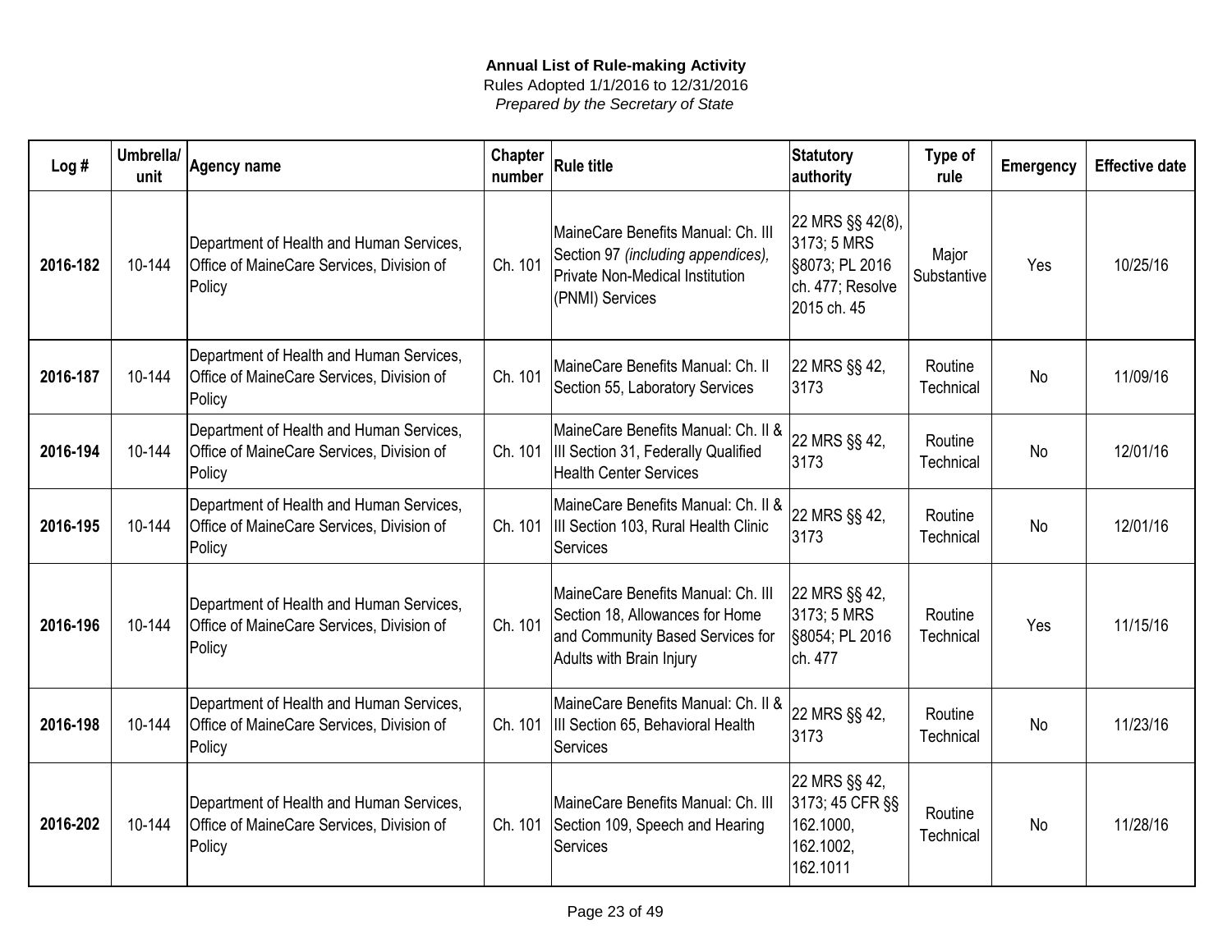**Annual List of Rule-making Activity**

Rules Adopted 1/1/2016 to 12/31/2016

*Prepared by the Secretary of State*

| Log # | Umbrella/ unit | Agency name | Chapter number | Rule title | Statutory authority | Type of rule | Emergency | Effective date |
|---|---|---|---|---|---|---|---|---|
| **2016-182** | 10-144 | Department of Health and Human Services, Office of MaineCare Services, Division of Policy | Ch. 101 | MaineCare Benefits Manual: Ch. III Section 97 *(including appendices)*, Private Non-Medical Institution (PNMI) Services | 22 MRS §§ 42(8), 3173; 5 MRS §8073; PL 2016 ch. 477; Resolve 2015 ch. 45 | Major Substantive | Yes | 10/25/16 |
| **2016-187** | 10-144 | Department of Health and Human Services, Office of MaineCare Services, Division of Policy | Ch. 101 | MaineCare Benefits Manual: Ch. II Section 55, Laboratory Services | 22 MRS §§ 42, 3173 | Routine Technical | No | 11/09/16 |
| **2016-194** | 10-144 | Department of Health and Human Services, Office of MaineCare Services, Division of Policy | Ch. 101 | MaineCare Benefits Manual: Ch. II & III Section 31, Federally Qualified Health Center Services | 22 MRS §§ 42, 3173 | Routine Technical | No | 12/01/16 |
| **2016-195** | 10-144 | Department of Health and Human Services, Office of MaineCare Services, Division of Policy | Ch. 101 | MaineCare Benefits Manual: Ch. II & III Section 103, Rural Health Clinic Services | 22 MRS §§ 42, 3173 | Routine Technical | No | 12/01/16 |
| **2016-196** | 10-144 | Department of Health and Human Services, Office of MaineCare Services, Division of Policy | Ch. 101 | MaineCare Benefits Manual: Ch. III Section 18, Allowances for Home and Community Based Services for Adults with Brain Injury | 22 MRS §§ 42, 3173; 5 MRS §8054; PL 2016 ch. 477 | Routine Technical | Yes | 11/15/16 |
| **2016-198** | 10-144 | Department of Health and Human Services, Office of MaineCare Services, Division of Policy | Ch. 101 | MaineCare Benefits Manual: Ch. II & III Section 65, Behavioral Health Services | 22 MRS §§ 42, 3173 | Routine Technical | No | 11/23/16 |
| **2016-202** | 10-144 | Department of Health and Human Services, Office of MaineCare Services, Division of Policy | Ch. 101 | MaineCare Benefits Manual: Ch. III Section 109, Speech and Hearing Services | 22 MRS §§ 42, 3173; 45 CFR §§ 162.1000, 162.1002, 162.1011 | Routine Technical | No | 11/28/16 |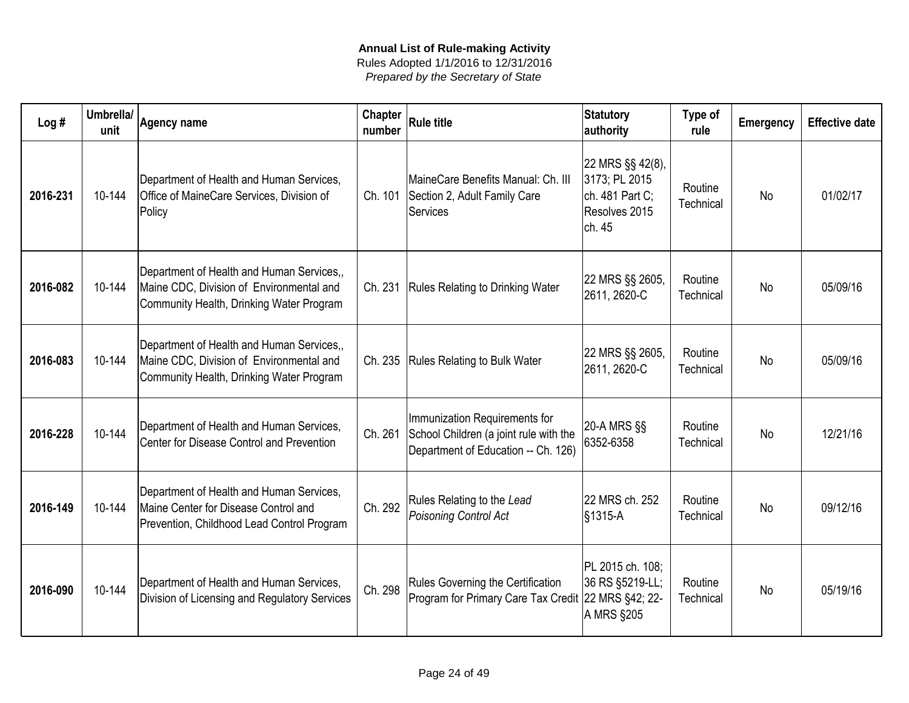**Annual List of Rule-making Activity**
Rules Adopted 1/1/2016 to 12/31/2016
*Prepared by the Secretary of State*

| Log # | Umbrella/ unit | Agency name | Chapter number | Rule title | Statutory authority | Type of rule | Emergency | Effective date |
|---|---|---|---|---|---|---|---|---|
| **2016-231** | 10-144 | Department of Health and Human Services, Office of MaineCare Services, Division of Policy | Ch. 101 | MaineCare Benefits Manual: Ch. III Section 2, Adult Family Care Services | 22 MRS §§ 42(8), 3173; PL 2015 ch. 481 Part C; Resolves 2015 ch. 45 | Routine Technical | No | 01/02/17 |
| **2016-082** | 10-144 | Department of Health and Human Services,, Maine CDC, Division of Environmental and Community Health, Drinking Water Program | Ch. 231 | Rules Relating to Drinking Water | 22 MRS §§ 2605, 2611, 2620-C | Routine Technical | No | 05/09/16 |
| **2016-083** | 10-144 | Department of Health and Human Services,, Maine CDC, Division of Environmental and Community Health, Drinking Water Program | Ch. 235 | Rules Relating to Bulk Water | 22 MRS §§ 2605, 2611, 2620-C | Routine Technical | No | 05/09/16 |
| **2016-228** | 10-144 | Department of Health and Human Services, Center for Disease Control and Prevention | Ch. 261 | Immunization Requirements for School Children (a joint rule with the Department of Education -- Ch. 126) | 20-A MRS §§ 6352-6358 | Routine Technical | No | 12/21/16 |
| **2016-149** | 10-144 | Department of Health and Human Services, Maine Center for Disease Control and Prevention, Childhood Lead Control Program | Ch. 292 | Rules Relating to the *Lead Poisoning Control Act* | 22 MRS ch. 252 §1315-A | Routine Technical | No | 09/12/16 |
| **2016-090** | 10-144 | Department of Health and Human Services, Division of Licensing and Regulatory Services | Ch. 298 | Rules Governing the Certification Program for Primary Care Tax Credit | PL 2015 ch. 108; 36 RS §5219-LL; 22 MRS §42; 22-A MRS §205 | Routine Technical | No | 05/19/16 |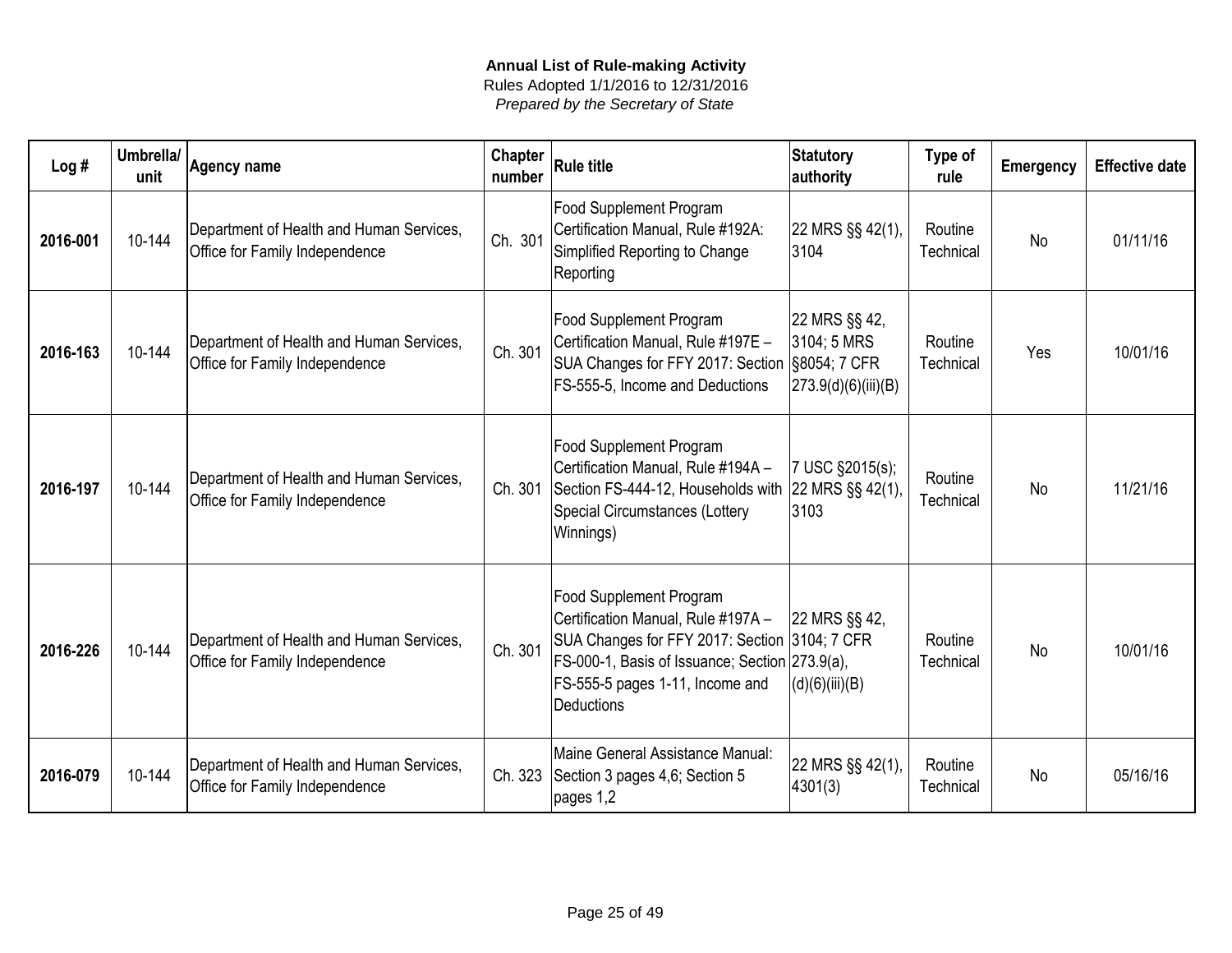**Annual List of Rule-making Activity**

Rules Adopted 1/1/2016 to 12/31/2016

*Prepared by the Secretary of State*

| Log # | Umbrella/ unit | Agency name | Chapter number | Rule title | Statutory authority | Type of rule | Emergency | Effective date |
|---|---|---|---|---|---|---|---|---|
| **2016-001** | 10-144 | Department of Health and Human Services, Office for Family Independence | Ch. 301 | Food Supplement Program Certification Manual, Rule #192A: Simplified Reporting to Change Reporting | 22 MRS §§ 42(1), 3104 | Routine Technical | No | 01/11/16 |
| **2016-163** | 10-144 | Department of Health and Human Services, Office for Family Independence | Ch. 301 | Food Supplement Program Certification Manual, Rule #197E – SUA Changes for FFY 2017: Section FS-555-5, Income and Deductions | 22 MRS §§ 42, 3104; 5 MRS §8054; 7 CFR 273.9(d)(6)(iii)(B) | Routine Technical | Yes | 10/01/16 |
| **2016-197** | 10-144 | Department of Health and Human Services, Office for Family Independence | Ch. 301 | Food Supplement Program Certification Manual, Rule #194A – Section FS-444-12, Households with Special Circumstances (Lottery Winnings) | 7 USC §2015(s); 22 MRS §§ 42(1), 3103 | Routine Technical | No | 11/21/16 |
| **2016-226** | 10-144 | Department of Health and Human Services, Office for Family Independence | Ch. 301 | Food Supplement Program Certification Manual, Rule #197A – SUA Changes for FFY 2017: Section FS-000-1, Basis of Issuance; Section FS-555-5 pages 1-11, Income and Deductions | 22 MRS §§ 42, 3104; 7 CFR 273.9(a), (d)(6)(iii)(B) | Routine Technical | No | 10/01/16 |
| **2016-079** | 10-144 | Department of Health and Human Services, Office for Family Independence | Ch. 323 | Maine General Assistance Manual: Section 3 pages 4,6; Section 5 pages 1,2 | 22 MRS §§ 42(1), 4301(3) | Routine Technical | No | 05/16/16 |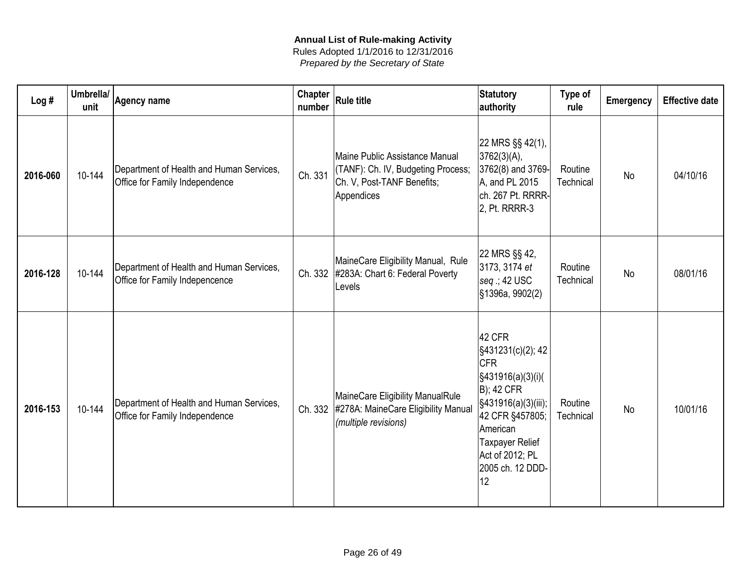**Annual List of Rule-making Activity**
Rules Adopted 1/1/2016 to 12/31/2016
*Prepared by the Secretary of State*

| Log # | Umbrella/ unit | Agency name | Chapter number | Rule title | Statutory authority | Type of rule | Emergency | Effective date |
|---|---|---|---|---|---|---|---|---|
| **2016-060** | 10-144 | Department of Health and Human Services, Office for Family Independence | Ch. 331 | Maine Public Assistance Manual (TANF): Ch. IV, Budgeting Process; Ch. V, Post-TANF Benefits; Appendices | 22 MRS §§ 42(1), 3762(3)(A), 3762(8) and 3769-A, and PL 2015 ch. 267 Pt. RRRR-2, Pt. RRRR-3 | Routine Technical | No | 04/10/16 |
| **2016-128** | 10-144 | Department of Health and Human Services, Office for Family Independence | Ch. 332 | MaineCare Eligibility Manual, Rule #283A: Chart 6: Federal Poverty Levels | 22 MRS §§ 42, 3173, 3174 *et seq*.; 42 USC §1396a, 9902(2) | Routine Technical | No | 08/01/16 |
| **2016-153** | 10-144 | Department of Health and Human Services, Office for Family Independence | Ch. 332 | MaineCare Eligibility ManualRule #278A: MaineCare Eligibility Manual *(multiple revisions)* | 42 CFR §431231(c)(2); 42 CFR §431916(a)(3)(i)(B); 42 CFR §431916(a)(3)(iii); 42 CFR §457805; American Taxpayer Relief Act of 2012; PL 2005 ch. 12 DDD-12 | Routine Technical | No | 10/01/16 |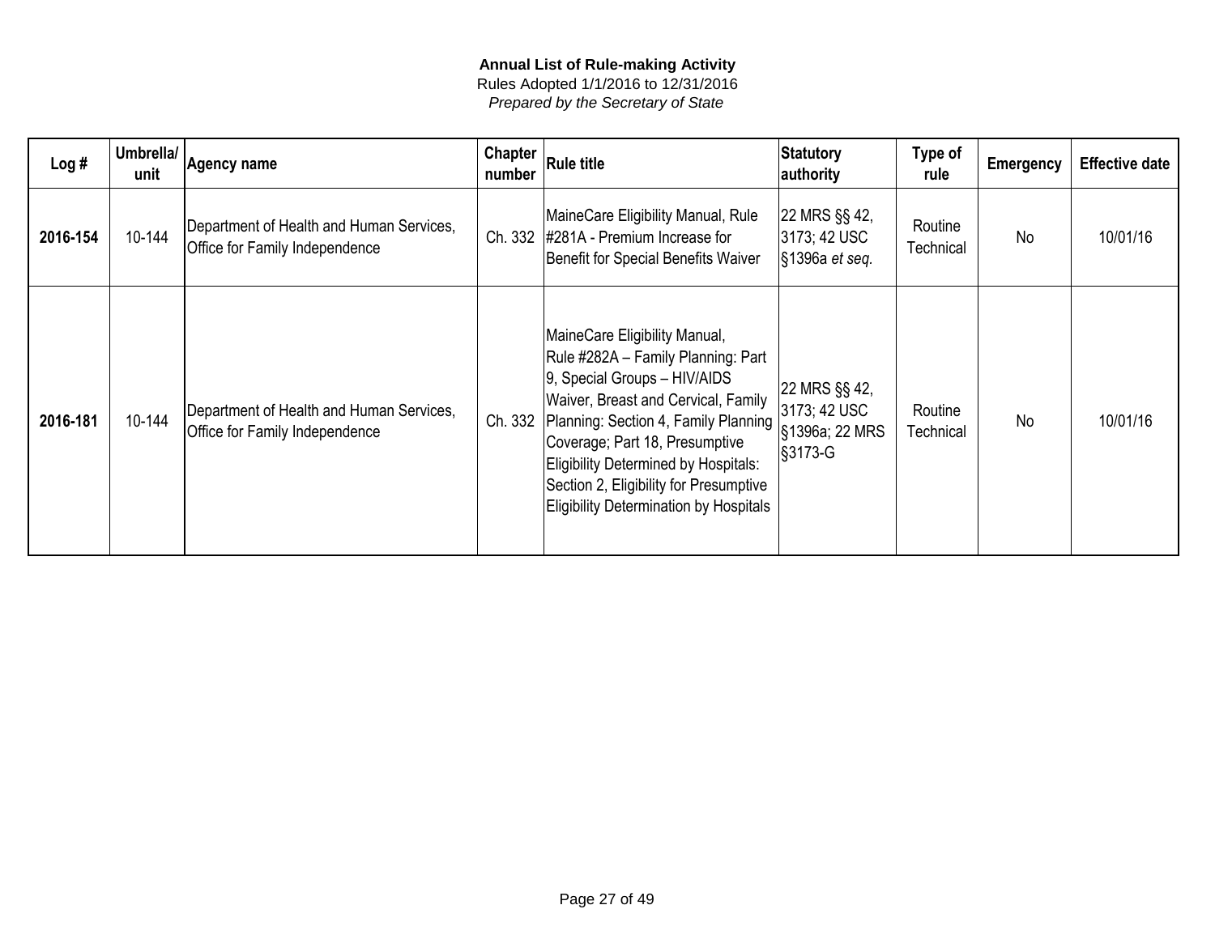**Annual List of Rule-making Activity**

Rules Adopted 1/1/2016 to 12/31/2016

*Prepared by the Secretary of State*

| Log # | Umbrella/ unit | Agency name | Chapter number | Rule title | Statutory authority | Type of rule | Emergency | Effective date |
|---|---|---|---|---|---|---|---|---|
| **2016-154** | 10-144 | Department of Health and Human Services, Office for Family Independence | Ch. 332 | MaineCare Eligibility Manual, Rule #281A - Premium Increase for Benefit for Special Benefits Waiver | 22 MRS §§ 42, 3173; 42 USC §1396a *et seq.* | Routine Technical | No | 10/01/16 |
| **2016-181** | 10-144 | Department of Health and Human Services, Office for Family Independence | Ch. 332 | MaineCare Eligibility Manual, Rule #282A – Family Planning: Part 9, Special Groups – HIV/AIDS Waiver, Breast and Cervical, Family Planning: Section 4, Family Planning Coverage; Part 18, Presumptive Eligibility Determined by Hospitals: Section 2, Eligibility for Presumptive Eligibility Determination by Hospitals | 22 MRS §§ 42, 3173; 42 USC §1396a; 22 MRS §3173-G | Routine Technical | No | 10/01/16 |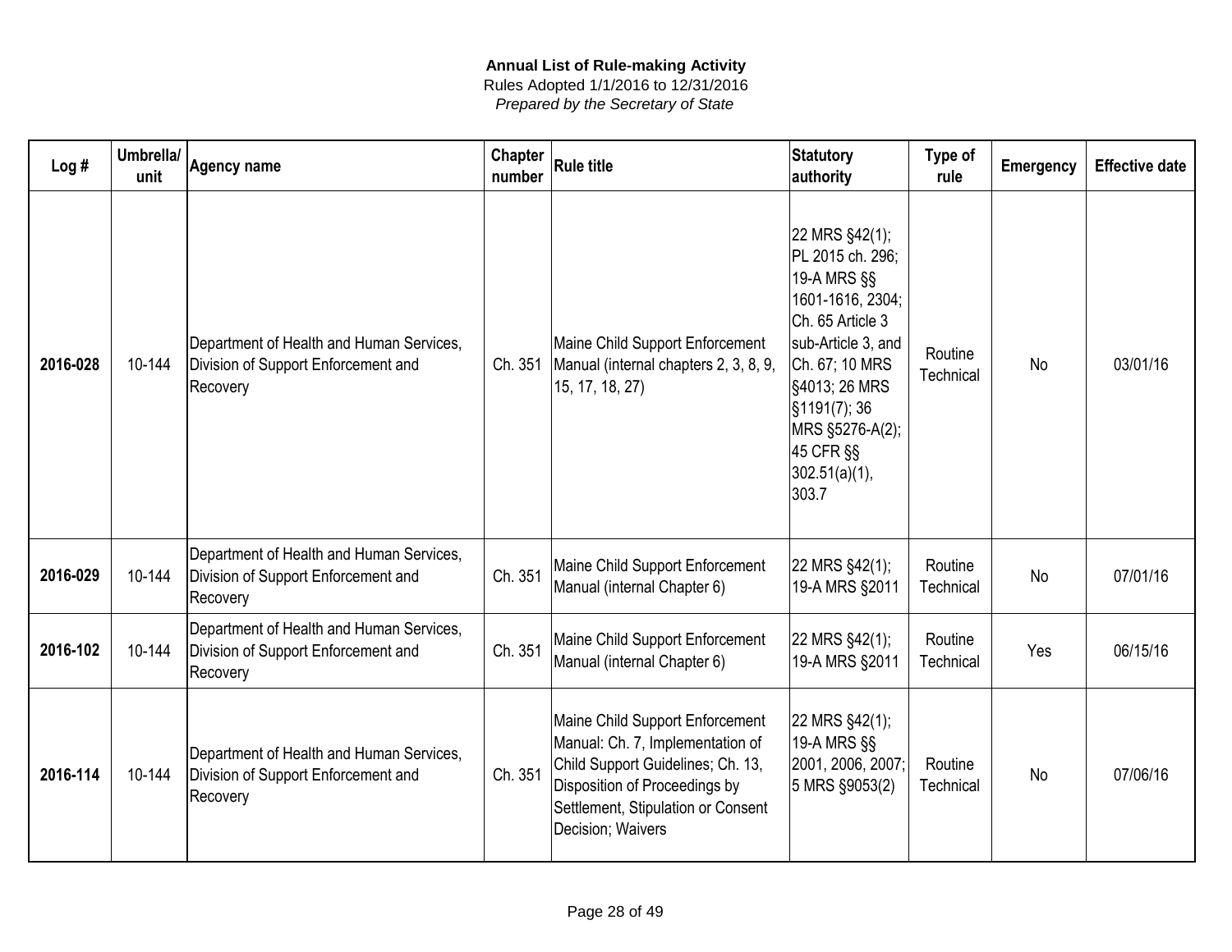**Annual List of Rule-making Activity**
Rules Adopted 1/1/2016 to 12/31/2016
*Prepared by the Secretary of State*

| Log # | Umbrella/ unit | Agency name | Chapter number | Rule title | Statutory authority | Type of rule | Emergency | Effective date |
|---|---|---|---|---|---|---|---|---|
| **2016-028** | 10-144 | Department of Health and Human Services, Division of Support Enforcement and Recovery | Ch. 351 | Maine Child Support Enforcement Manual (internal chapters 2, 3, 8, 9, 15, 17, 18, 27) | 22 MRS §42(1); PL 2015 ch. 296; 19-A MRS §§ 1601-1616, 2304; Ch. 65 Article 3 sub-Article 3, and Ch. 67; 10 MRS §4013; 26 MRS §1191(7); 36 MRS §5276-A(2); 45 CFR §§ 302.51(a)(1), 303.7 | Routine Technical | No | 03/01/16 |
| **2016-029** | 10-144 | Department of Health and Human Services, Division of Support Enforcement and Recovery | Ch. 351 | Maine Child Support Enforcement Manual (internal Chapter 6) | 22 MRS §42(1); 19-A MRS §2011 | Routine Technical | No | 07/01/16 |
| **2016-102** | 10-144 | Department of Health and Human Services, Division of Support Enforcement and Recovery | Ch. 351 | Maine Child Support Enforcement Manual (internal Chapter 6) | 22 MRS §42(1); 19-A MRS §2011 | Routine Technical | Yes | 06/15/16 |
| **2016-114** | 10-144 | Department of Health and Human Services, Division of Support Enforcement and Recovery | Ch. 351 | Maine Child Support Enforcement Manual: Ch. 7, Implementation of Child Support Guidelines; Ch. 13, Disposition of Proceedings by Settlement, Stipulation or Consent Decision; Waivers | 22 MRS §42(1); 19-A MRS §§ 2001, 2006, 2007; 5 MRS §9053(2) | Routine Technical | No | 07/06/16 |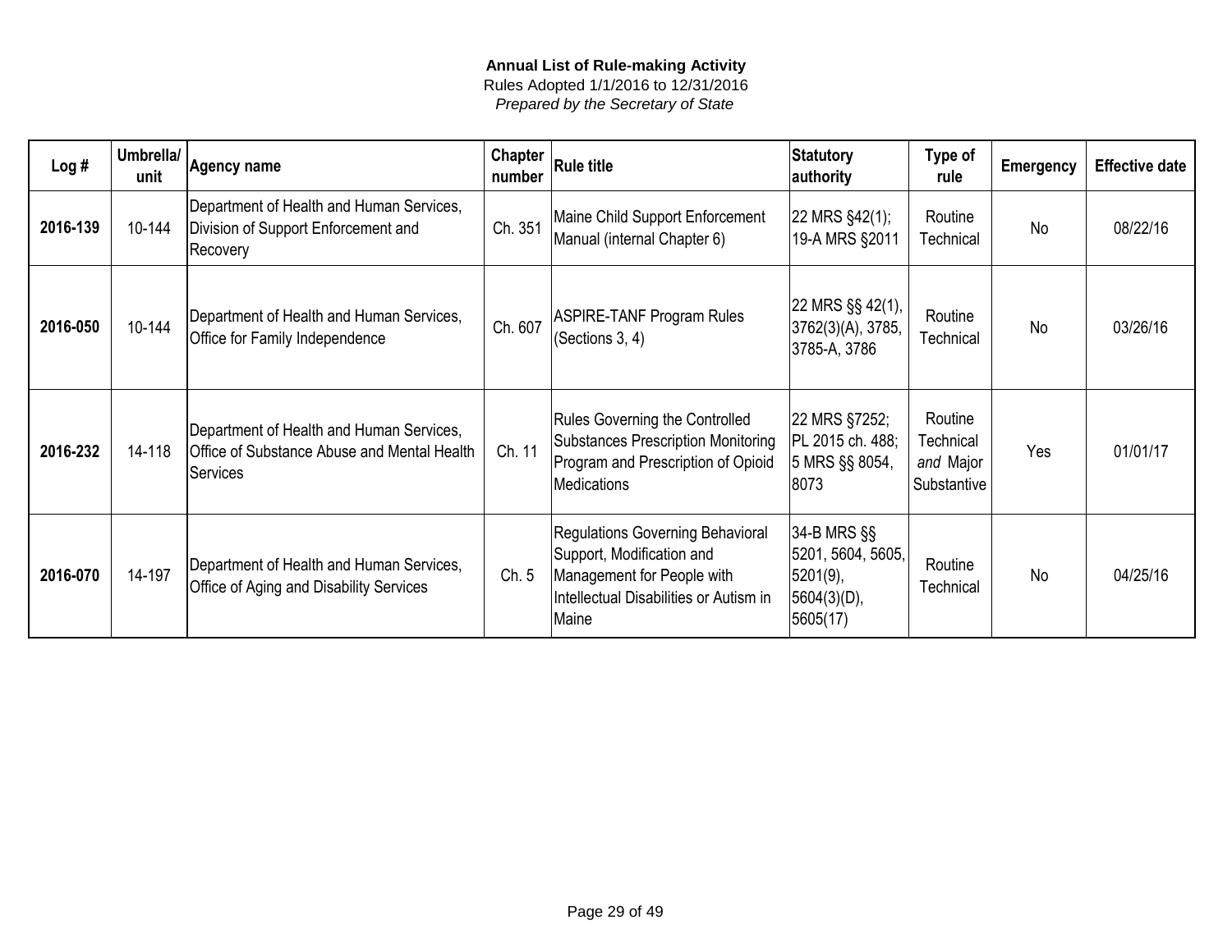**Annual List of Rule-making Activity**
Rules Adopted 1/1/2016 to 12/31/2016
*Prepared by the Secretary of State*

| Log # | Umbrella/ unit | Agency name | Chapter number | Rule title | Statutory authority | Type of rule | Emergency | Effective date |
|---|---|---|---|---|---|---|---|---|
| **2016-139** | 10-144 | Department of Health and Human Services, Division of Support Enforcement and Recovery | Ch. 351 | Maine Child Support Enforcement Manual (internal Chapter 6) | 22 MRS §42(1); 19-A MRS §2011 | Routine Technical | No | 08/22/16 |
| **2016-050** | 10-144 | Department of Health and Human Services, Office for Family Independence | Ch. 607 | ASPIRE-TANF Program Rules (Sections 3, 4) | 22 MRS §§ 42(1), 3762(3)(A), 3785, 3785-A, 3786 | Routine Technical | No | 03/26/16 |
| **2016-232** | 14-118 | Department of Health and Human Services, Office of Substance Abuse and Mental Health Services | Ch. 11 | Rules Governing the Controlled Substances Prescription Monitoring Program and Prescription of Opioid Medications | 22 MRS §7252; PL 2015 ch. 488; 5 MRS §§ 8054, 8073 | Routine Technical *and* Major Substantive | Yes | 01/01/17 |
| **2016-070** | 14-197 | Department of Health and Human Services, Office of Aging and Disability Services | Ch. 5 | Regulations Governing Behavioral Support, Modification and Management for People with Intellectual Disabilities or Autism in Maine | 34-B MRS §§ 5201, 5604, 5605, 5201(9), 5604(3)(D), 5605(17) | Routine Technical | No | 04/25/16 |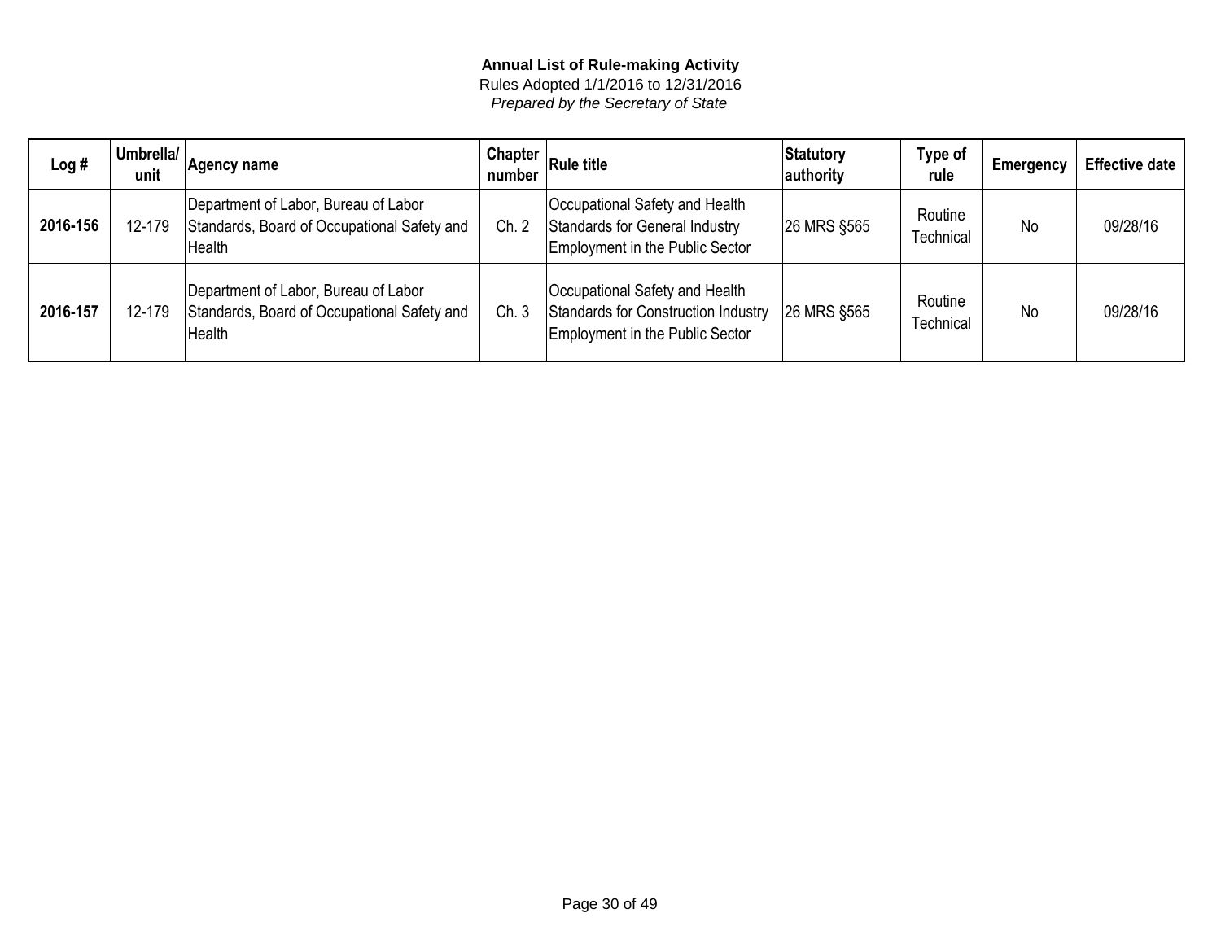**Annual List of Rule-making Activity**
Rules Adopted 1/1/2016 to 12/31/2016
*Prepared by the Secretary of State*

| Log # | Umbrella/ unit | Agency name | Chapter number | Rule title | Statutory authority | Type of rule | Emergency | Effective date |
|---|---|---|---|---|---|---|---|---|
| **2016-156** | 12-179 | Department of Labor, Bureau of Labor Standards, Board of Occupational Safety and Health | Ch. 2 | Occupational Safety and Health Standards for General Industry Employment in the Public Sector | 26 MRS §565 | Routine Technical | No | 09/28/16 |
| **2016-157** | 12-179 | Department of Labor, Bureau of Labor Standards, Board of Occupational Safety and Health | Ch. 3 | Occupational Safety and Health Standards for Construction Industry Employment in the Public Sector | 26 MRS §565 | Routine Technical | No | 09/28/16 |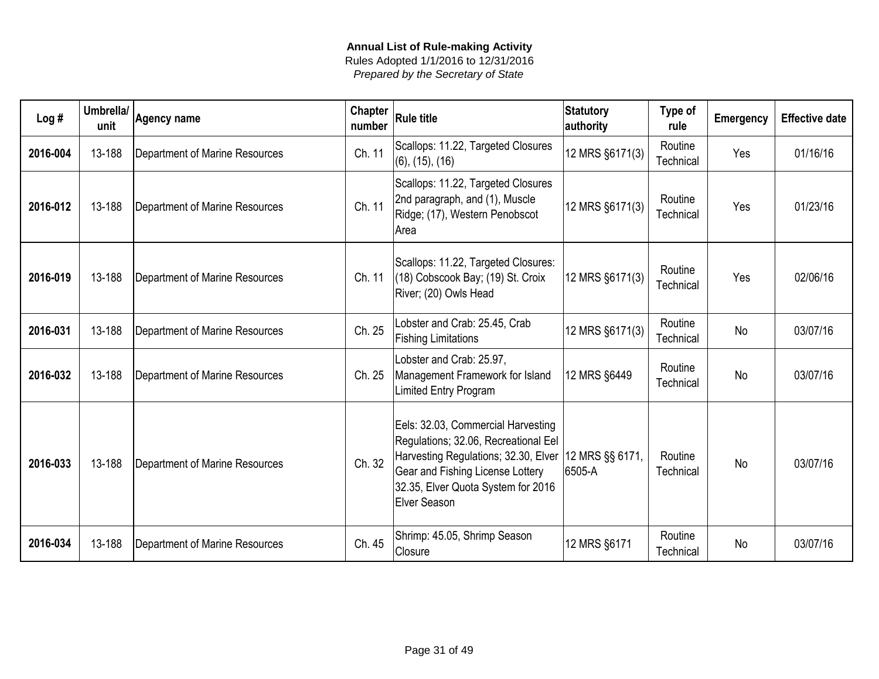**Annual List of Rule-making Activity**

Rules Adopted 1/1/2016 to 12/31/2016

*Prepared by the Secretary of State*

| Log # | Umbrella/ unit | Agency name | Chapter number | Rule title | Statutory authority | Type of rule | Emergency | Effective date |
|---|---|---|---|---|---|---|---|---|
| **2016-004** | 13-188 | Department of Marine Resources | Ch. 11 | Scallops: 11.22, Targeted Closures (6), (15), (16) | 12 MRS §6171(3) | Routine Technical | Yes | 01/16/16 |
| **2016-012** | 13-188 | Department of Marine Resources | Ch. 11 | Scallops: 11.22, Targeted Closures 2nd paragraph, and (1), Muscle Ridge; (17), Western Penobscot Area | 12 MRS §6171(3) | Routine Technical | Yes | 01/23/16 |
| **2016-019** | 13-188 | Department of Marine Resources | Ch. 11 | Scallops: 11.22, Targeted Closures: (18) Cobscook Bay; (19) St. Croix River; (20) Owls Head | 12 MRS §6171(3) | Routine Technical | Yes | 02/06/16 |
| **2016-031** | 13-188 | Department of Marine Resources | Ch. 25 | Lobster and Crab: 25.45, Crab Fishing Limitations | 12 MRS §6171(3) | Routine Technical | No | 03/07/16 |
| **2016-032** | 13-188 | Department of Marine Resources | Ch. 25 | Lobster and Crab: 25.97, Management Framework for Island Limited Entry Program | 12 MRS §6449 | Routine Technical | No | 03/07/16 |
| **2016-033** | 13-188 | Department of Marine Resources | Ch. 32 | Eels: 32.03, Commercial Harvesting Regulations; 32.06, Recreational Eel Harvesting Regulations; 32.30, Elver Gear and Fishing License Lottery 32.35, Elver Quota System for 2016 Elver Season | 12 MRS §§ 6171, 6505-A | Routine Technical | No | 03/07/16 |
| **2016-034** | 13-188 | Department of Marine Resources | Ch. 45 | Shrimp: 45.05, Shrimp Season Closure | 12 MRS §6171 | Routine Technical | No | 03/07/16 |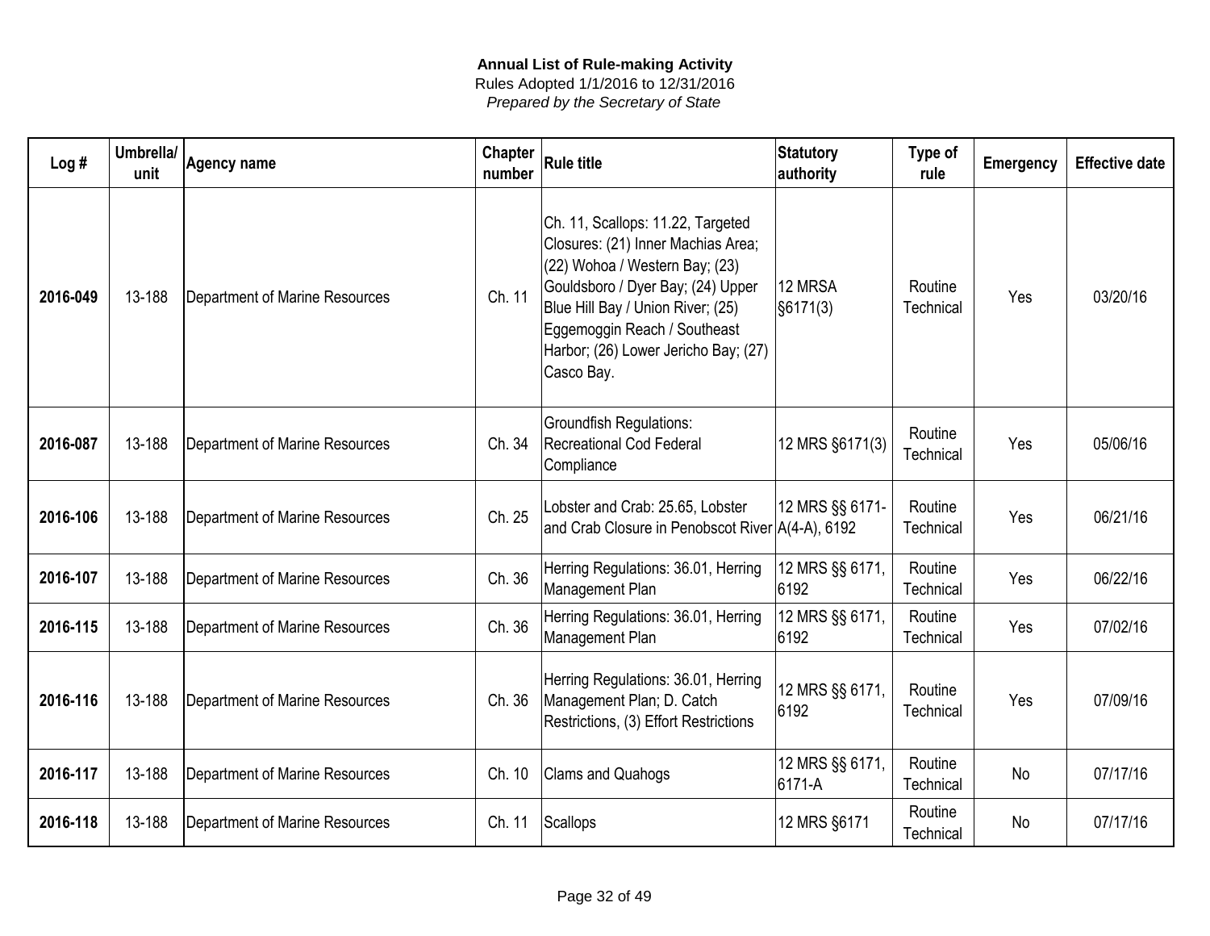**Annual List of Rule-making Activity**

Rules Adopted 1/1/2016 to 12/31/2016

*Prepared by the Secretary of State*

| Log # | Umbrella/ unit | Agency name | Chapter number | Rule title | Statutory authority | Type of rule | Emergency | Effective date |
|---|---|---|---|---|---|---|---|---|
| **2016-049** | 13-188 | Department of Marine Resources | Ch. 11 | Ch. 11, Scallops: 11.22, Targeted Closures: (21) Inner Machias Area; (22) Wohoa / Western Bay; (23) Gouldsboro / Dyer Bay; (24) Upper Blue Hill Bay / Union River; (25) Eggemoggin Reach / Southeast Harbor; (26) Lower Jericho Bay; (27) Casco Bay. | 12 MRSA §6171(3) | Routine Technical | Yes | 03/20/16 |
| **2016-087** | 13-188 | Department of Marine Resources | Ch. 34 | Groundfish Regulations: Recreational Cod Federal Compliance | 12 MRS §6171(3) | Routine Technical | Yes | 05/06/16 |
| **2016-106** | 13-188 | Department of Marine Resources | Ch. 25 | Lobster and Crab: 25.65, Lobster and Crab Closure in Penobscot River | 12 MRS §§ 6171-A(4-A), 6192 | Routine Technical | Yes | 06/21/16 |
| **2016-107** | 13-188 | Department of Marine Resources | Ch. 36 | Herring Regulations: 36.01, Herring Management Plan | 12 MRS §§ 6171, 6192 | Routine Technical | Yes | 06/22/16 |
| **2016-115** | 13-188 | Department of Marine Resources | Ch. 36 | Herring Regulations: 36.01, Herring Management Plan | 12 MRS §§ 6171, 6192 | Routine Technical | Yes | 07/02/16 |
| **2016-116** | 13-188 | Department of Marine Resources | Ch. 36 | Herring Regulations: 36.01, Herring Management Plan; D. Catch Restrictions, (3) Effort Restrictions | 12 MRS §§ 6171, 6192 | Routine Technical | Yes | 07/09/16 |
| **2016-117** | 13-188 | Department of Marine Resources | Ch. 10 | Clams and Quahogs | 12 MRS §§ 6171, 6171-A | Routine Technical | No | 07/17/16 |
| **2016-118** | 13-188 | Department of Marine Resources | Ch. 11 | Scallops | 12 MRS §6171 | Routine Technical | No | 07/17/16 |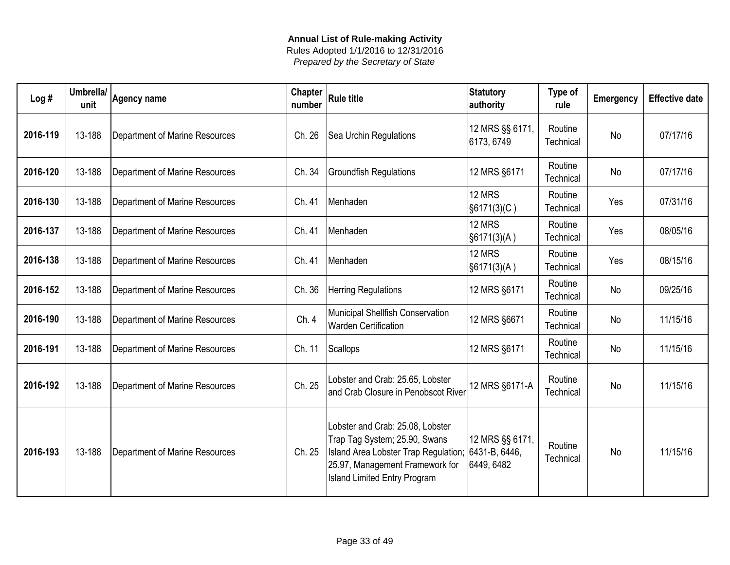**Annual List of Rule-making Activity**

Rules Adopted 1/1/2016 to 12/31/2016

*Prepared by the Secretary of State*

| Log # | Umbrella/ unit | Agency name | Chapter number | Rule title | Statutory authority | Type of rule | Emergency | Effective date |
|---|---|---|---|---|---|---|---|---|
| **2016-119** | 13-188 | Department of Marine Resources | Ch. 26 | Sea Urchin Regulations | 12 MRS §§ 6171, 6173, 6749 | Routine Technical | No | 07/17/16 |
| **2016-120** | 13-188 | Department of Marine Resources | Ch. 34 | Groundfish Regulations | 12 MRS §6171 | Routine Technical | No | 07/17/16 |
| **2016-130** | 13-188 | Department of Marine Resources | Ch. 41 | Menhaden | 12 MRS §6171(3)(C ) | Routine Technical | Yes | 07/31/16 |
| **2016-137** | 13-188 | Department of Marine Resources | Ch. 41 | Menhaden | 12 MRS §6171(3)(A ) | Routine Technical | Yes | 08/05/16 |
| **2016-138** | 13-188 | Department of Marine Resources | Ch. 41 | Menhaden | 12 MRS §6171(3)(A ) | Routine Technical | Yes | 08/15/16 |
| **2016-152** | 13-188 | Department of Marine Resources | Ch. 36 | Herring Regulations | 12 MRS §6171 | Routine Technical | No | 09/25/16 |
| **2016-190** | 13-188 | Department of Marine Resources | Ch. 4 | Municipal Shellfish Conservation Warden Certification | 12 MRS §6671 | Routine Technical | No | 11/15/16 |
| **2016-191** | 13-188 | Department of Marine Resources | Ch. 11 | Scallops | 12 MRS §6171 | Routine Technical | No | 11/15/16 |
| **2016-192** | 13-188 | Department of Marine Resources | Ch. 25 | Lobster and Crab: 25.65, Lobster and Crab Closure in Penobscot River | 12 MRS §6171-A | Routine Technical | No | 11/15/16 |
| **2016-193** | 13-188 | Department of Marine Resources | Ch. 25 | Lobster and Crab: 25.08, Lobster Trap Tag System; 25.90, Swans Island Area Lobster Trap Regulation; 25.97, Management Framework for Island Limited Entry Program | 12 MRS §§ 6171, 6431-B, 6446, 6449, 6482 | Routine Technical | No | 11/15/16 |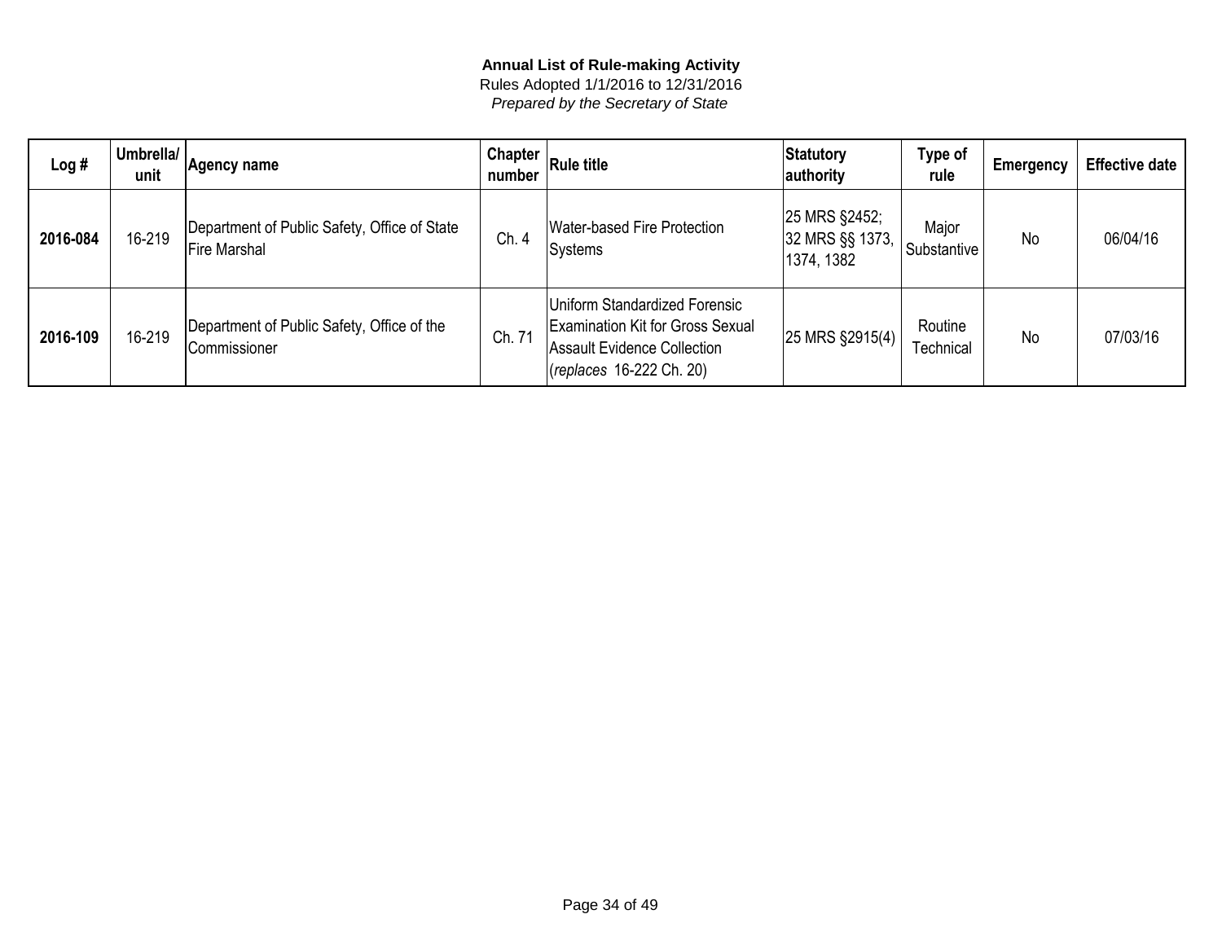**Annual List of Rule-making Activity**

Rules Adopted 1/1/2016 to 12/31/2016

*Prepared by the Secretary of State*

| Log # | Umbrella/ unit | Agency name | Chapter number | Rule title | Statutory authority | Type of rule | Emergency | Effective date |
|---|---|---|---|---|---|---|---|---|
| **2016-084** | 16-219 | Department of Public Safety, Office of State Fire Marshal | Ch. 4 | Water-based Fire Protection Systems | 25 MRS §2452; 32 MRS §§ 1373, 1374, 1382 | Major Substantive | No | 06/04/16 |
| **2016-109** | 16-219 | Department of Public Safety, Office of the Commissioner | Ch. 71 | Uniform Standardized Forensic Examination Kit for Gross Sexual Assault Evidence Collection (*replaces* 16-222 Ch. 20) | 25 MRS §2915(4) | Routine Technical | No | 07/03/16 |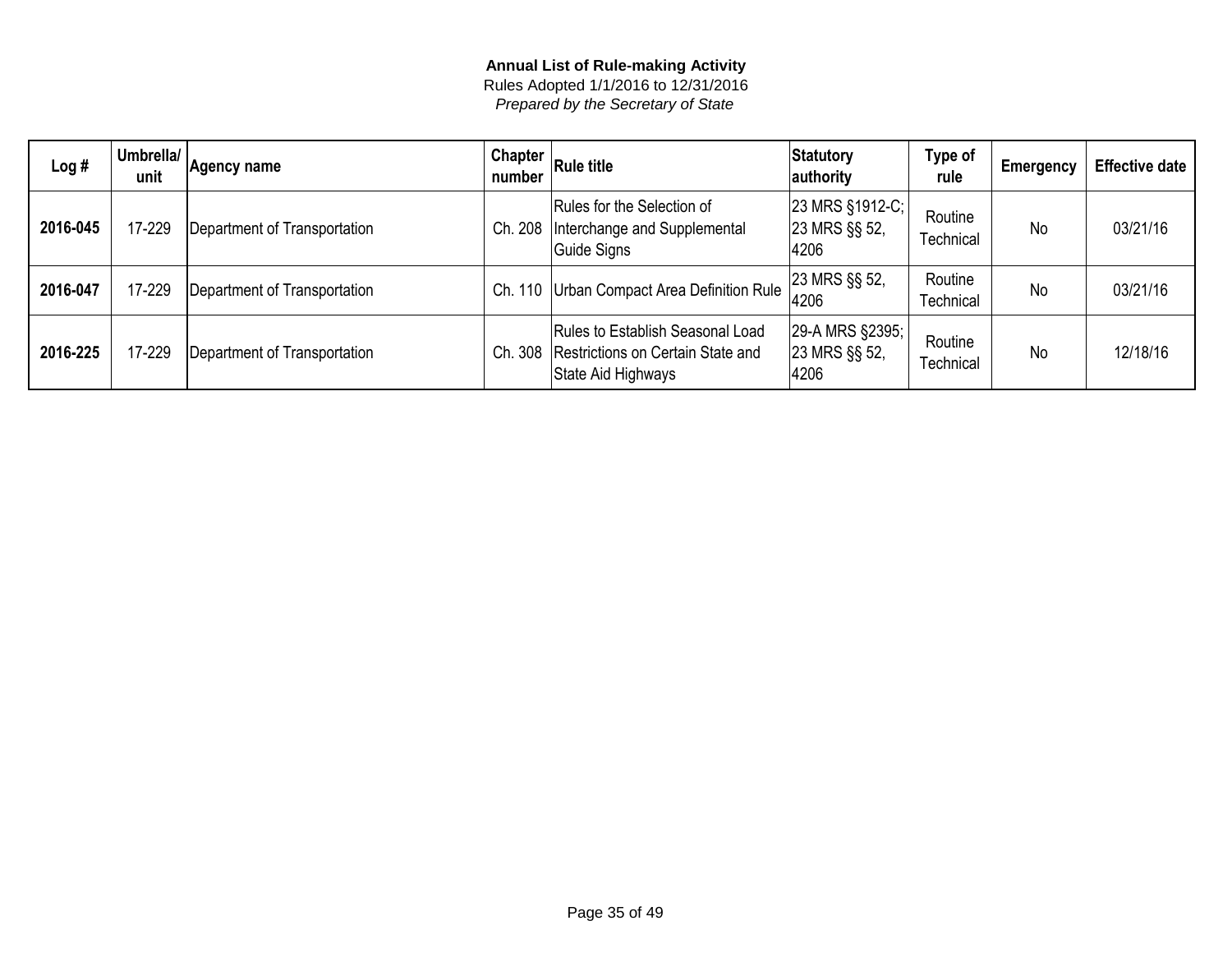**Annual List of Rule-making Activity**
Rules Adopted 1/1/2016 to 12/31/2016
*Prepared by the Secretary of State*

| Log # | Umbrella/ unit | Agency name | Chapter number | Rule title | Statutory authority | Type of rule | Emergency | Effective date |
|---|---|---|---|---|---|---|---|---|
| **2016-045** | 17-229 | Department of Transportation | Ch. 208 | Rules for the Selection of Interchange and Supplemental Guide Signs | 23 MRS §1912-C; 23 MRS §§ 52, 4206 | Routine Technical | No | 03/21/16 |
| **2016-047** | 17-229 | Department of Transportation | Ch. 110 | Urban Compact Area Definition Rule | 23 MRS §§ 52, 4206 | Routine Technical | No | 03/21/16 |
| **2016-225** | 17-229 | Department of Transportation | Ch. 308 | Rules to Establish Seasonal Load Restrictions on Certain State and State Aid Highways | 29-A MRS §2395; 23 MRS §§ 52, 4206 | Routine Technical | No | 12/18/16 |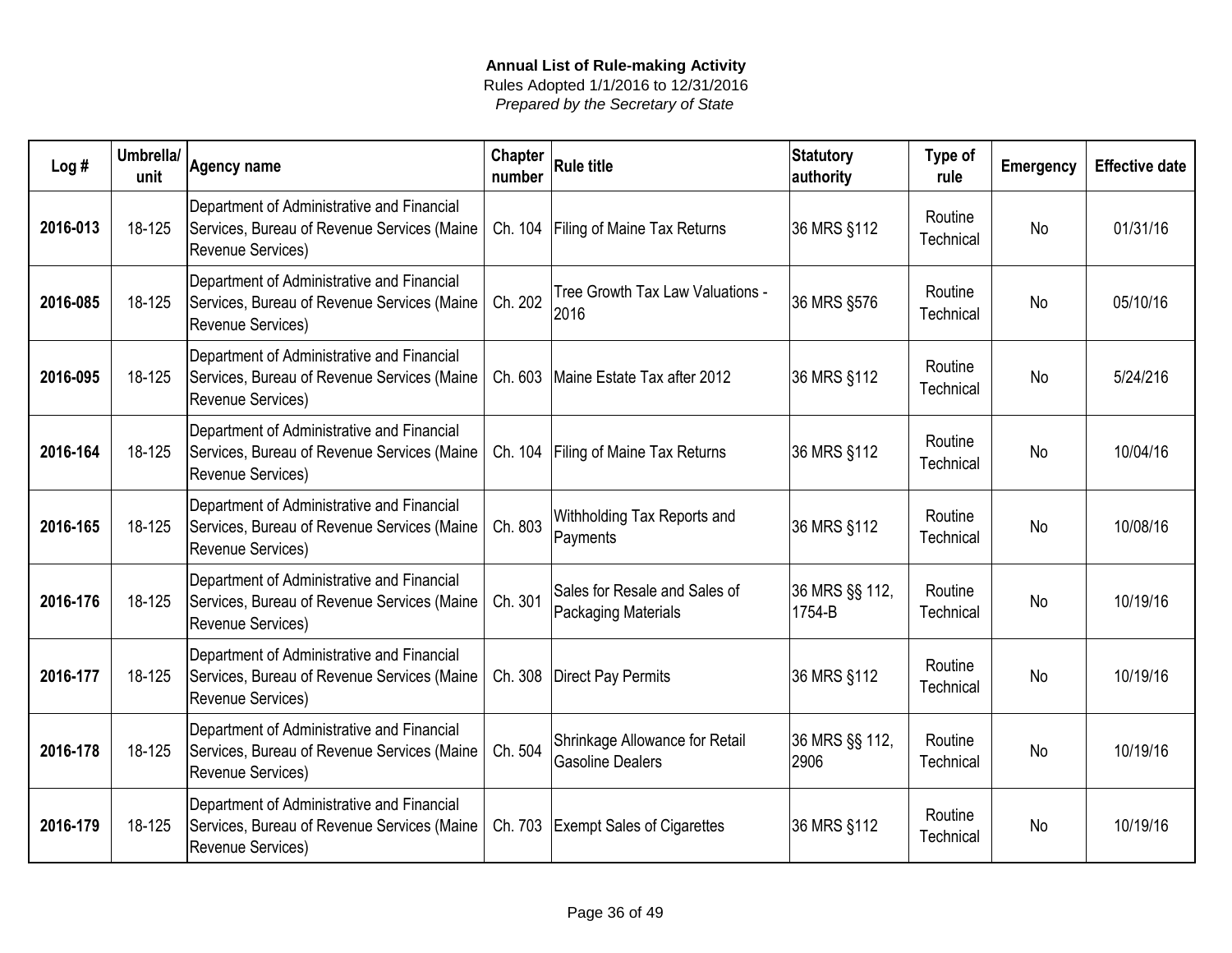**Annual List of Rule-making Activity**

Rules Adopted 1/1/2016 to 12/31/2016

*Prepared by the Secretary of State*

| Log # | Umbrella/ unit | Agency name | Chapter number | Rule title | Statutory authority | Type of rule | Emergency | Effective date |
|---|---|---|---|---|---|---|---|---|
| **2016-013** | 18-125 | Department of Administrative and Financial Services, Bureau of Revenue Services (Maine Revenue Services) | Ch. 104 | Filing of Maine Tax Returns | 36 MRS §112 | Routine Technical | No | 01/31/16 |
| **2016-085** | 18-125 | Department of Administrative and Financial Services, Bureau of Revenue Services (Maine Revenue Services) | Ch. 202 | Tree Growth Tax Law Valuations - 2016 | 36 MRS §576 | Routine Technical | No | 05/10/16 |
| **2016-095** | 18-125 | Department of Administrative and Financial Services, Bureau of Revenue Services (Maine Revenue Services) | Ch. 603 | Maine Estate Tax after 2012 | 36 MRS §112 | Routine Technical | No | 5/24/216 |
| **2016-164** | 18-125 | Department of Administrative and Financial Services, Bureau of Revenue Services (Maine Revenue Services) | Ch. 104 | Filing of Maine Tax Returns | 36 MRS §112 | Routine Technical | No | 10/04/16 |
| **2016-165** | 18-125 | Department of Administrative and Financial Services, Bureau of Revenue Services (Maine Revenue Services) | Ch. 803 | Withholding Tax Reports and Payments | 36 MRS §112 | Routine Technical | No | 10/08/16 |
| **2016-176** | 18-125 | Department of Administrative and Financial Services, Bureau of Revenue Services (Maine Revenue Services) | Ch. 301 | Sales for Resale and Sales of Packaging Materials | 36 MRS §§ 112, 1754-B | Routine Technical | No | 10/19/16 |
| **2016-177** | 18-125 | Department of Administrative and Financial Services, Bureau of Revenue Services (Maine Revenue Services) | Ch. 308 | Direct Pay Permits | 36 MRS §112 | Routine Technical | No | 10/19/16 |
| **2016-178** | 18-125 | Department of Administrative and Financial Services, Bureau of Revenue Services (Maine Revenue Services) | Ch. 504 | Shrinkage Allowance for Retail Gasoline Dealers | 36 MRS §§ 112, 2906 | Routine Technical | No | 10/19/16 |
| **2016-179** | 18-125 | Department of Administrative and Financial Services, Bureau of Revenue Services (Maine Revenue Services) | Ch. 703 | Exempt Sales of Cigarettes | 36 MRS §112 | Routine Technical | No | 10/19/16 |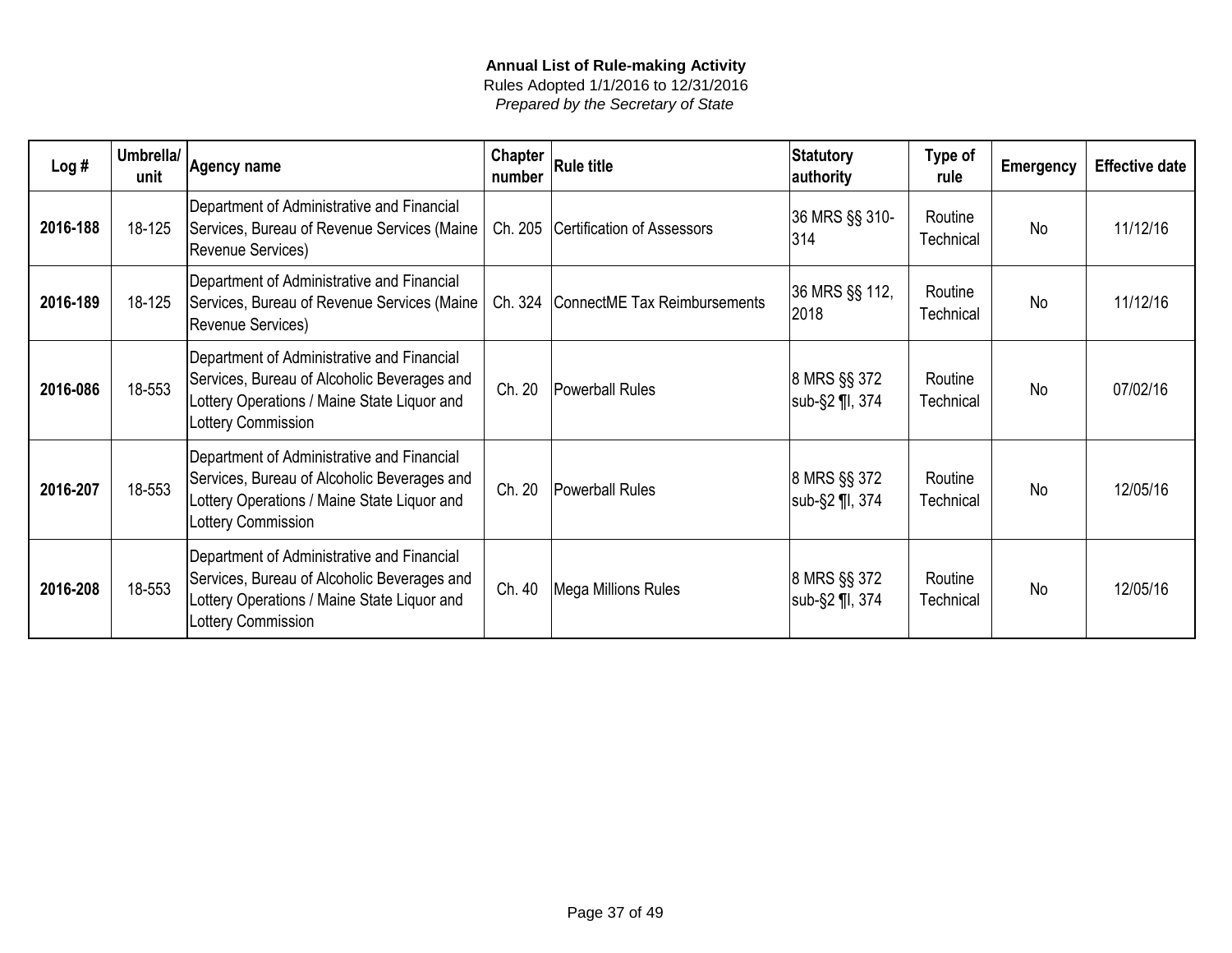**Annual List of Rule-making Activity**

Rules Adopted 1/1/2016 to 12/31/2016

*Prepared by the Secretary of State*

| Log # | Umbrella/ unit | Agency name | Chapter number | Rule title | Statutory authority | Type of rule | Emergency | Effective date |
|---|---|---|---|---|---|---|---|---|
| **2016-188** | 18-125 | Department of Administrative and Financial Services, Bureau of Revenue Services (Maine Revenue Services) | Ch. 205 | Certification of Assessors | 36 MRS §§ 310-314 | Routine Technical | No | 11/12/16 |
| **2016-189** | 18-125 | Department of Administrative and Financial Services, Bureau of Revenue Services (Maine Revenue Services) | Ch. 324 | ConnectME Tax Reimbursements | 36 MRS §§ 112, 2018 | Routine Technical | No | 11/12/16 |
| **2016-086** | 18-553 | Department of Administrative and Financial Services, Bureau of Alcoholic Beverages and Lottery Operations / Maine State Liquor and Lottery Commission | Ch. 20 | Powerball Rules | 8 MRS §§ 372 sub-§2 ¶I, 374 | Routine Technical | No | 07/02/16 |
| **2016-207** | 18-553 | Department of Administrative and Financial Services, Bureau of Alcoholic Beverages and Lottery Operations / Maine State Liquor and Lottery Commission | Ch. 20 | Powerball Rules | 8 MRS §§ 372 sub-§2 ¶I, 374 | Routine Technical | No | 12/05/16 |
| **2016-208** | 18-553 | Department of Administrative and Financial Services, Bureau of Alcoholic Beverages and Lottery Operations / Maine State Liquor and Lottery Commission | Ch. 40 | Mega Millions Rules | 8 MRS §§ 372 sub-§2 ¶I, 374 | Routine Technical | No | 12/05/16 |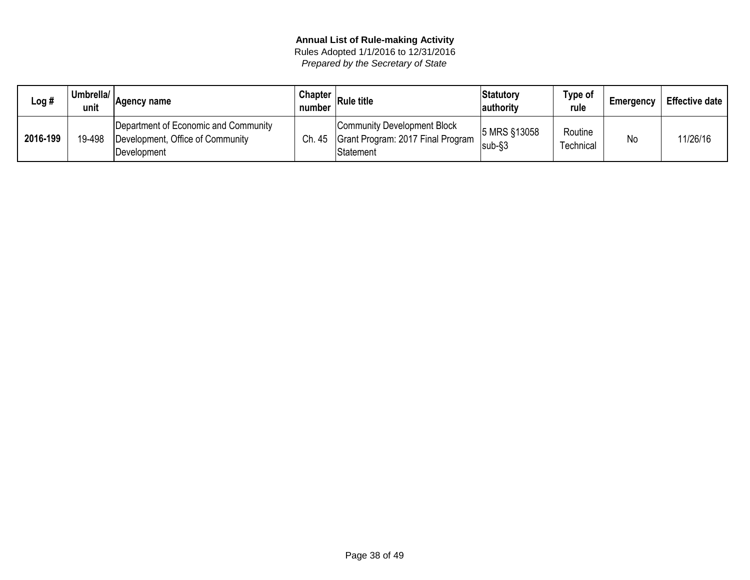**Annual List of Rule-making Activity**

Rules Adopted 1/1/2016 to 12/31/2016

*Prepared by the Secretary of State*

| Log # | Umbrella/ unit | Agency name | Chapter number | Rule title | Statutory authority | Type of rule | Emergency | Effective date |
|---|---|---|---|---|---|---|---|---|
| **2016-199** | 19-498 | Department of Economic and Community Development, Office of Community Development | Ch. 45 | Community Development Block Grant Program: 2017 Final Program Statement | 5 MRS §13058 sub-§3 | Routine Technical | No | 11/26/16 |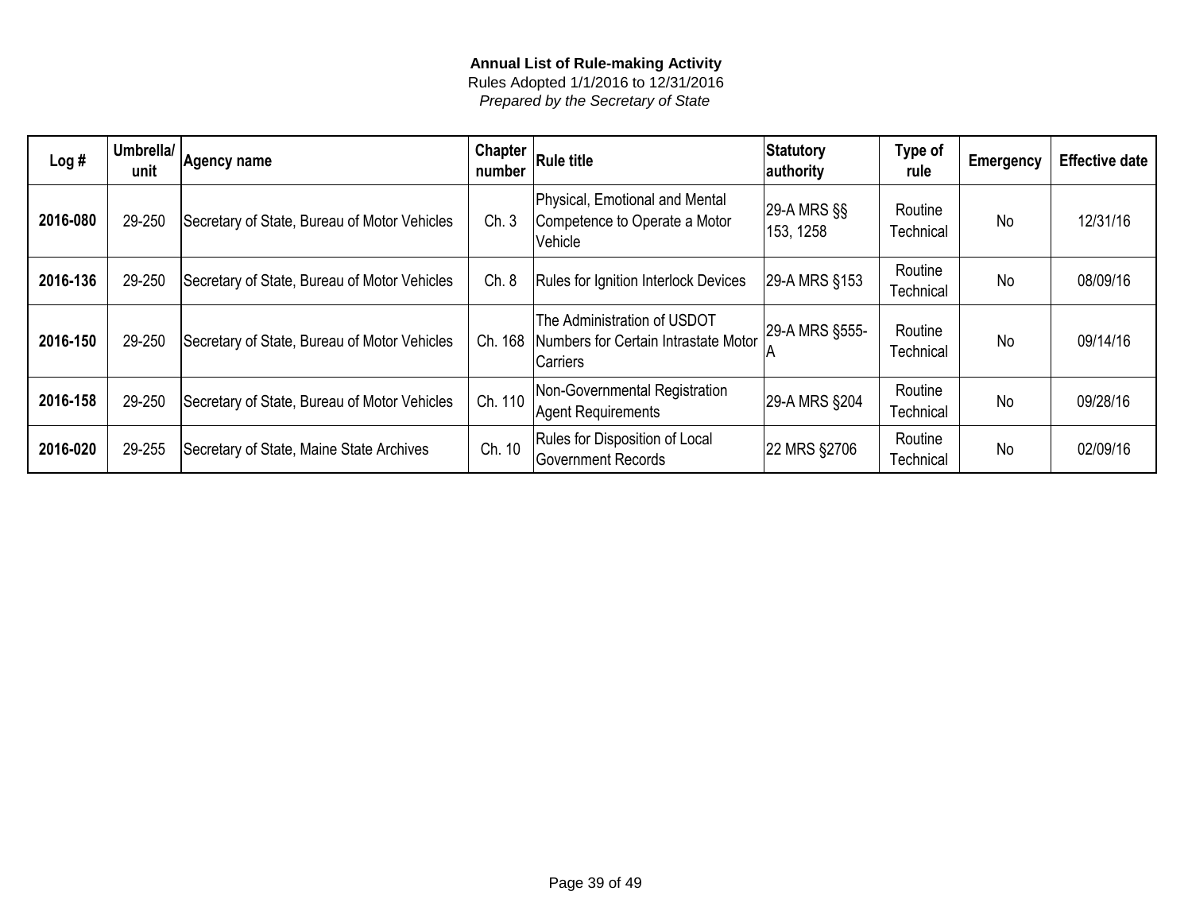**Annual List of Rule-making Activity**

Rules Adopted 1/1/2016 to 12/31/2016

*Prepared by the Secretary of State*

| Log # | Umbrella/ unit | Agency name | Chapter number | Rule title | Statutory authority | Type of rule | Emergency | Effective date |
|---|---|---|---|---|---|---|---|---|
| **2016-080** | 29-250 | Secretary of State, Bureau of Motor Vehicles | Ch. 3 | Physical, Emotional and Mental Competence to Operate a Motor Vehicle | 29-A MRS §§ 153, 1258 | Routine Technical | No | 12/31/16 |
| **2016-136** | 29-250 | Secretary of State, Bureau of Motor Vehicles | Ch. 8 | Rules for Ignition Interlock Devices | 29-A MRS §153 | Routine Technical | No | 08/09/16 |
| **2016-150** | 29-250 | Secretary of State, Bureau of Motor Vehicles | Ch. 168 | The Administration of USDOT Numbers for Certain Intrastate Motor Carriers | 29-A MRS §555-A | Routine Technical | No | 09/14/16 |
| **2016-158** | 29-250 | Secretary of State, Bureau of Motor Vehicles | Ch. 110 | Non-Governmental Registration Agent Requirements | 29-A MRS §204 | Routine Technical | No | 09/28/16 |
| **2016-020** | 29-255 | Secretary of State, Maine State Archives | Ch. 10 | Rules for Disposition of Local Government Records | 22 MRS §2706 | Routine Technical | No | 02/09/16 |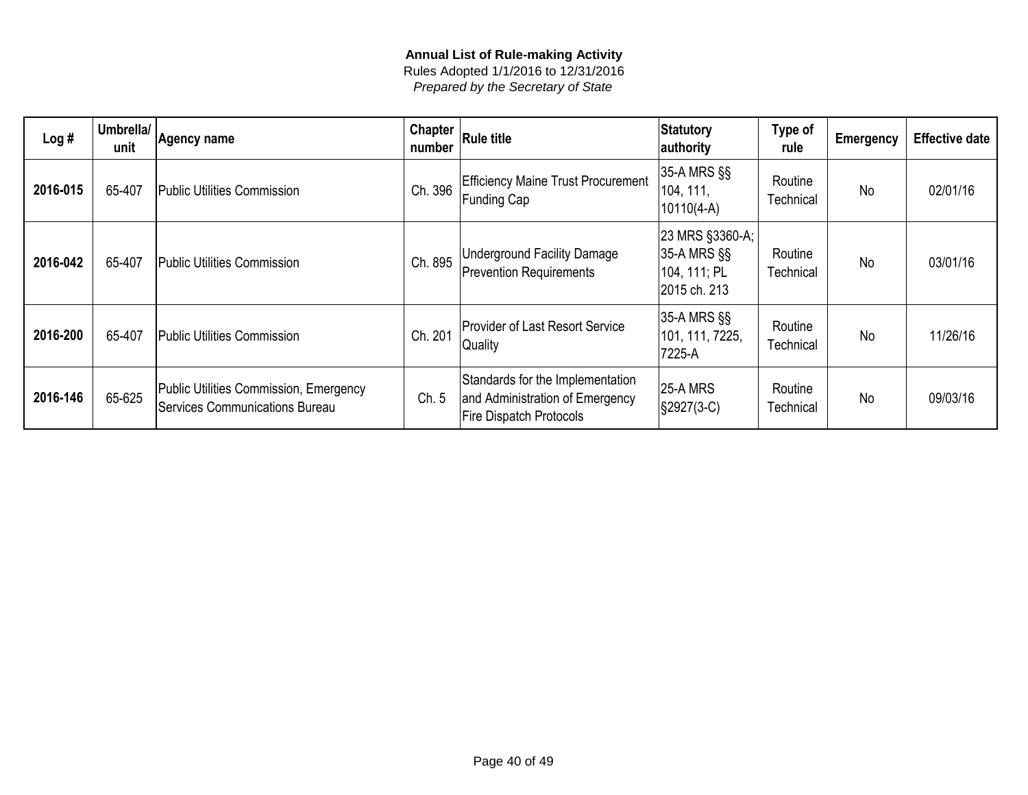**Annual List of Rule-making Activity**
Rules Adopted 1/1/2016 to 12/31/2016
*Prepared by the Secretary of State*

| Log # | Umbrella/ unit | Agency name | Chapter number | Rule title | Statutory authority | Type of rule | Emergency | Effective date |
|---|---|---|---|---|---|---|---|---|
| **2016-015** | 65-407 | Public Utilities Commission | Ch. 396 | Efficiency Maine Trust Procurement Funding Cap | 35-A MRS §§ 104, 111, 10110(4-A) | Routine Technical | No | 02/01/16 |
| **2016-042** | 65-407 | Public Utilities Commission | Ch. 895 | Underground Facility Damage Prevention Requirements | 23 MRS §3360-A; 35-A MRS §§ 104, 111; PL 2015 ch. 213 | Routine Technical | No | 03/01/16 |
| **2016-200** | 65-407 | Public Utilities Commission | Ch. 201 | Provider of Last Resort Service Quality | 35-A MRS §§ 101, 111, 7225, 7225-A | Routine Technical | No | 11/26/16 |
| **2016-146** | 65-625 | Public Utilities Commission, Emergency Services Communications Bureau | Ch. 5 | Standards for the Implementation and Administration of Emergency Fire Dispatch Protocols | 25-A MRS §2927(3-C) | Routine Technical | No | 09/03/16 |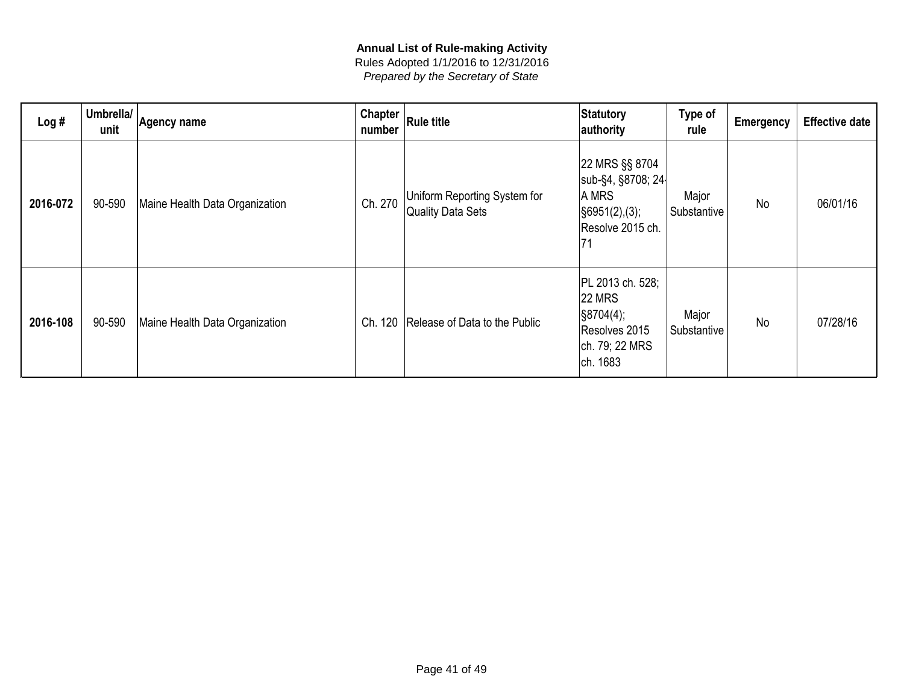**Annual List of Rule-making Activity**
Rules Adopted 1/1/2016 to 12/31/2016
*Prepared by the Secretary of State*

| Log # | Umbrella/ unit | Agency name | Chapter number | Rule title | Statutory authority | Type of rule | Emergency | Effective date |
|---|---|---|---|---|---|---|---|---|
| **2016-072** | 90-590 | Maine Health Data Organization | Ch. 270 | Uniform Reporting System for Quality Data Sets | 22 MRS §§ 8704 sub-§4, §8708; 24-A MRS §6951(2),(3); Resolve 2015 ch. 71 | Major Substantive | No | 06/01/16 |
| **2016-108** | 90-590 | Maine Health Data Organization | Ch. 120 | Release of Data to the Public | PL 2013 ch. 528; 22 MRS §8704(4); Resolves 2015 ch. 79; 22 MRS ch. 1683 | Major Substantive | No | 07/28/16 |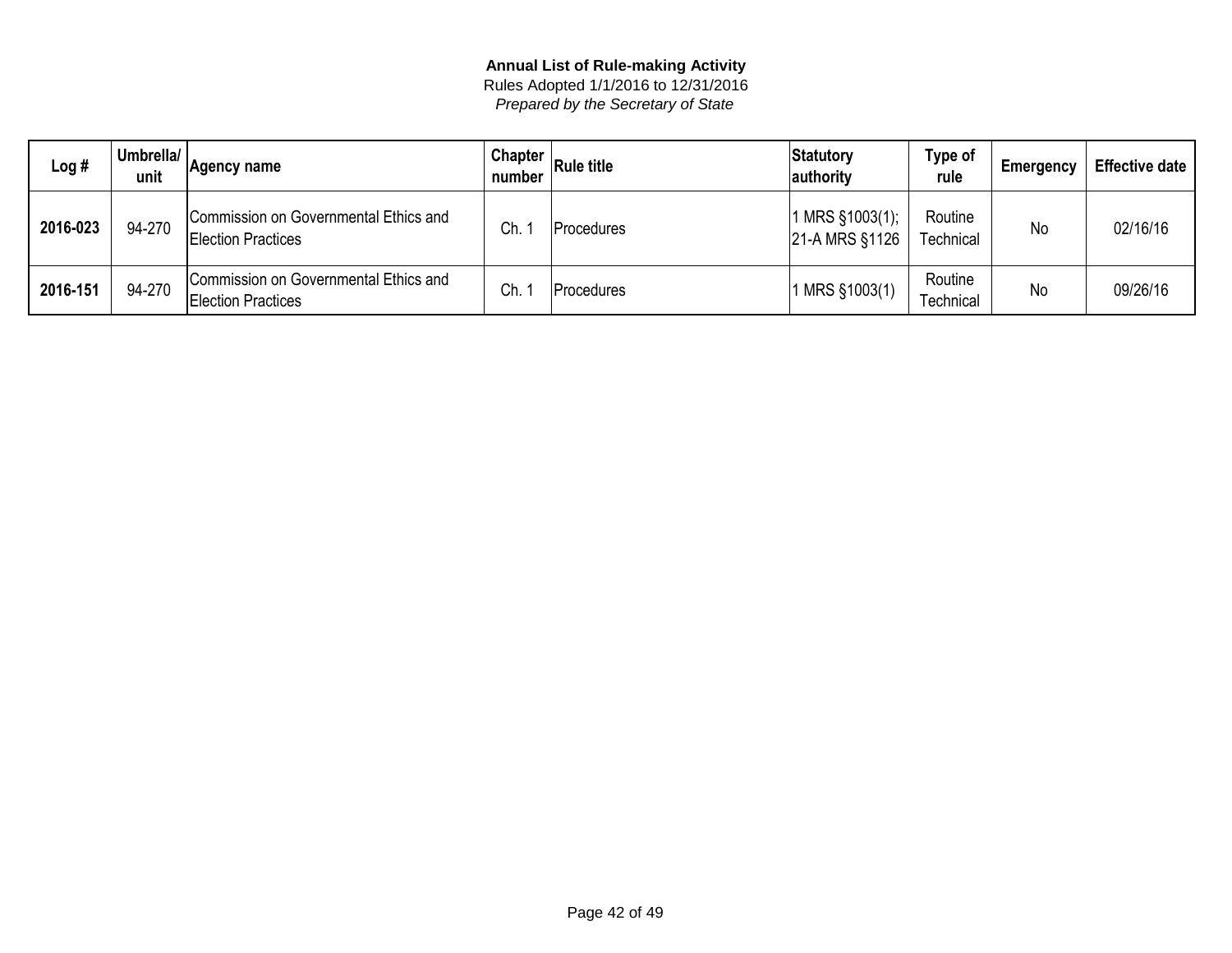**Annual List of Rule-making Activity**

Rules Adopted 1/1/2016 to 12/31/2016

*Prepared by the Secretary of State*

| Log # | Umbrella/ unit | Agency name | Chapter number | Rule title | Statutory authority | Type of rule | Emergency | Effective date |
|---|---|---|---|---|---|---|---|---|
| **2016-023** | 94-270 | Commission on Governmental Ethics and Election Practices | Ch. 1 | Procedures | 1 MRS §1003(1); 21-A MRS §1126 | Routine Technical | No | 02/16/16 |
| **2016-151** | 94-270 | Commission on Governmental Ethics and Election Practices | Ch. 1 | Procedures | 1 MRS §1003(1) | Routine Technical | No | 09/26/16 |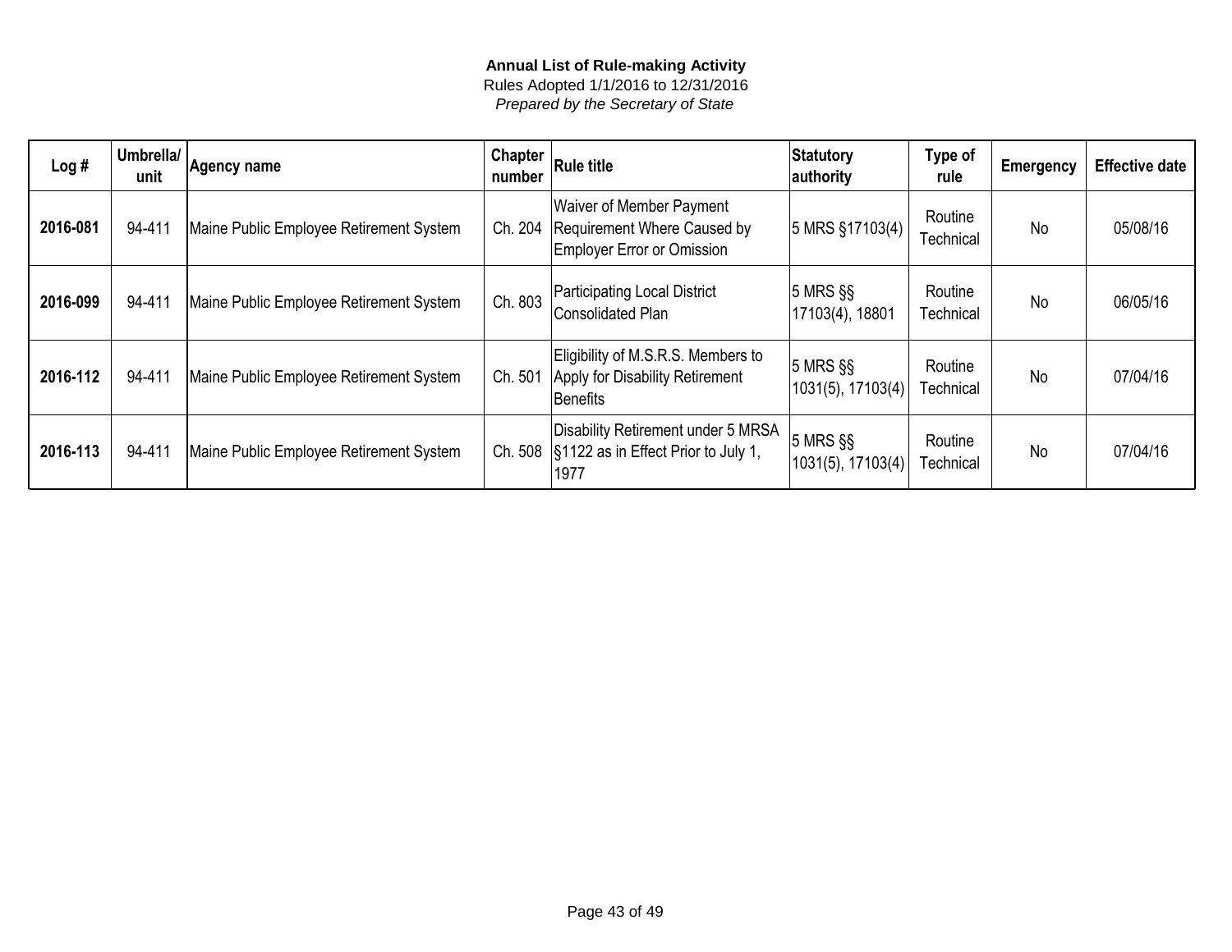**Annual List of Rule-making Activity**
Rules Adopted 1/1/2016 to 12/31/2016
*Prepared by the Secretary of State*

| Log # | Umbrella/ unit | Agency name | Chapter number | Rule title | Statutory authority | Type of rule | Emergency | Effective date |
|---|---|---|---|---|---|---|---|---|
| **2016-081** | 94-411 | Maine Public Employee Retirement System | Ch. 204 | Waiver of Member Payment Requirement Where Caused by Employer Error or Omission | 5 MRS §17103(4) | Routine Technical | No | 05/08/16 |
| **2016-099** | 94-411 | Maine Public Employee Retirement System | Ch. 803 | Participating Local District Consolidated Plan | 5 MRS §§ 17103(4), 18801 | Routine Technical | No | 06/05/16 |
| **2016-112** | 94-411 | Maine Public Employee Retirement System | Ch. 501 | Eligibility of M.S.R.S. Members to Apply for Disability Retirement Benefits | 5 MRS §§ 1031(5), 17103(4) | Routine Technical | No | 07/04/16 |
| **2016-113** | 94-411 | Maine Public Employee Retirement System | Ch. 508 | Disability Retirement under 5 MRSA §1122 as in Effect Prior to July 1, 1977 | 5 MRS §§ 1031(5), 17103(4) | Routine Technical | No | 07/04/16 |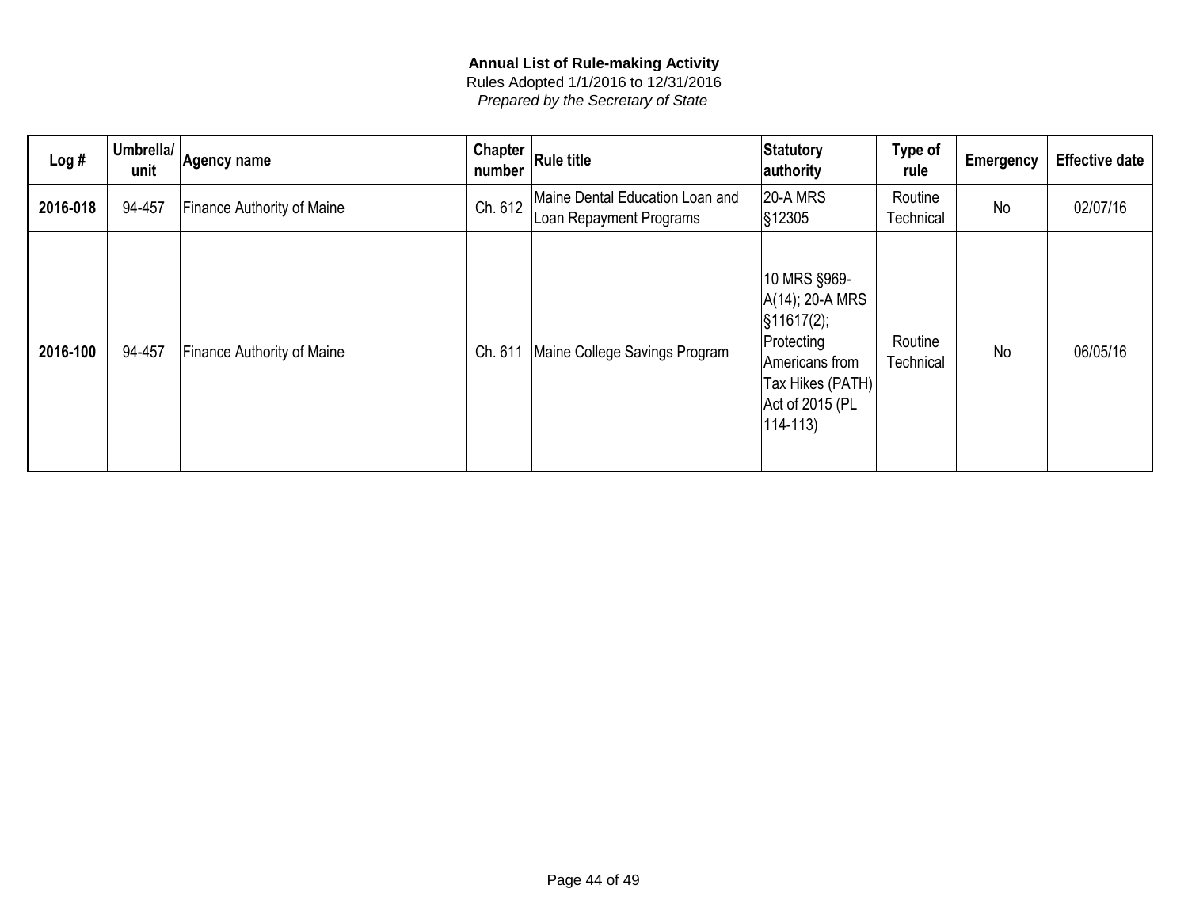**Annual List of Rule-making Activity**

Rules Adopted 1/1/2016 to 12/31/2016

*Prepared by the Secretary of State*

| Log # | Umbrella/ unit | Agency name | Chapter number | Rule title | Statutory authority | Type of rule | Emergency | Effective date |
|---|---|---|---|---|---|---|---|---|
| **2016-018** | 94-457 | Finance Authority of Maine | Ch. 612 | Maine Dental Education Loan and Loan Repayment Programs | 20-A MRS §12305 | Routine Technical | No | 02/07/16 |
| **2016-100** | 94-457 | Finance Authority of Maine | Ch. 611 | Maine College Savings Program | 10 MRS §969-A(14); 20-A MRS §11617(2); Protecting Americans from Tax Hikes (PATH) Act of 2015 (PL 114-113) | Routine Technical | No | 06/05/16 |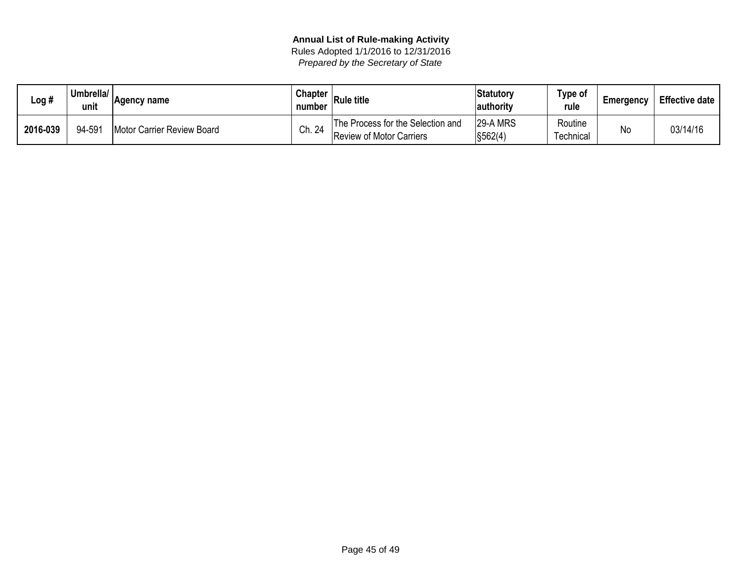**Annual List of Rule-making Activity**

Rules Adopted 1/1/2016 to 12/31/2016

*Prepared by the Secretary of State*

| Log # | Umbrella/ unit | Agency name | Chapter number | Rule title | Statutory authority | Type of rule | Emergency | Effective date |
|---|---|---|---|---|---|---|---|---|
| **2016-039** | 94-591 | Motor Carrier Review Board | Ch. 24 | The Process for the Selection and Review of Motor Carriers | 29-A MRS §562(4) | Routine Technical | No | 03/14/16 |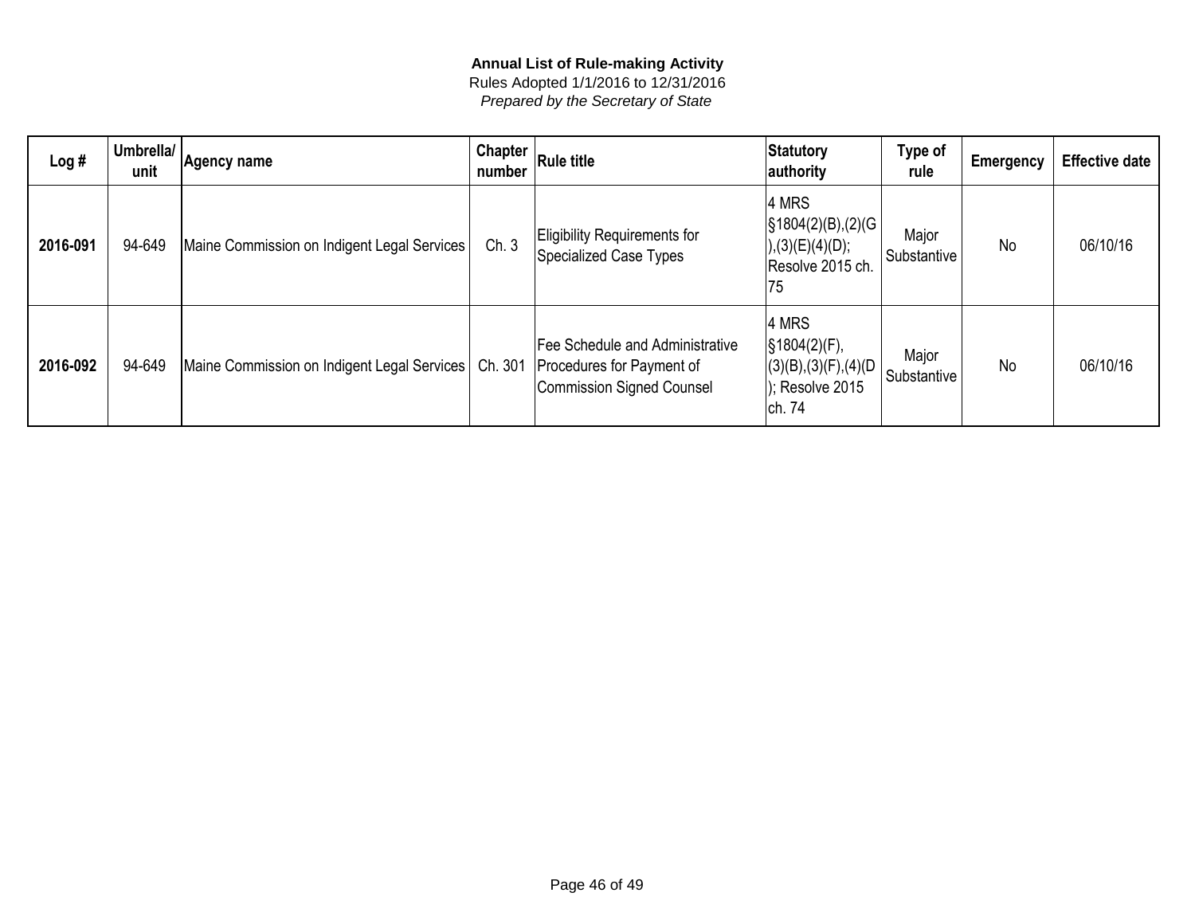**Annual List of Rule-making Activity**

Rules Adopted 1/1/2016 to 12/31/2016

*Prepared by the Secretary of State*

| Log # | Umbrella/ unit | Agency name | Chapter number | Rule title | Statutory authority | Type of rule | Emergency | Effective date |
|---|---|---|---|---|---|---|---|---|
| **2016-091** | 94-649 | Maine Commission on Indigent Legal Services | Ch. 3 | Eligibility Requirements for Specialized Case Types | 4 MRS §1804(2)(B),(2)(G),(3)(E)(4)(D); Resolve 2015 ch. 75 | Major Substantive | No | 06/10/16 |
| **2016-092** | 94-649 | Maine Commission on Indigent Legal Services | Ch. 301 | Fee Schedule and Administrative Procedures for Payment of Commission Signed Counsel | 4 MRS §1804(2)(F), (3)(B),(3)(F),(4)(D); Resolve 2015 ch. 74 | Major Substantive | No | 06/10/16 |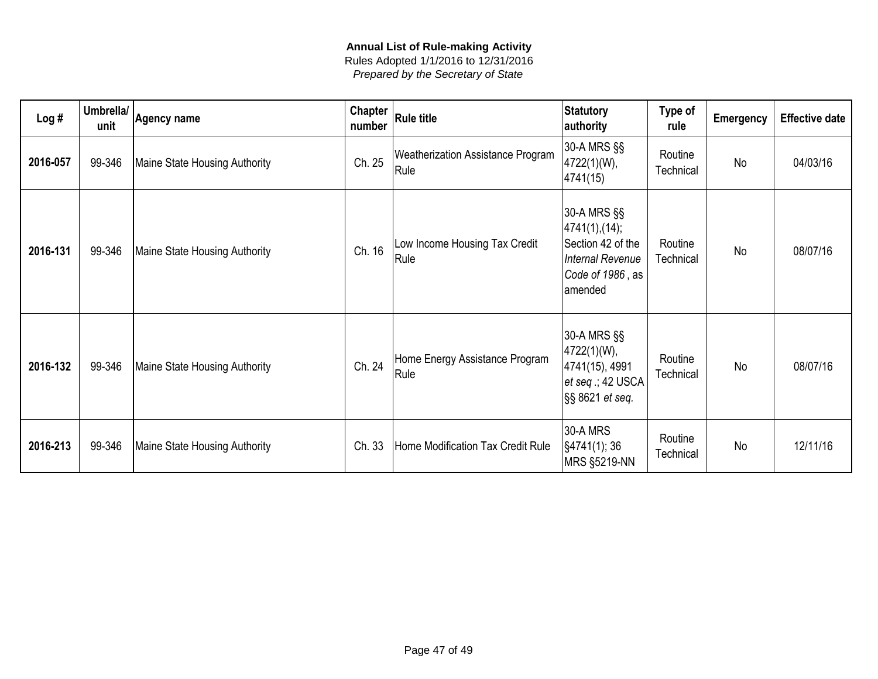**Annual List of Rule-making Activity**

Rules Adopted 1/1/2016 to 12/31/2016

*Prepared by the Secretary of State*

| Log # | Umbrella/ unit | Agency name | Chapter number | Rule title | Statutory authority | Type of rule | Emergency | Effective date |
|---|---|---|---|---|---|---|---|---|
| **2016-057** | 99-346 | Maine State Housing Authority | Ch. 25 | Weatherization Assistance Program Rule | 30-A MRS §§ 4722(1)(W), 4741(15) | Routine Technical | No | 04/03/16 |
| **2016-131** | 99-346 | Maine State Housing Authority | Ch. 16 | Low Income Housing Tax Credit Rule | 30-A MRS §§ 4741(1),(14); Section 42 of the *Internal Revenue Code of 1986* , as amended | Routine Technical | No | 08/07/16 |
| **2016-132** | 99-346 | Maine State Housing Authority | Ch. 24 | Home Energy Assistance Program Rule | 30-A MRS §§ 4722(1)(W), 4741(15), 4991 *et seq* .; 42 USCA §§ 8621 *et seq.* | Routine Technical | No | 08/07/16 |
| **2016-213** | 99-346 | Maine State Housing Authority | Ch. 33 | Home Modification Tax Credit Rule | 30-A MRS §4741(1); 36 MRS §5219-NN | Routine Technical | No | 12/11/16 |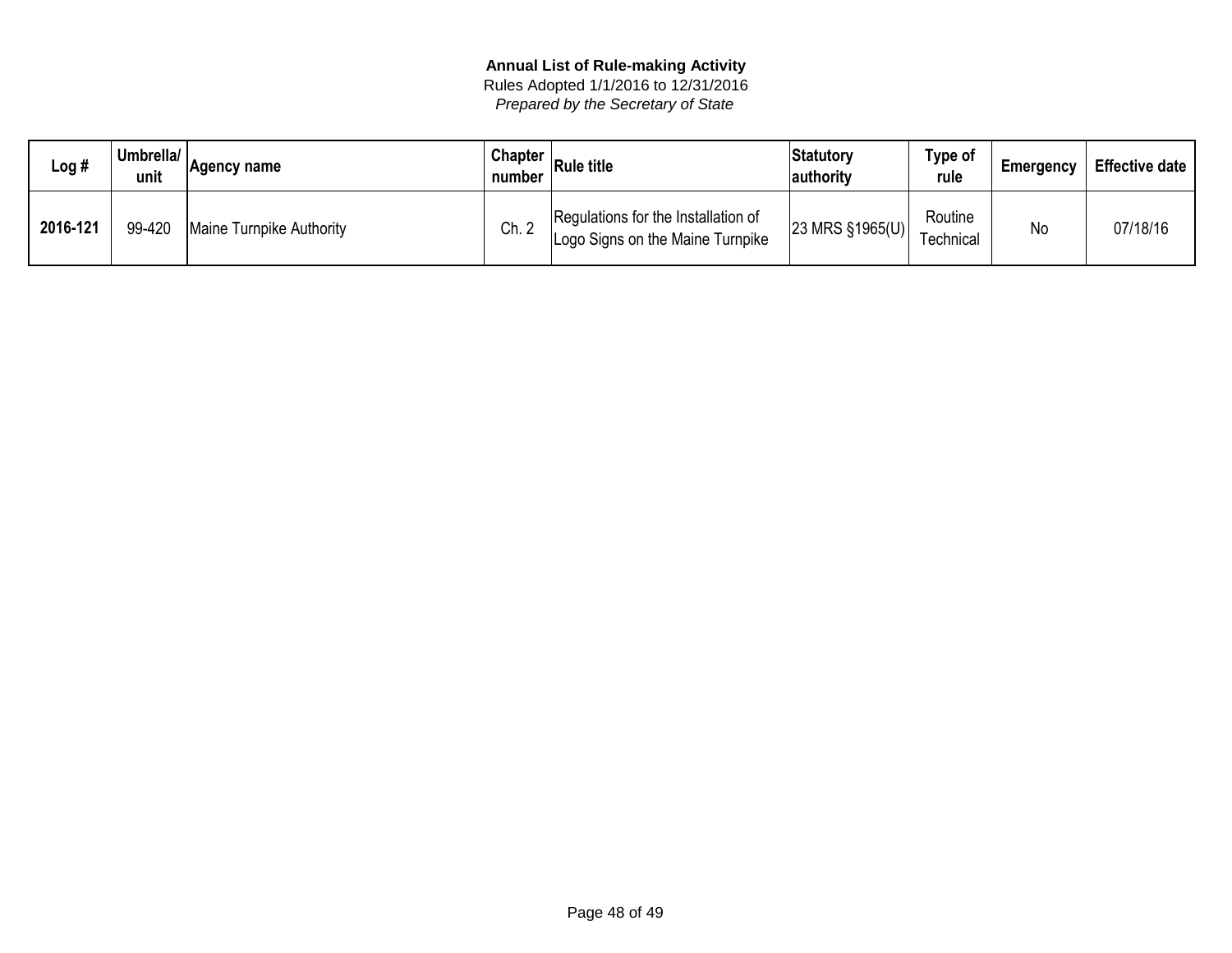**Annual List of Rule-making Activity**
Rules Adopted 1/1/2016 to 12/31/2016
*Prepared by the Secretary of State*

| Log # | Umbrella/ unit | Agency name | Chapter number | Rule title | Statutory authority | Type of rule | Emergency | Effective date |
|---|---|---|---|---|---|---|---|---|
| **2016-121** | 99-420 | Maine Turnpike Authority | Ch. 2 | Regulations for the Installation of Logo Signs on the Maine Turnpike | 23 MRS §1965(U) | Routine Technical | No | 07/18/16 |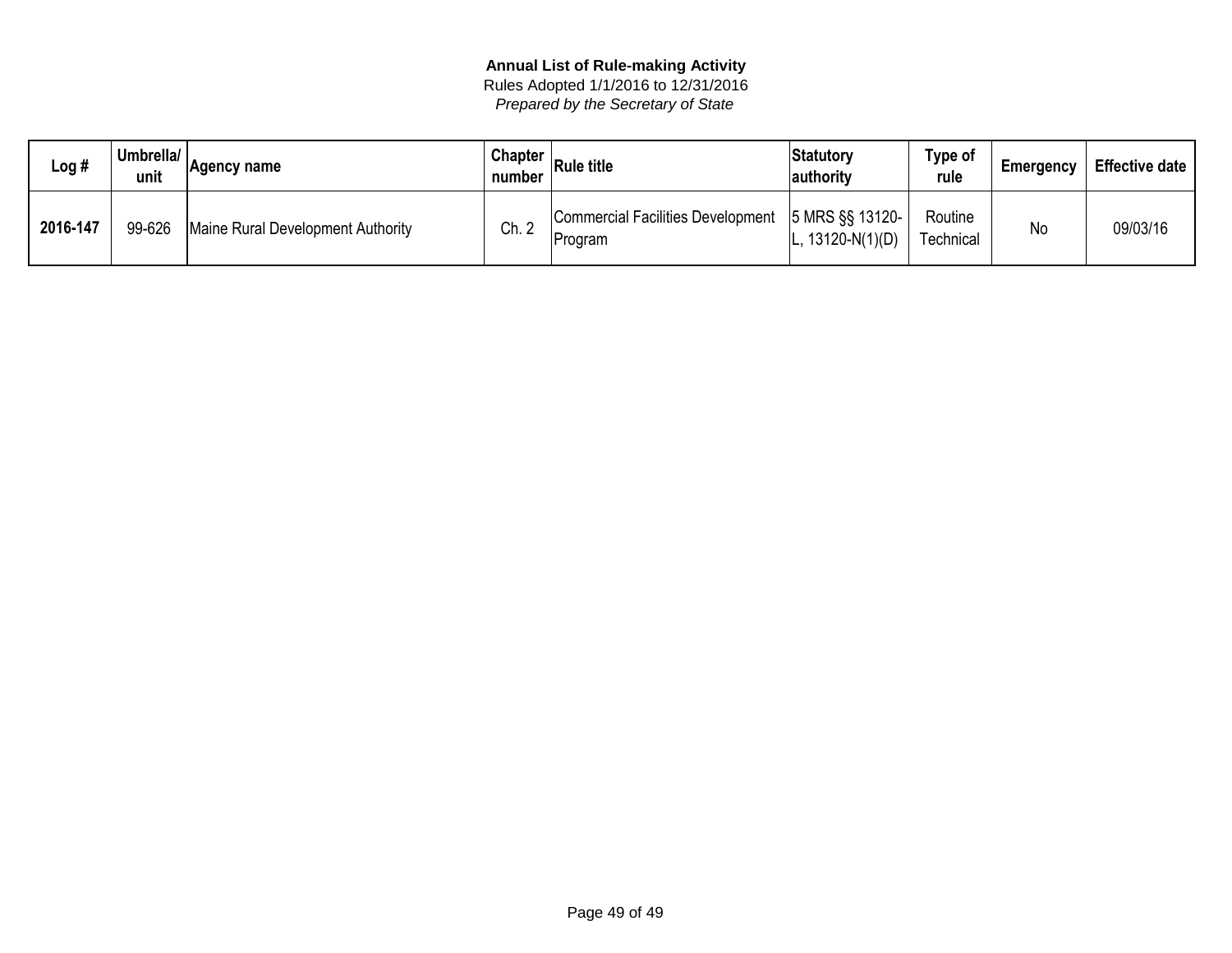**Annual List of Rule-making Activity**

Rules Adopted 1/1/2016 to 12/31/2016

*Prepared by the Secretary of State*

| Log # | Umbrella/ unit | Agency name | Chapter number | Rule title | Statutory authority | Type of rule | Emergency | Effective date |
|---|---|---|---|---|---|---|---|---|
| **2016-147** | 99-626 | Maine Rural Development Authority | Ch. 2 | Commercial Facilities Development Program | 5 MRS §§ 13120-L, 13120-N(1)(D) | Routine Technical | No | 09/03/16 |